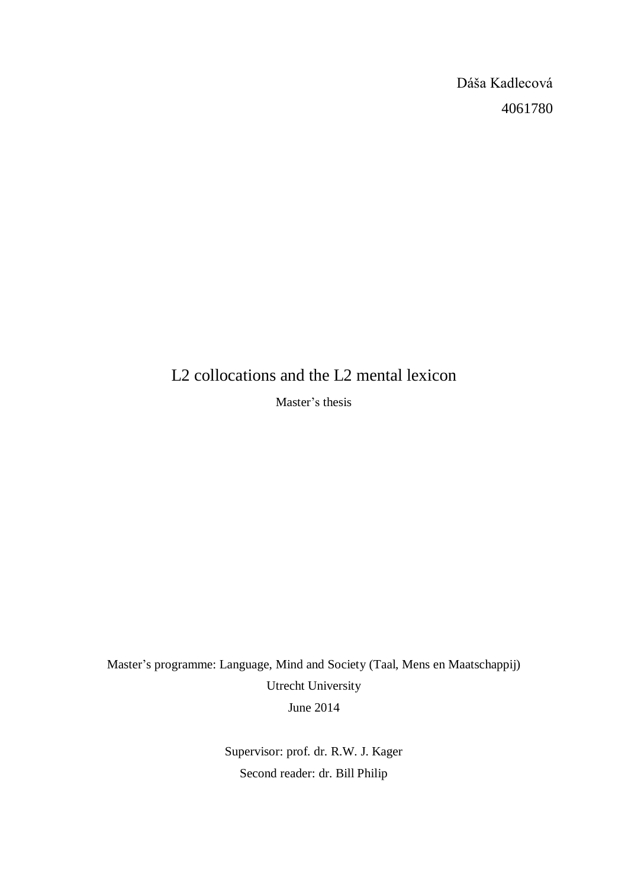Dáša Kadlecová

4061780

# L2 collocations and the L2 mental lexicon

Master's thesis

Master's programme: Language, Mind and Society (Taal, Mens en Maatschappij)

Utrecht University

June 2014

Supervisor: prof. dr. R.W. J. Kager

Second reader: dr. Bill Philip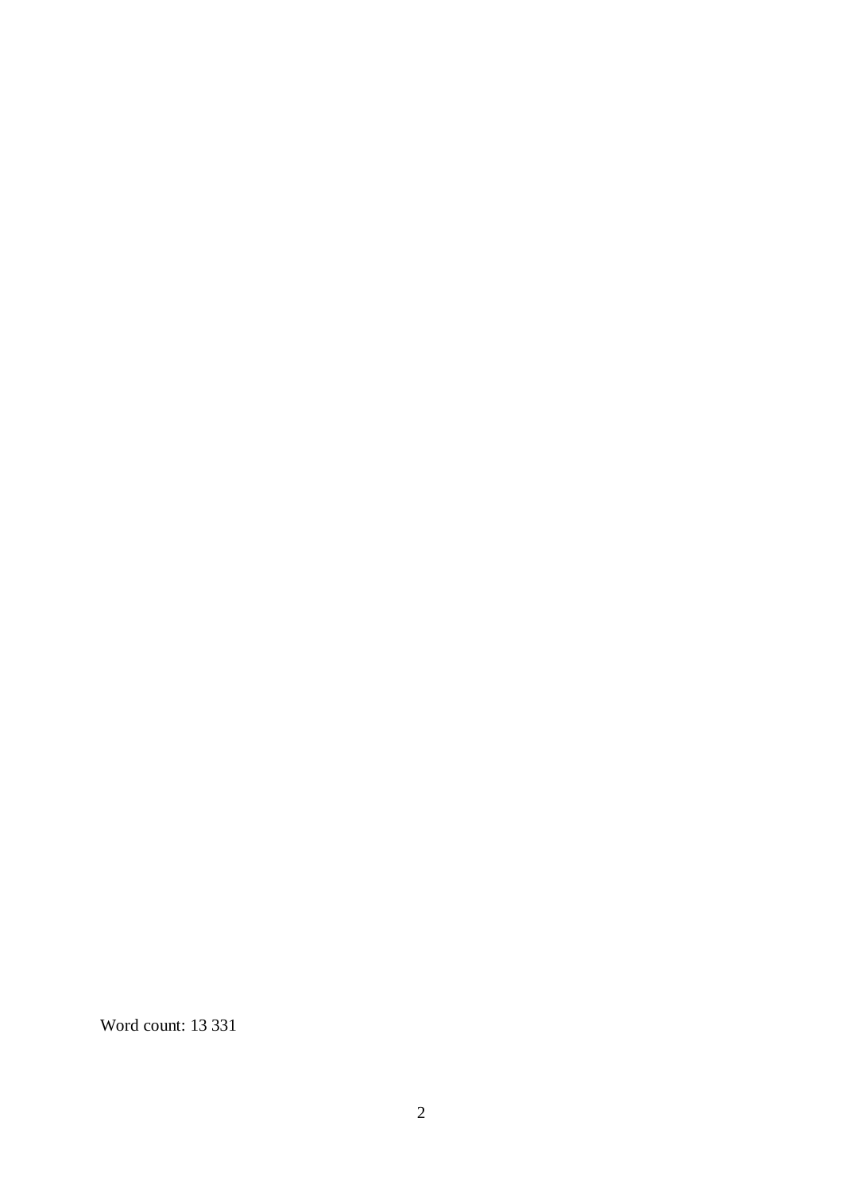Word count: 13 331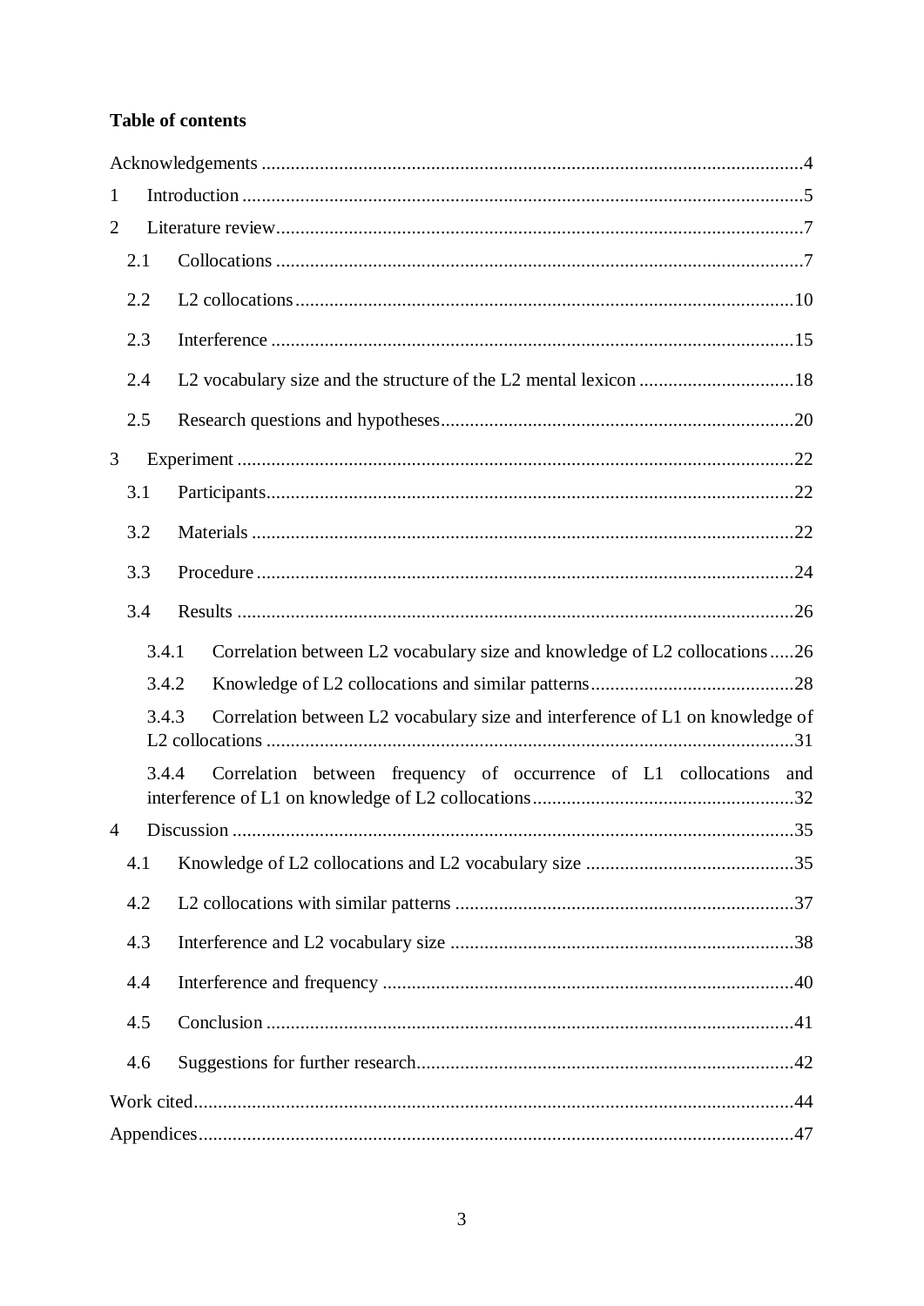**Table of contents**

Acknowledgements ....................................................................................................4

1 Introduction ........................................................................................................5

2 Literature review..................................................................................................7

  2.1 Collocations ...................................................................................................7

  2.2 L2 collocations..............................................................................................10

  2.3 Interference ..................................................................................................15

  2.4 L2 vocabulary size and the structure of the L2 mental lexicon ...............................18

  2.5 Research questions and hypotheses...................................................................20

3 Experiment .........................................................................................................22

  3.1 Participants...................................................................................................22

  3.2 Materials ......................................................................................................22

  3.3 Procedure .....................................................................................................24

  3.4 Results .........................................................................................................26

    3.4.1 Correlation between L2 vocabulary size and knowledge of L2 collocations.....26

    3.4.2 Knowledge of L2 collocations and similar patterns.........................................28

    3.4.3 Correlation between L2 vocabulary size and interference of L1 on knowledge of L2 collocations ...................................................................................................31

    3.4.4 Correlation between frequency of occurrence of L1 collocations and interference of L1 on knowledge of L2 collocations.....................................................32

4 Discussion ..........................................................................................................35

  4.1 Knowledge of L2 collocations and L2 vocabulary size ..........................................35

  4.2 L2 collocations with similar patterns .................................................................37

  4.3 Interference and L2 vocabulary size ..................................................................38

  4.4 Interference and frequency ..............................................................................40

  4.5 Conclusion ...................................................................................................41

  4.6 Suggestions for further research.......................................................................42

Work cited.............................................................................................................44

Appendices............................................................................................................47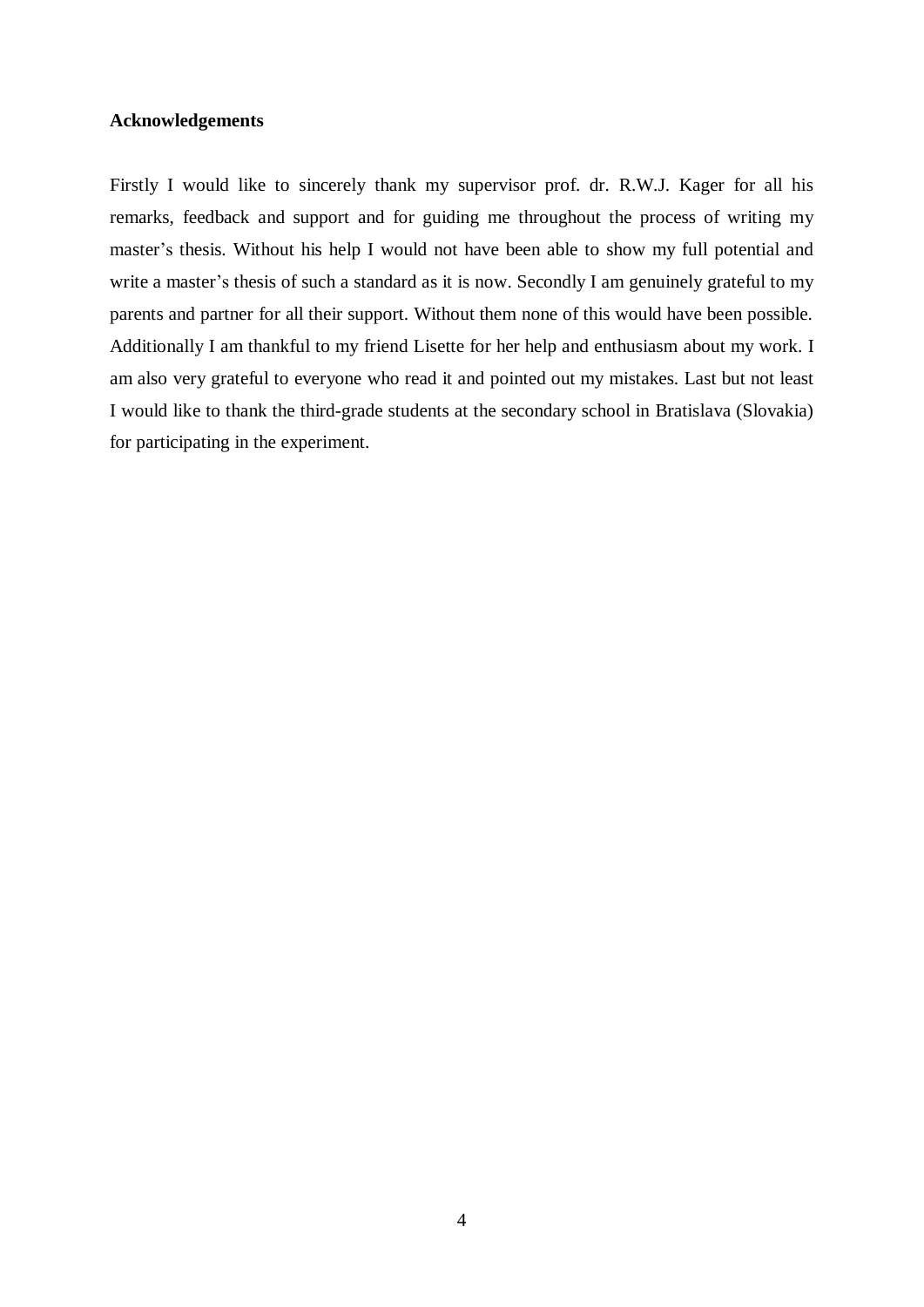**Acknowledgements**

Firstly I would like to sincerely thank my supervisor prof. dr. R.W.J. Kager for all his remarks, feedback and support and for guiding me throughout the process of writing my master's thesis. Without his help I would not have been able to show my full potential and write a master's thesis of such a standard as it is now. Secondly I am genuinely grateful to my parents and partner for all their support. Without them none of this would have been possible. Additionally I am thankful to my friend Lisette for her help and enthusiasm about my work. I am also very grateful to everyone who read it and pointed out my mistakes. Last but not least I would like to thank the third-grade students at the secondary school in Bratislava (Slovakia) for participating in the experiment.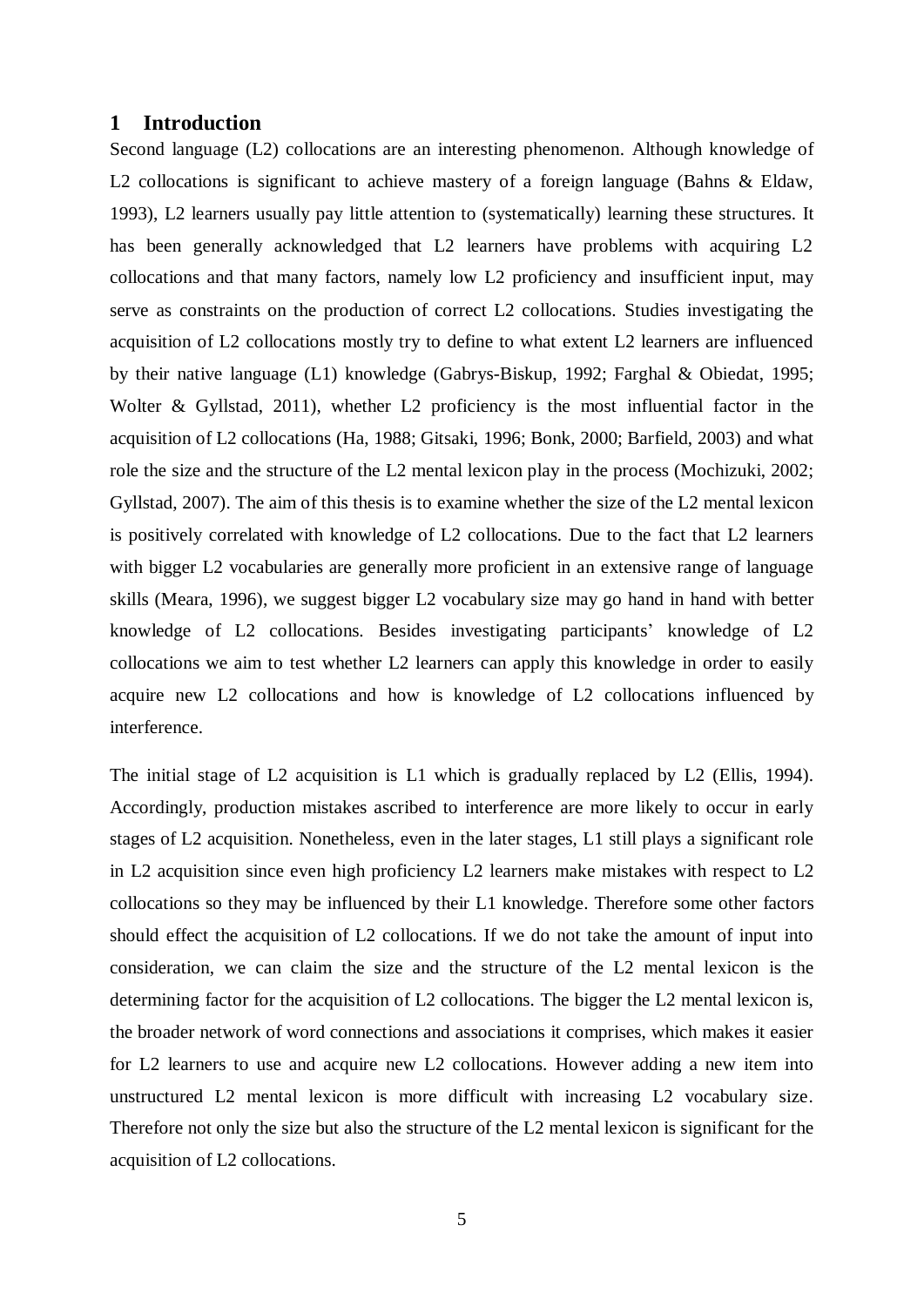# 1 Introduction

Second language (L2) collocations are an interesting phenomenon. Although knowledge of L2 collocations is significant to achieve mastery of a foreign language (Bahns & Eldaw, 1993), L2 learners usually pay little attention to (systematically) learning these structures. It has been generally acknowledged that L2 learners have problems with acquiring L2 collocations and that many factors, namely low L2 proficiency and insufficient input, may serve as constraints on the production of correct L2 collocations. Studies investigating the acquisition of L2 collocations mostly try to define to what extent L2 learners are influenced by their native language (L1) knowledge (Gabrys-Biskup, 1992; Farghal & Obiedat, 1995; Wolter & Gyllstad, 2011), whether L2 proficiency is the most influential factor in the acquisition of L2 collocations (Ha, 1988; Gitsaki, 1996; Bonk, 2000; Barfield, 2003) and what role the size and the structure of the L2 mental lexicon play in the process (Mochizuki, 2002; Gyllstad, 2007). The aim of this thesis is to examine whether the size of the L2 mental lexicon is positively correlated with knowledge of L2 collocations. Due to the fact that L2 learners with bigger L2 vocabularies are generally more proficient in an extensive range of language skills (Meara, 1996), we suggest bigger L2 vocabulary size may go hand in hand with better knowledge of L2 collocations. Besides investigating participants' knowledge of L2 collocations we aim to test whether L2 learners can apply this knowledge in order to easily acquire new L2 collocations and how is knowledge of L2 collocations influenced by interference.

The initial stage of L2 acquisition is L1 which is gradually replaced by L2 (Ellis, 1994). Accordingly, production mistakes ascribed to interference are more likely to occur in early stages of L2 acquisition. Nonetheless, even in the later stages, L1 still plays a significant role in L2 acquisition since even high proficiency L2 learners make mistakes with respect to L2 collocations so they may be influenced by their L1 knowledge. Therefore some other factors should effect the acquisition of L2 collocations. If we do not take the amount of input into consideration, we can claim the size and the structure of the L2 mental lexicon is the determining factor for the acquisition of L2 collocations. The bigger the L2 mental lexicon is, the broader network of word connections and associations it comprises, which makes it easier for L2 learners to use and acquire new L2 collocations. However adding a new item into unstructured L2 mental lexicon is more difficult with increasing L2 vocabulary size. Therefore not only the size but also the structure of the L2 mental lexicon is significant for the acquisition of L2 collocations.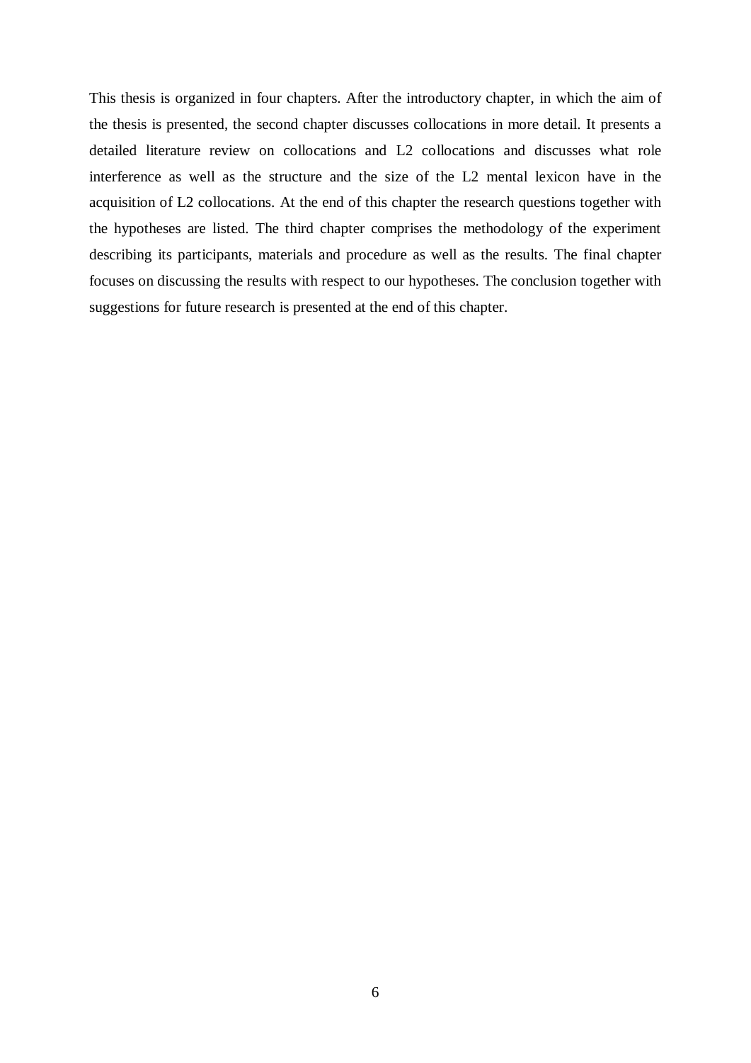This thesis is organized in four chapters. After the introductory chapter, in which the aim of the thesis is presented, the second chapter discusses collocations in more detail. It presents a detailed literature review on collocations and L2 collocations and discusses what role interference as well as the structure and the size of the L2 mental lexicon have in the acquisition of L2 collocations. At the end of this chapter the research questions together with the hypotheses are listed. The third chapter comprises the methodology of the experiment describing its participants, materials and procedure as well as the results. The final chapter focuses on discussing the results with respect to our hypotheses. The conclusion together with suggestions for future research is presented at the end of this chapter.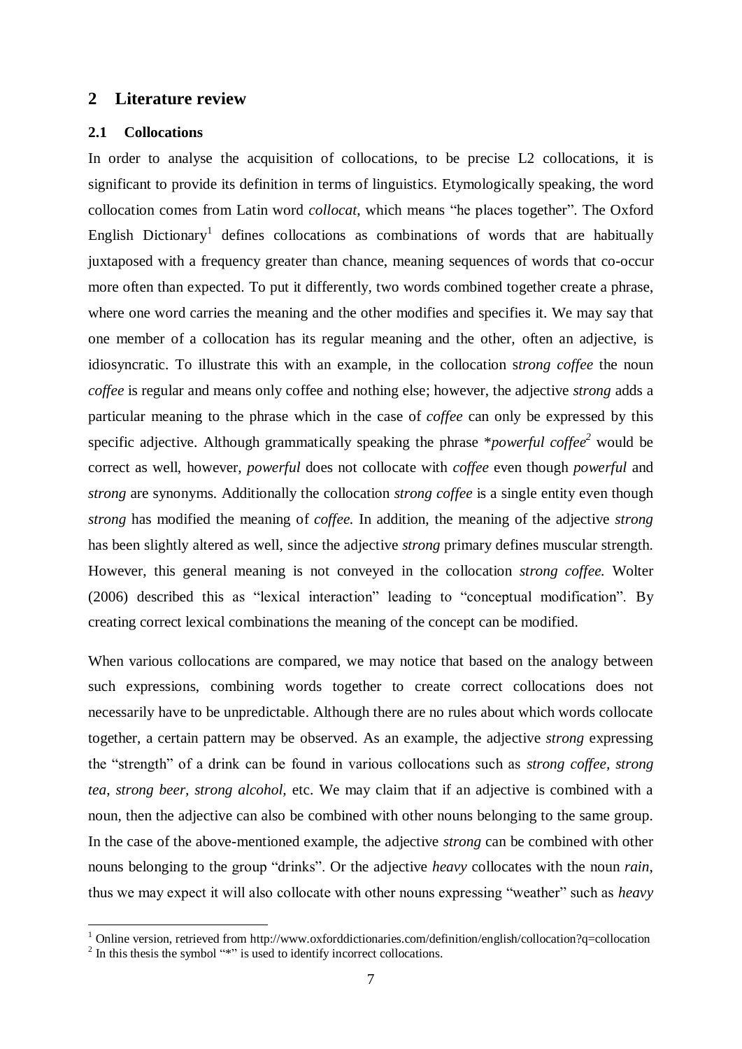## 2 Literature review

### 2.1 Collocations

In order to analyse the acquisition of collocations, to be precise L2 collocations, it is significant to provide its definition in terms of linguistics. Etymologically speaking, the word collocation comes from Latin word *collocat*, which means "he places together". The Oxford English Dictionary[1] defines collocations as combinations of words that are habitually juxtaposed with a frequency greater than chance, meaning sequences of words that co-occur more often than expected. To put it differently, two words combined together create a phrase, where one word carries the meaning and the other modifies and specifies it. We may say that one member of a collocation has its regular meaning and the other, often an adjective, is idiosyncratic. To illustrate this with an example, in the collocation s*trong coffee* the noun *coffee* is regular and means only coffee and nothing else; however, the adjective *strong* adds a particular meaning to the phrase which in the case of *coffee* can only be expressed by this specific adjective. Although grammatically speaking the phrase *\*powerful coffee*[2] would be correct as well, however, *powerful* does not collocate with *coffee* even though *powerful* and *strong* are synonyms. Additionally the collocation *strong coffee* is a single entity even though *strong* has modified the meaning of *coffee.* In addition, the meaning of the adjective *strong* has been slightly altered as well, since the adjective *strong* primary defines muscular strength. However, this general meaning is not conveyed in the collocation *strong coffee.* Wolter (2006) described this as "lexical interaction" leading to "conceptual modification". By creating correct lexical combinations the meaning of the concept can be modified.

When various collocations are compared, we may notice that based on the analogy between such expressions, combining words together to create correct collocations does not necessarily have to be unpredictable. Although there are no rules about which words collocate together, a certain pattern may be observed. As an example, the adjective *strong* expressing the "strength" of a drink can be found in various collocations such as *strong coffee*, *strong tea*, *strong beer*, *strong alcohol*, etc. We may claim that if an adjective is combined with a noun, then the adjective can also be combined with other nouns belonging to the same group. In the case of the above-mentioned example, the adjective *strong* can be combined with other nouns belonging to the group "drinks". Or the adjective *heavy* collocates with the noun *rain*, thus we may expect it will also collocate with other nouns expressing "weather" such as *heavy*

---

[1] Online version, retrieved from http://www.oxforddictionaries.com/definition/english/collocation?q=collocation

[2] In this thesis the symbol "*" is used to identify incorrect collocations.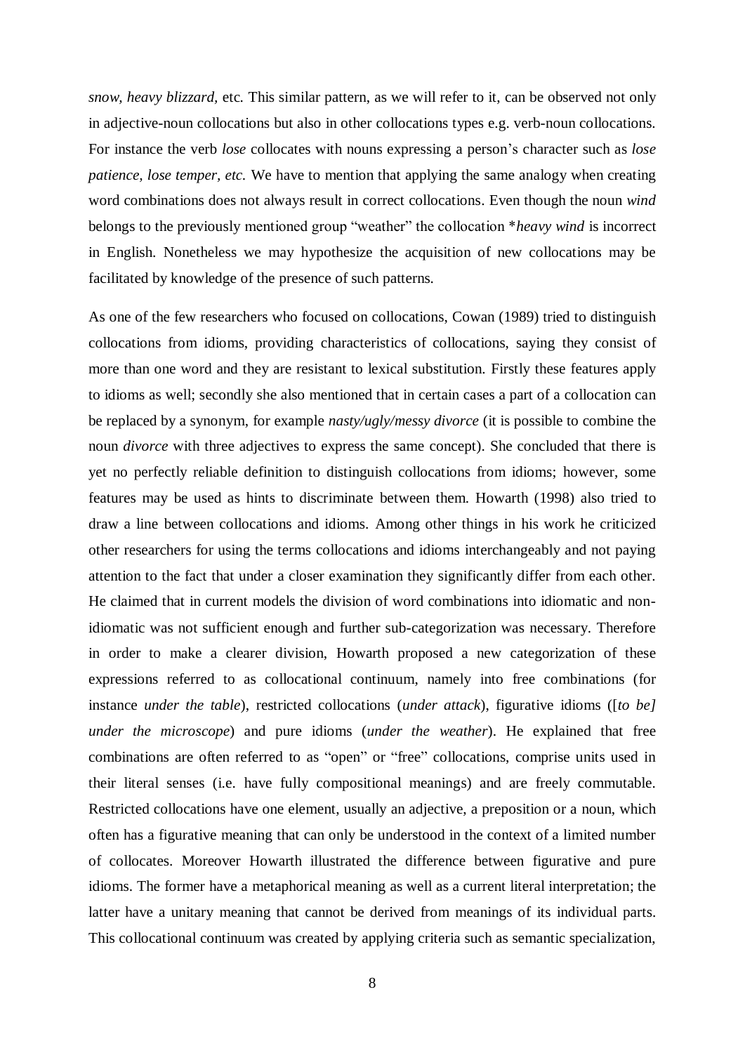*snow, heavy blizzard,* etc. This similar pattern, as we will refer to it, can be observed not only in adjective-noun collocations but also in other collocations types e.g. verb-noun collocations. For instance the verb *lose* collocates with nouns expressing a person's character such as *lose patience, lose temper, etc.* We have to mention that applying the same analogy when creating word combinations does not always result in correct collocations. Even though the noun *wind* belongs to the previously mentioned group "weather" the collocation **heavy wind* is incorrect in English. Nonetheless we may hypothesize the acquisition of new collocations may be facilitated by knowledge of the presence of such patterns.

As one of the few researchers who focused on collocations, Cowan (1989) tried to distinguish collocations from idioms, providing characteristics of collocations, saying they consist of more than one word and they are resistant to lexical substitution. Firstly these features apply to idioms as well; secondly she also mentioned that in certain cases a part of a collocation can be replaced by a synonym, for example *nasty/ugly/messy divorce* (it is possible to combine the noun *divorce* with three adjectives to express the same concept). She concluded that there is yet no perfectly reliable definition to distinguish collocations from idioms; however, some features may be used as hints to discriminate between them. Howarth (1998) also tried to draw a line between collocations and idioms. Among other things in his work he criticized other researchers for using the terms collocations and idioms interchangeably and not paying attention to the fact that under a closer examination they significantly differ from each other. He claimed that in current models the division of word combinations into idiomatic and non-idiomatic was not sufficient enough and further sub-categorization was necessary. Therefore in order to make a clearer division, Howarth proposed a new categorization of these expressions referred to as collocational continuum, namely into free combinations (for instance *under the table*), restricted collocations (*under attack*), figurative idioms (*[to be] under the microscope*) and pure idioms (*under the weather*). He explained that free combinations are often referred to as "open" or "free" collocations, comprise units used in their literal senses (i.e. have fully compositional meanings) and are freely commutable. Restricted collocations have one element, usually an adjective, a preposition or a noun, which often has a figurative meaning that can only be understood in the context of a limited number of collocates. Moreover Howarth illustrated the difference between figurative and pure idioms. The former have a metaphorical meaning as well as a current literal interpretation; the latter have a unitary meaning that cannot be derived from meanings of its individual parts. This collocational continuum was created by applying criteria such as semantic specialization,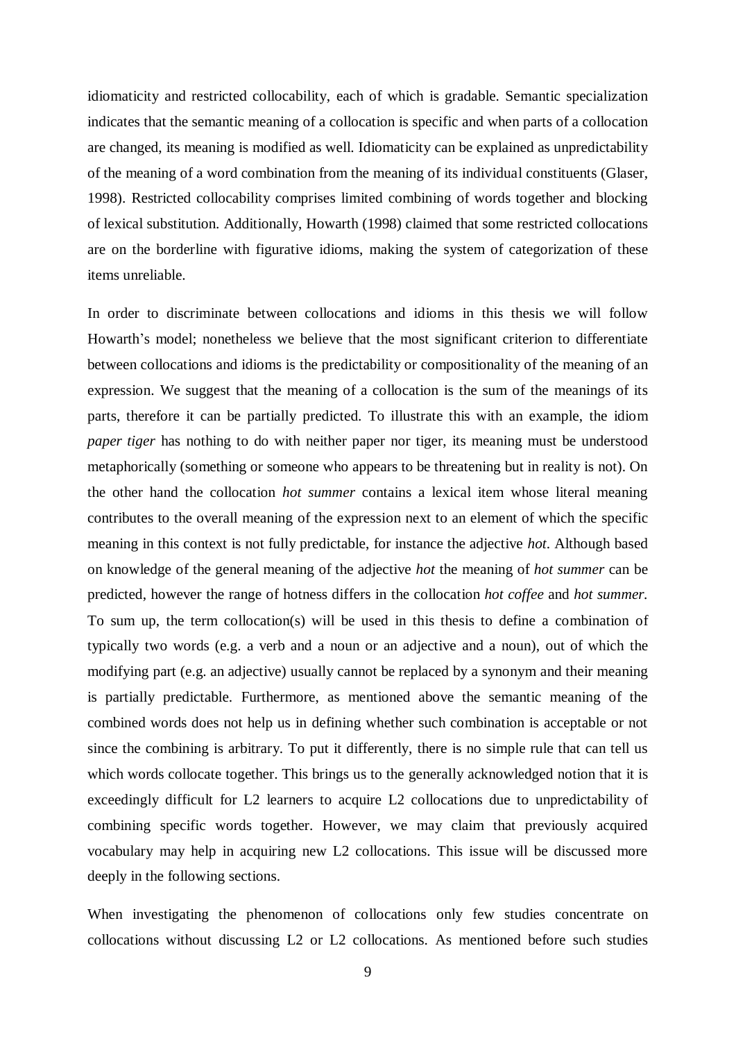idiomaticity and restricted collocability, each of which is gradable. Semantic specialization indicates that the semantic meaning of a collocation is specific and when parts of a collocation are changed, its meaning is modified as well. Idiomaticity can be explained as unpredictability of the meaning of a word combination from the meaning of its individual constituents (Glaser, 1998). Restricted collocability comprises limited combining of words together and blocking of lexical substitution. Additionally, Howarth (1998) claimed that some restricted collocations are on the borderline with figurative idioms, making the system of categorization of these items unreliable.

In order to discriminate between collocations and idioms in this thesis we will follow Howarth's model; nonetheless we believe that the most significant criterion to differentiate between collocations and idioms is the predictability or compositionality of the meaning of an expression. We suggest that the meaning of a collocation is the sum of the meanings of its parts, therefore it can be partially predicted. To illustrate this with an example, the idiom *paper tiger* has nothing to do with neither paper nor tiger, its meaning must be understood metaphorically (something or someone who appears to be threatening but in reality is not). On the other hand the collocation *hot summer* contains a lexical item whose literal meaning contributes to the overall meaning of the expression next to an element of which the specific meaning in this context is not fully predictable, for instance the adjective *hot*. Although based on knowledge of the general meaning of the adjective *hot* the meaning of *hot summer* can be predicted, however the range of hotness differs in the collocation *hot coffee* and *hot summer.* To sum up, the term collocation(s) will be used in this thesis to define a combination of typically two words (e.g. a verb and a noun or an adjective and a noun), out of which the modifying part (e.g. an adjective) usually cannot be replaced by a synonym and their meaning is partially predictable. Furthermore, as mentioned above the semantic meaning of the combined words does not help us in defining whether such combination is acceptable or not since the combining is arbitrary. To put it differently, there is no simple rule that can tell us which words collocate together. This brings us to the generally acknowledged notion that it is exceedingly difficult for L2 learners to acquire L2 collocations due to unpredictability of combining specific words together. However, we may claim that previously acquired vocabulary may help in acquiring new L2 collocations. This issue will be discussed more deeply in the following sections.

When investigating the phenomenon of collocations only few studies concentrate on collocations without discussing L2 or L2 collocations. As mentioned before such studies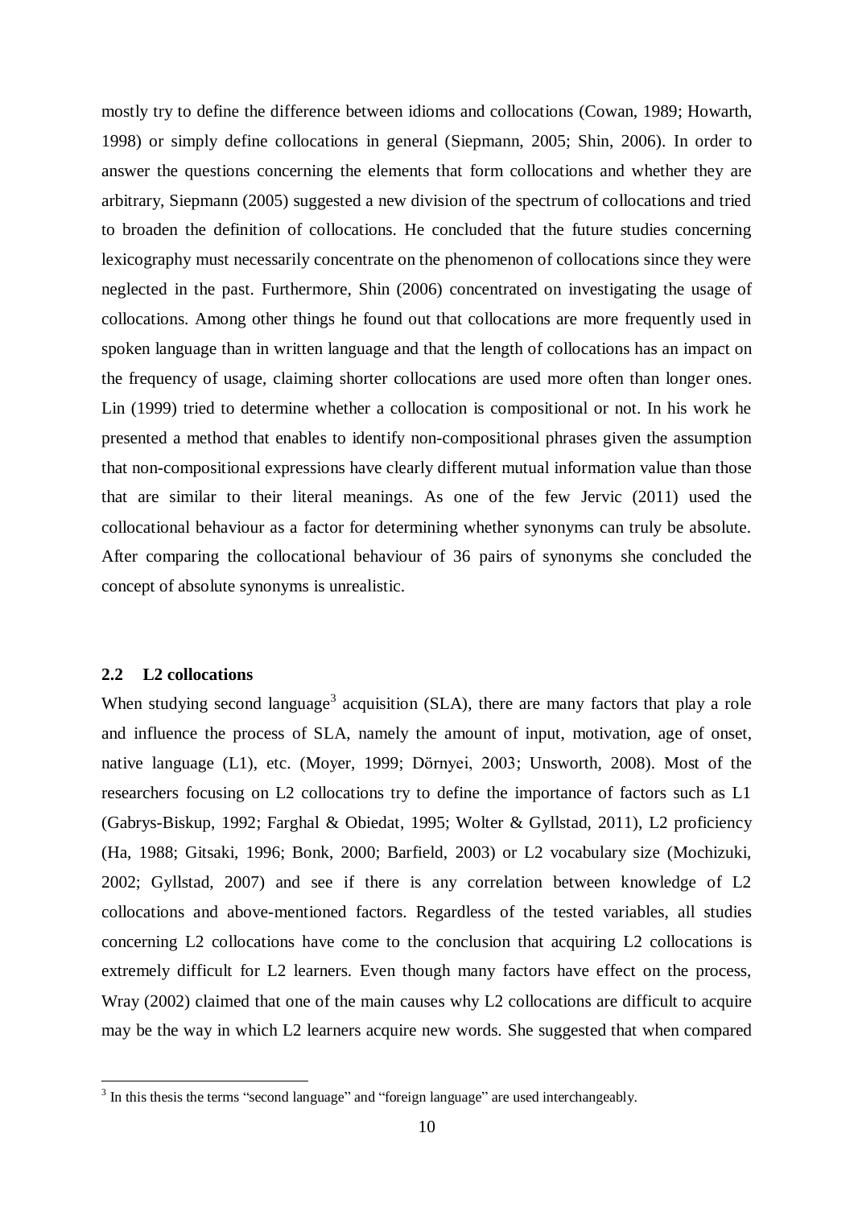mostly try to define the difference between idioms and collocations (Cowan, 1989; Howarth, 1998) or simply define collocations in general (Siepmann, 2005; Shin, 2006). In order to answer the questions concerning the elements that form collocations and whether they are arbitrary, Siepmann (2005) suggested a new division of the spectrum of collocations and tried to broaden the definition of collocations. He concluded that the future studies concerning lexicography must necessarily concentrate on the phenomenon of collocations since they were neglected in the past. Furthermore, Shin (2006) concentrated on investigating the usage of collocations. Among other things he found out that collocations are more frequently used in spoken language than in written language and that the length of collocations has an impact on the frequency of usage, claiming shorter collocations are used more often than longer ones. Lin (1999) tried to determine whether a collocation is compositional or not. In his work he presented a method that enables to identify non-compositional phrases given the assumption that non-compositional expressions have clearly different mutual information value than those that are similar to their literal meanings. As one of the few Jervic (2011) used the collocational behaviour as a factor for determining whether synonyms can truly be absolute. After comparing the collocational behaviour of 36 pairs of synonyms she concluded the concept of absolute synonyms is unrealistic.

### 2.2 L2 collocations

When studying second language[3] acquisition (SLA), there are many factors that play a role and influence the process of SLA, namely the amount of input, motivation, age of onset, native language (L1), etc. (Moyer, 1999; Dörnyei, 2003; Unsworth, 2008). Most of the researchers focusing on L2 collocations try to define the importance of factors such as L1 (Gabrys-Biskup, 1992; Farghal & Obiedat, 1995; Wolter & Gyllstad, 2011), L2 proficiency (Ha, 1988; Gitsaki, 1996; Bonk, 2000; Barfield, 2003) or L2 vocabulary size (Mochizuki, 2002; Gyllstad, 2007) and see if there is any correlation between knowledge of L2 collocations and above-mentioned factors. Regardless of the tested variables, all studies concerning L2 collocations have come to the conclusion that acquiring L2 collocations is extremely difficult for L2 learners. Even though many factors have effect on the process, Wray (2002) claimed that one of the main causes why L2 collocations are difficult to acquire may be the way in which L2 learners acquire new words. She suggested that when compared

[3] In this thesis the terms "second language" and "foreign language" are used interchangeably.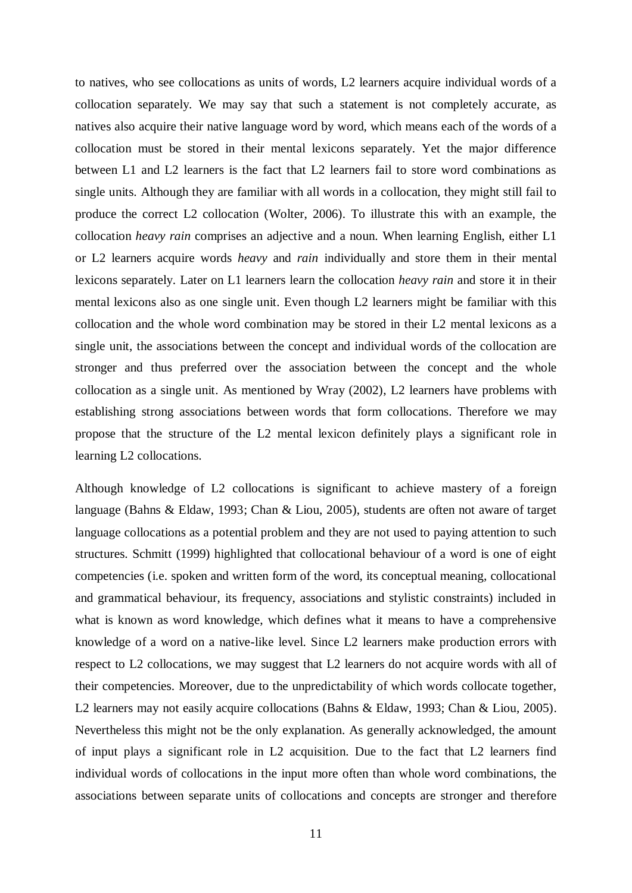to natives, who see collocations as units of words, L2 learners acquire individual words of a collocation separately. We may say that such a statement is not completely accurate, as natives also acquire their native language word by word, which means each of the words of a collocation must be stored in their mental lexicons separately. Yet the major difference between L1 and L2 learners is the fact that L2 learners fail to store word combinations as single units. Although they are familiar with all words in a collocation, they might still fail to produce the correct L2 collocation (Wolter, 2006). To illustrate this with an example, the collocation *heavy rain* comprises an adjective and a noun. When learning English, either L1 or L2 learners acquire words *heavy* and *rain* individually and store them in their mental lexicons separately. Later on L1 learners learn the collocation *heavy rain* and store it in their mental lexicons also as one single unit. Even though L2 learners might be familiar with this collocation and the whole word combination may be stored in their L2 mental lexicons as a single unit, the associations between the concept and individual words of the collocation are stronger and thus preferred over the association between the concept and the whole collocation as a single unit. As mentioned by Wray (2002), L2 learners have problems with establishing strong associations between words that form collocations. Therefore we may propose that the structure of the L2 mental lexicon definitely plays a significant role in learning L2 collocations.

Although knowledge of L2 collocations is significant to achieve mastery of a foreign language (Bahns & Eldaw, 1993; Chan & Liou, 2005), students are often not aware of target language collocations as a potential problem and they are not used to paying attention to such structures. Schmitt (1999) highlighted that collocational behaviour of a word is one of eight competencies (i.e. spoken and written form of the word, its conceptual meaning, collocational and grammatical behaviour, its frequency, associations and stylistic constraints) included in what is known as word knowledge, which defines what it means to have a comprehensive knowledge of a word on a native-like level. Since L2 learners make production errors with respect to L2 collocations, we may suggest that L2 learners do not acquire words with all of their competencies. Moreover, due to the unpredictability of which words collocate together, L2 learners may not easily acquire collocations (Bahns & Eldaw, 1993; Chan & Liou, 2005). Nevertheless this might not be the only explanation. As generally acknowledged, the amount of input plays a significant role in L2 acquisition. Due to the fact that L2 learners find individual words of collocations in the input more often than whole word combinations, the associations between separate units of collocations and concepts are stronger and therefore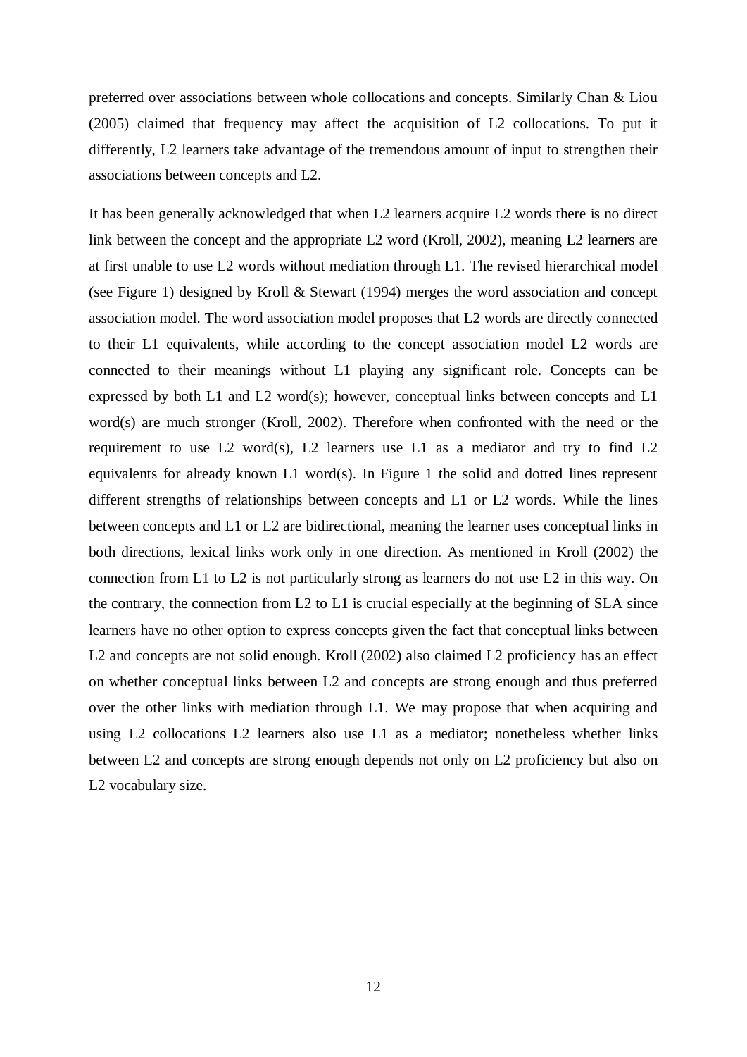preferred over associations between whole collocations and concepts. Similarly Chan & Liou (2005) claimed that frequency may affect the acquisition of L2 collocations. To put it differently, L2 learners take advantage of the tremendous amount of input to strengthen their associations between concepts and L2.

It has been generally acknowledged that when L2 learners acquire L2 words there is no direct link between the concept and the appropriate L2 word (Kroll, 2002), meaning L2 learners are at first unable to use L2 words without mediation through L1. The revised hierarchical model (see Figure 1) designed by Kroll & Stewart (1994) merges the word association and concept association model. The word association model proposes that L2 words are directly connected to their L1 equivalents, while according to the concept association model L2 words are connected to their meanings without L1 playing any significant role. Concepts can be expressed by both L1 and L2 word(s); however, conceptual links between concepts and L1 word(s) are much stronger (Kroll, 2002). Therefore when confronted with the need or the requirement to use L2 word(s), L2 learners use L1 as a mediator and try to find L2 equivalents for already known L1 word(s). In Figure 1 the solid and dotted lines represent different strengths of relationships between concepts and L1 or L2 words. While the lines between concepts and L1 or L2 are bidirectional, meaning the learner uses conceptual links in both directions, lexical links work only in one direction. As mentioned in Kroll (2002) the connection from L1 to L2 is not particularly strong as learners do not use L2 in this way. On the contrary, the connection from L2 to L1 is crucial especially at the beginning of SLA since learners have no other option to express concepts given the fact that conceptual links between L2 and concepts are not solid enough. Kroll (2002) also claimed L2 proficiency has an effect on whether conceptual links between L2 and concepts are strong enough and thus preferred over the other links with mediation through L1. We may propose that when acquiring and using L2 collocations L2 learners also use L1 as a mediator; nonetheless whether links between L2 and concepts are strong enough depends not only on L2 proficiency but also on L2 vocabulary size.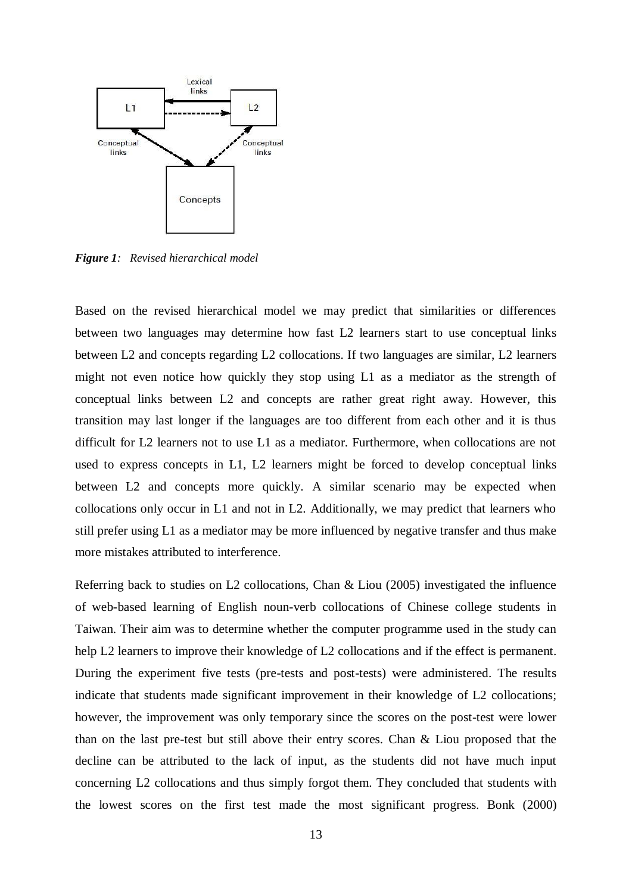*Figure 1*: *Revised hierarchical model*

Based on the revised hierarchical model we may predict that similarities or differences between two languages may determine how fast L2 learners start to use conceptual links between L2 and concepts regarding L2 collocations. If two languages are similar, L2 learners might not even notice how quickly they stop using L1 as a mediator as the strength of conceptual links between L2 and concepts are rather great right away. However, this transition may last longer if the languages are too different from each other and it is thus difficult for L2 learners not to use L1 as a mediator. Furthermore, when collocations are not used to express concepts in L1, L2 learners might be forced to develop conceptual links between L2 and concepts more quickly. A similar scenario may be expected when collocations only occur in L1 and not in L2. Additionally, we may predict that learners who still prefer using L1 as a mediator may be more influenced by negative transfer and thus make more mistakes attributed to interference.

Referring back to studies on L2 collocations, Chan & Liou (2005) investigated the influence of web-based learning of English noun-verb collocations of Chinese college students in Taiwan. Their aim was to determine whether the computer programme used in the study can help L2 learners to improve their knowledge of L2 collocations and if the effect is permanent. During the experiment five tests (pre-tests and post-tests) were administered. The results indicate that students made significant improvement in their knowledge of L2 collocations; however, the improvement was only temporary since the scores on the post-test were lower than on the last pre-test but still above their entry scores. Chan & Liou proposed that the decline can be attributed to the lack of input, as the students did not have much input concerning L2 collocations and thus simply forgot them. They concluded that students with the lowest scores on the first test made the most significant progress. Bonk (2000)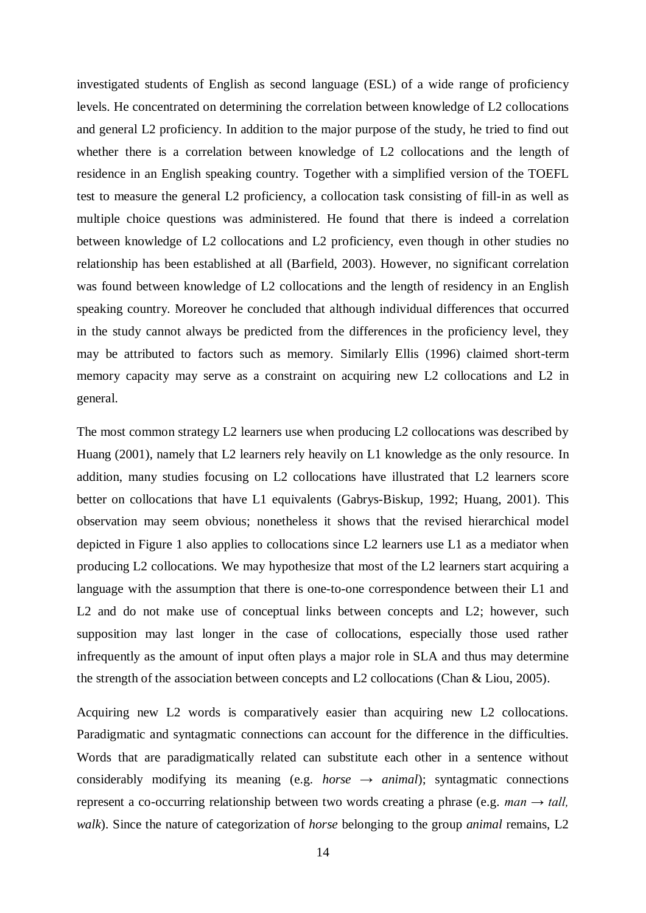investigated students of English as second language (ESL) of a wide range of proficiency levels. He concentrated on determining the correlation between knowledge of L2 collocations and general L2 proficiency. In addition to the major purpose of the study, he tried to find out whether there is a correlation between knowledge of L2 collocations and the length of residence in an English speaking country. Together with a simplified version of the TOEFL test to measure the general L2 proficiency, a collocation task consisting of fill-in as well as multiple choice questions was administered. He found that there is indeed a correlation between knowledge of L2 collocations and L2 proficiency, even though in other studies no relationship has been established at all (Barfield, 2003). However, no significant correlation was found between knowledge of L2 collocations and the length of residency in an English speaking country. Moreover he concluded that although individual differences that occurred in the study cannot always be predicted from the differences in the proficiency level, they may be attributed to factors such as memory. Similarly Ellis (1996) claimed short-term memory capacity may serve as a constraint on acquiring new L2 collocations and L2 in general.

The most common strategy L2 learners use when producing L2 collocations was described by Huang (2001), namely that L2 learners rely heavily on L1 knowledge as the only resource. In addition, many studies focusing on L2 collocations have illustrated that L2 learners score better on collocations that have L1 equivalents (Gabrys-Biskup, 1992; Huang, 2001). This observation may seem obvious; nonetheless it shows that the revised hierarchical model depicted in Figure 1 also applies to collocations since L2 learners use L1 as a mediator when producing L2 collocations. We may hypothesize that most of the L2 learners start acquiring a language with the assumption that there is one-to-one correspondence between their L1 and L2 and do not make use of conceptual links between concepts and L2; however, such supposition may last longer in the case of collocations, especially those used rather infrequently as the amount of input often plays a major role in SLA and thus may determine the strength of the association between concepts and L2 collocations (Chan & Liou, 2005).

Acquiring new L2 words is comparatively easier than acquiring new L2 collocations. Paradigmatic and syntagmatic connections can account for the difference in the difficulties. Words that are paradigmatically related can substitute each other in a sentence without considerably modifying its meaning (e.g. *horse* → *animal*); syntagmatic connections represent a co-occurring relationship between two words creating a phrase (e.g. *man* → *tall, walk*). Since the nature of categorization of *horse* belonging to the group *animal* remains, L2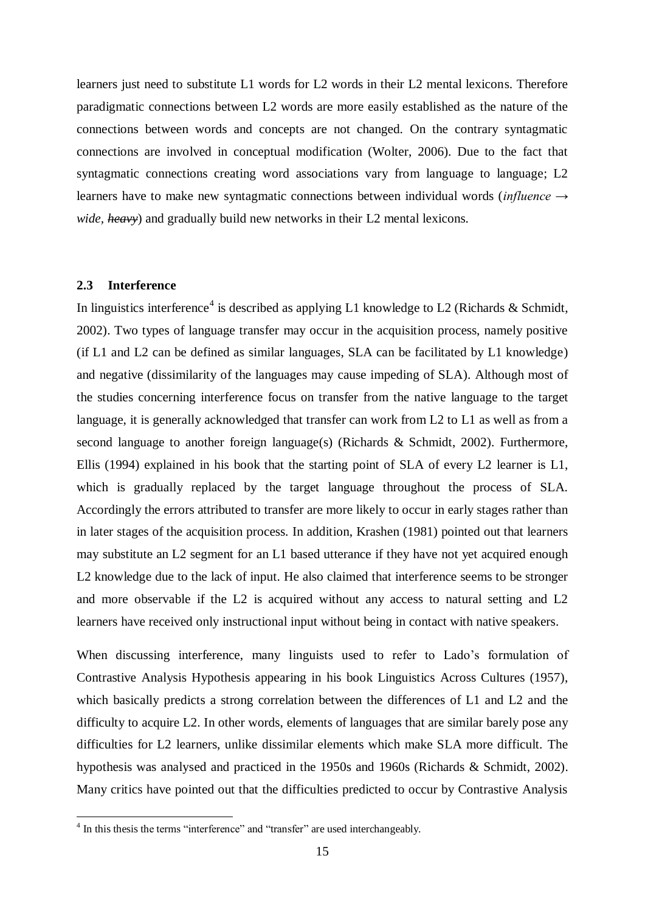learners just need to substitute L1 words for L2 words in their L2 mental lexicons. Therefore paradigmatic connections between L2 words are more easily established as the nature of the connections between words and concepts are not changed. On the contrary syntagmatic connections are involved in conceptual modification (Wolter, 2006). Due to the fact that syntagmatic connections creating word associations vary from language to language; L2 learners have to make new syntagmatic connections between individual words (*influence* → *wide*, ~~*heavy*~~) and gradually build new networks in their L2 mental lexicons.

### 2.3 Interference

In linguistics interference[4] is described as applying L1 knowledge to L2 (Richards & Schmidt, 2002). Two types of language transfer may occur in the acquisition process, namely positive (if L1 and L2 can be defined as similar languages, SLA can be facilitated by L1 knowledge) and negative (dissimilarity of the languages may cause impeding of SLA). Although most of the studies concerning interference focus on transfer from the native language to the target language, it is generally acknowledged that transfer can work from L2 to L1 as well as from a second language to another foreign language(s) (Richards & Schmidt, 2002). Furthermore, Ellis (1994) explained in his book that the starting point of SLA of every L2 learner is L1, which is gradually replaced by the target language throughout the process of SLA. Accordingly the errors attributed to transfer are more likely to occur in early stages rather than in later stages of the acquisition process. In addition, Krashen (1981) pointed out that learners may substitute an L2 segment for an L1 based utterance if they have not yet acquired enough L2 knowledge due to the lack of input. He also claimed that interference seems to be stronger and more observable if the L2 is acquired without any access to natural setting and L2 learners have received only instructional input without being in contact with native speakers.

When discussing interference, many linguists used to refer to Lado's formulation of Contrastive Analysis Hypothesis appearing in his book Linguistics Across Cultures (1957), which basically predicts a strong correlation between the differences of L1 and L2 and the difficulty to acquire L2. In other words, elements of languages that are similar barely pose any difficulties for L2 learners, unlike dissimilar elements which make SLA more difficult. The hypothesis was analysed and practiced in the 1950s and 1960s (Richards & Schmidt, 2002). Many critics have pointed out that the difficulties predicted to occur by Contrastive Analysis

---

[4] In this thesis the terms "interference" and "transfer" are used interchangeably.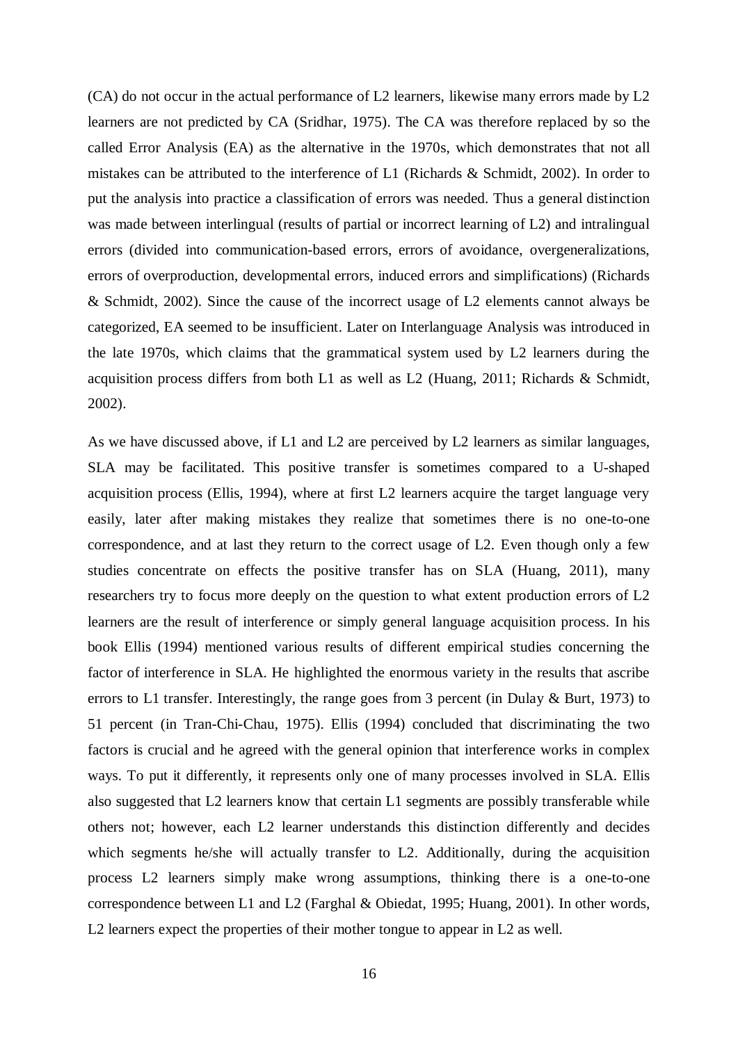(CA) do not occur in the actual performance of L2 learners, likewise many errors made by L2 learners are not predicted by CA (Sridhar, 1975). The CA was therefore replaced by so the called Error Analysis (EA) as the alternative in the 1970s, which demonstrates that not all mistakes can be attributed to the interference of L1 (Richards & Schmidt, 2002). In order to put the analysis into practice a classification of errors was needed. Thus a general distinction was made between interlingual (results of partial or incorrect learning of L2) and intralingual errors (divided into communication-based errors, errors of avoidance, overgeneralizations, errors of overproduction, developmental errors, induced errors and simplifications) (Richards & Schmidt, 2002). Since the cause of the incorrect usage of L2 elements cannot always be categorized, EA seemed to be insufficient. Later on Interlanguage Analysis was introduced in the late 1970s, which claims that the grammatical system used by L2 learners during the acquisition process differs from both L1 as well as L2 (Huang, 2011; Richards & Schmidt, 2002).

As we have discussed above, if L1 and L2 are perceived by L2 learners as similar languages, SLA may be facilitated. This positive transfer is sometimes compared to a U-shaped acquisition process (Ellis, 1994), where at first L2 learners acquire the target language very easily, later after making mistakes they realize that sometimes there is no one-to-one correspondence, and at last they return to the correct usage of L2. Even though only a few studies concentrate on effects the positive transfer has on SLA (Huang, 2011), many researchers try to focus more deeply on the question to what extent production errors of L2 learners are the result of interference or simply general language acquisition process. In his book Ellis (1994) mentioned various results of different empirical studies concerning the factor of interference in SLA. He highlighted the enormous variety in the results that ascribe errors to L1 transfer. Interestingly, the range goes from 3 percent (in Dulay & Burt, 1973) to 51 percent (in Tran-Chi-Chau, 1975). Ellis (1994) concluded that discriminating the two factors is crucial and he agreed with the general opinion that interference works in complex ways. To put it differently, it represents only one of many processes involved in SLA. Ellis also suggested that L2 learners know that certain L1 segments are possibly transferable while others not; however, each L2 learner understands this distinction differently and decides which segments he/she will actually transfer to L2. Additionally, during the acquisition process L2 learners simply make wrong assumptions, thinking there is a one-to-one correspondence between L1 and L2 (Farghal & Obiedat, 1995; Huang, 2001). In other words, L2 learners expect the properties of their mother tongue to appear in L2 as well.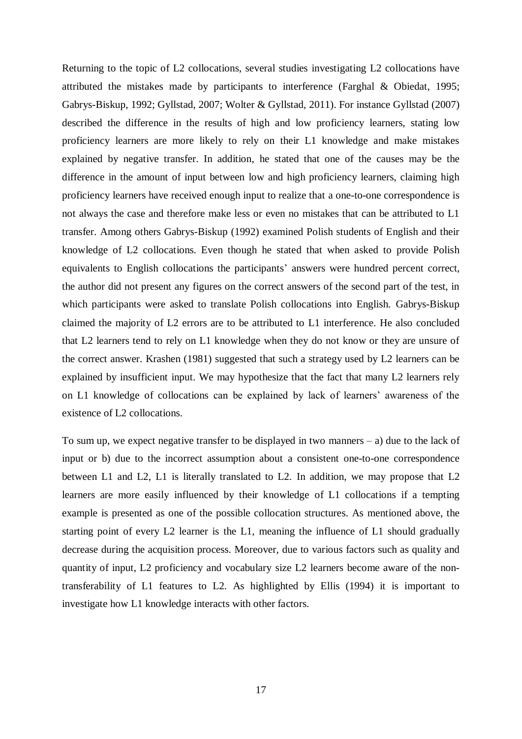Returning to the topic of L2 collocations, several studies investigating L2 collocations have attributed the mistakes made by participants to interference (Farghal & Obiedat, 1995; Gabrys-Biskup, 1992; Gyllstad, 2007; Wolter & Gyllstad, 2011). For instance Gyllstad (2007) described the difference in the results of high and low proficiency learners, stating low proficiency learners are more likely to rely on their L1 knowledge and make mistakes explained by negative transfer. In addition, he stated that one of the causes may be the difference in the amount of input between low and high proficiency learners, claiming high proficiency learners have received enough input to realize that a one-to-one correspondence is not always the case and therefore make less or even no mistakes that can be attributed to L1 transfer. Among others Gabrys-Biskup (1992) examined Polish students of English and their knowledge of L2 collocations. Even though he stated that when asked to provide Polish equivalents to English collocations the participants' answers were hundred percent correct, the author did not present any figures on the correct answers of the second part of the test, in which participants were asked to translate Polish collocations into English. Gabrys-Biskup claimed the majority of L2 errors are to be attributed to L1 interference. He also concluded that L2 learners tend to rely on L1 knowledge when they do not know or they are unsure of the correct answer. Krashen (1981) suggested that such a strategy used by L2 learners can be explained by insufficient input. We may hypothesize that the fact that many L2 learners rely on L1 knowledge of collocations can be explained by lack of learners' awareness of the existence of L2 collocations.

To sum up, we expect negative transfer to be displayed in two manners – a) due to the lack of input or b) due to the incorrect assumption about a consistent one-to-one correspondence between L1 and L2, L1 is literally translated to L2. In addition, we may propose that L2 learners are more easily influenced by their knowledge of L1 collocations if a tempting example is presented as one of the possible collocation structures. As mentioned above, the starting point of every L2 learner is the L1, meaning the influence of L1 should gradually decrease during the acquisition process. Moreover, due to various factors such as quality and quantity of input, L2 proficiency and vocabulary size L2 learners become aware of the non-transferability of L1 features to L2. As highlighted by Ellis (1994) it is important to investigate how L1 knowledge interacts with other factors.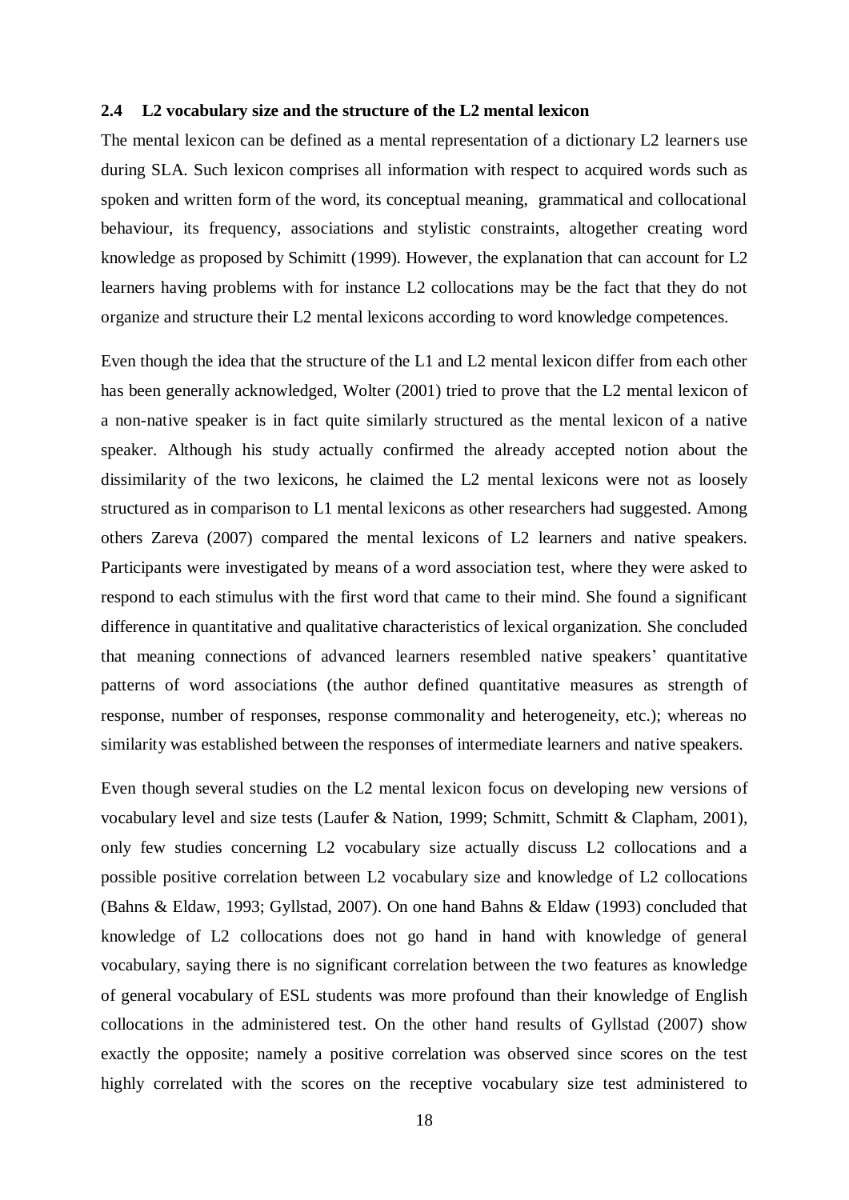## 2.4 L2 vocabulary size and the structure of the L2 mental lexicon

The mental lexicon can be defined as a mental representation of a dictionary L2 learners use during SLA. Such lexicon comprises all information with respect to acquired words such as spoken and written form of the word, its conceptual meaning, grammatical and collocational behaviour, its frequency, associations and stylistic constraints, altogether creating word knowledge as proposed by Schimitt (1999). However, the explanation that can account for L2 learners having problems with for instance L2 collocations may be the fact that they do not organize and structure their L2 mental lexicons according to word knowledge competences.

Even though the idea that the structure of the L1 and L2 mental lexicon differ from each other has been generally acknowledged, Wolter (2001) tried to prove that the L2 mental lexicon of a non-native speaker is in fact quite similarly structured as the mental lexicon of a native speaker. Although his study actually confirmed the already accepted notion about the dissimilarity of the two lexicons, he claimed the L2 mental lexicons were not as loosely structured as in comparison to L1 mental lexicons as other researchers had suggested. Among others Zareva (2007) compared the mental lexicons of L2 learners and native speakers. Participants were investigated by means of a word association test, where they were asked to respond to each stimulus with the first word that came to their mind. She found a significant difference in quantitative and qualitative characteristics of lexical organization. She concluded that meaning connections of advanced learners resembled native speakers' quantitative patterns of word associations (the author defined quantitative measures as strength of response, number of responses, response commonality and heterogeneity, etc.); whereas no similarity was established between the responses of intermediate learners and native speakers.

Even though several studies on the L2 mental lexicon focus on developing new versions of vocabulary level and size tests (Laufer & Nation, 1999; Schmitt, Schmitt & Clapham, 2001), only few studies concerning L2 vocabulary size actually discuss L2 collocations and a possible positive correlation between L2 vocabulary size and knowledge of L2 collocations (Bahns & Eldaw, 1993; Gyllstad, 2007). On one hand Bahns & Eldaw (1993) concluded that knowledge of L2 collocations does not go hand in hand with knowledge of general vocabulary, saying there is no significant correlation between the two features as knowledge of general vocabulary of ESL students was more profound than their knowledge of English collocations in the administered test. On the other hand results of Gyllstad (2007) show exactly the opposite; namely a positive correlation was observed since scores on the test highly correlated with the scores on the receptive vocabulary size test administered to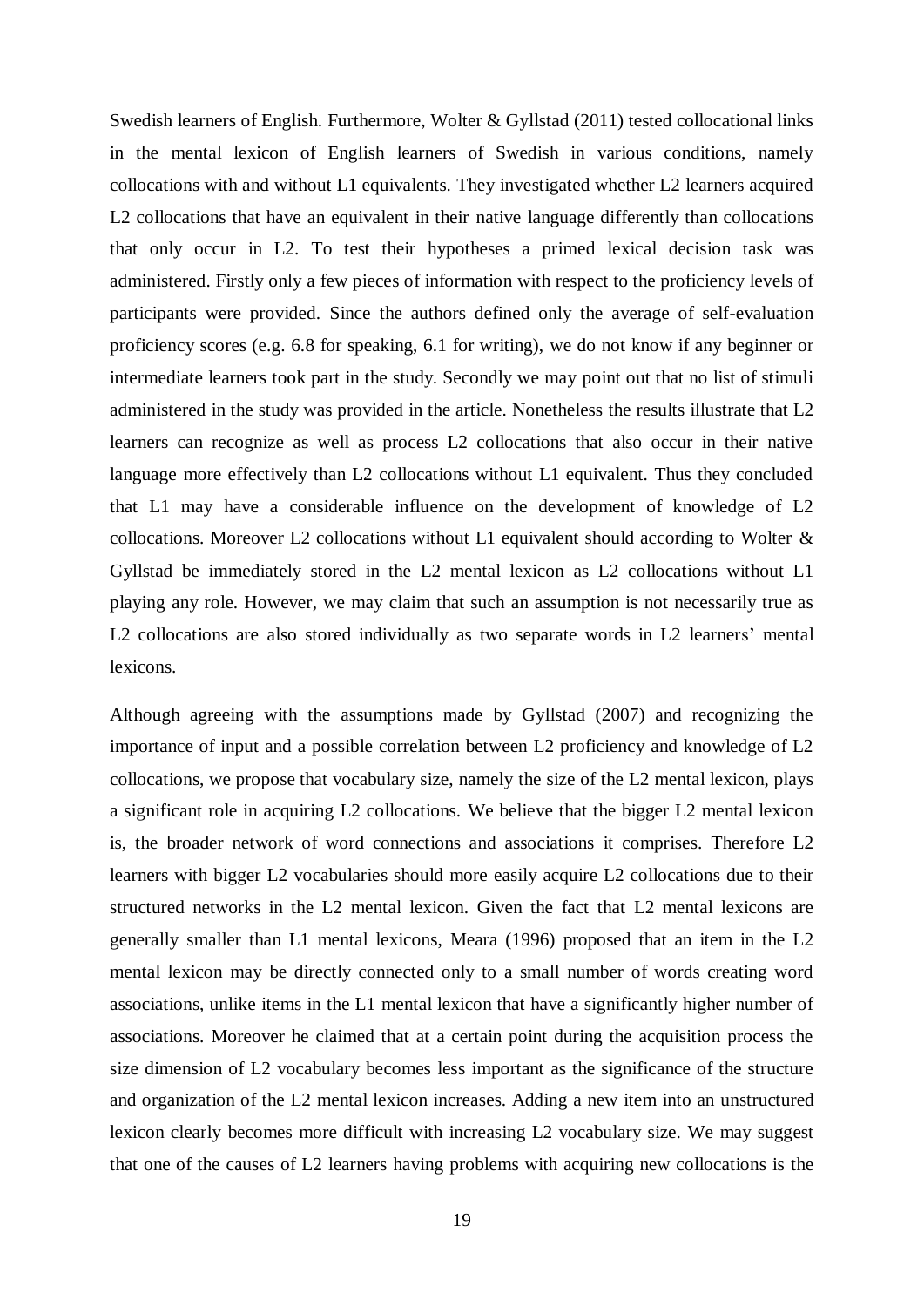Swedish learners of English. Furthermore, Wolter & Gyllstad (2011) tested collocational links in the mental lexicon of English learners of Swedish in various conditions, namely collocations with and without L1 equivalents. They investigated whether L2 learners acquired L2 collocations that have an equivalent in their native language differently than collocations that only occur in L2. To test their hypotheses a primed lexical decision task was administered. Firstly only a few pieces of information with respect to the proficiency levels of participants were provided. Since the authors defined only the average of self-evaluation proficiency scores (e.g. 6.8 for speaking, 6.1 for writing), we do not know if any beginner or intermediate learners took part in the study. Secondly we may point out that no list of stimuli administered in the study was provided in the article. Nonetheless the results illustrate that L2 learners can recognize as well as process L2 collocations that also occur in their native language more effectively than L2 collocations without L1 equivalent. Thus they concluded that L1 may have a considerable influence on the development of knowledge of L2 collocations. Moreover L2 collocations without L1 equivalent should according to Wolter & Gyllstad be immediately stored in the L2 mental lexicon as L2 collocations without L1 playing any role. However, we may claim that such an assumption is not necessarily true as L2 collocations are also stored individually as two separate words in L2 learners' mental lexicons.

Although agreeing with the assumptions made by Gyllstad (2007) and recognizing the importance of input and a possible correlation between L2 proficiency and knowledge of L2 collocations, we propose that vocabulary size, namely the size of the L2 mental lexicon, plays a significant role in acquiring L2 collocations. We believe that the bigger L2 mental lexicon is, the broader network of word connections and associations it comprises. Therefore L2 learners with bigger L2 vocabularies should more easily acquire L2 collocations due to their structured networks in the L2 mental lexicon. Given the fact that L2 mental lexicons are generally smaller than L1 mental lexicons, Meara (1996) proposed that an item in the L2 mental lexicon may be directly connected only to a small number of words creating word associations, unlike items in the L1 mental lexicon that have a significantly higher number of associations. Moreover he claimed that at a certain point during the acquisition process the size dimension of L2 vocabulary becomes less important as the significance of the structure and organization of the L2 mental lexicon increases. Adding a new item into an unstructured lexicon clearly becomes more difficult with increasing L2 vocabulary size. We may suggest that one of the causes of L2 learners having problems with acquiring new collocations is the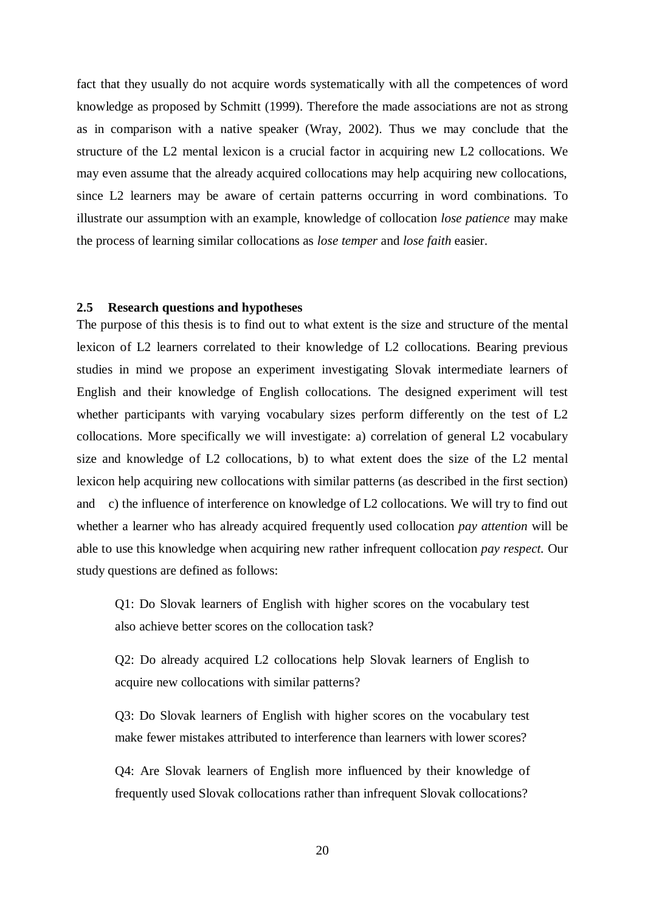fact that they usually do not acquire words systematically with all the competences of word knowledge as proposed by Schmitt (1999). Therefore the made associations are not as strong as in comparison with a native speaker (Wray, 2002). Thus we may conclude that the structure of the L2 mental lexicon is a crucial factor in acquiring new L2 collocations. We may even assume that the already acquired collocations may help acquiring new collocations, since L2 learners may be aware of certain patterns occurring in word combinations. To illustrate our assumption with an example, knowledge of collocation *lose patience* may make the process of learning similar collocations as *lose temper* and *lose faith* easier.

### 2.5 Research questions and hypotheses

The purpose of this thesis is to find out to what extent is the size and structure of the mental lexicon of L2 learners correlated to their knowledge of L2 collocations. Bearing previous studies in mind we propose an experiment investigating Slovak intermediate learners of English and their knowledge of English collocations. The designed experiment will test whether participants with varying vocabulary sizes perform differently on the test of L2 collocations. More specifically we will investigate: a) correlation of general L2 vocabulary size and knowledge of L2 collocations, b) to what extent does the size of the L2 mental lexicon help acquiring new collocations with similar patterns (as described in the first section) and c) the influence of interference on knowledge of L2 collocations. We will try to find out whether a learner who has already acquired frequently used collocation *pay attention* will be able to use this knowledge when acquiring new rather infrequent collocation *pay respect*. Our study questions are defined as follows:

> Q1: Do Slovak learners of English with higher scores on the vocabulary test also achieve better scores on the collocation task?
>
> Q2: Do already acquired L2 collocations help Slovak learners of English to acquire new collocations with similar patterns?
>
> Q3: Do Slovak learners of English with higher scores on the vocabulary test make fewer mistakes attributed to interference than learners with lower scores?
>
> Q4: Are Slovak learners of English more influenced by their knowledge of frequently used Slovak collocations rather than infrequent Slovak collocations?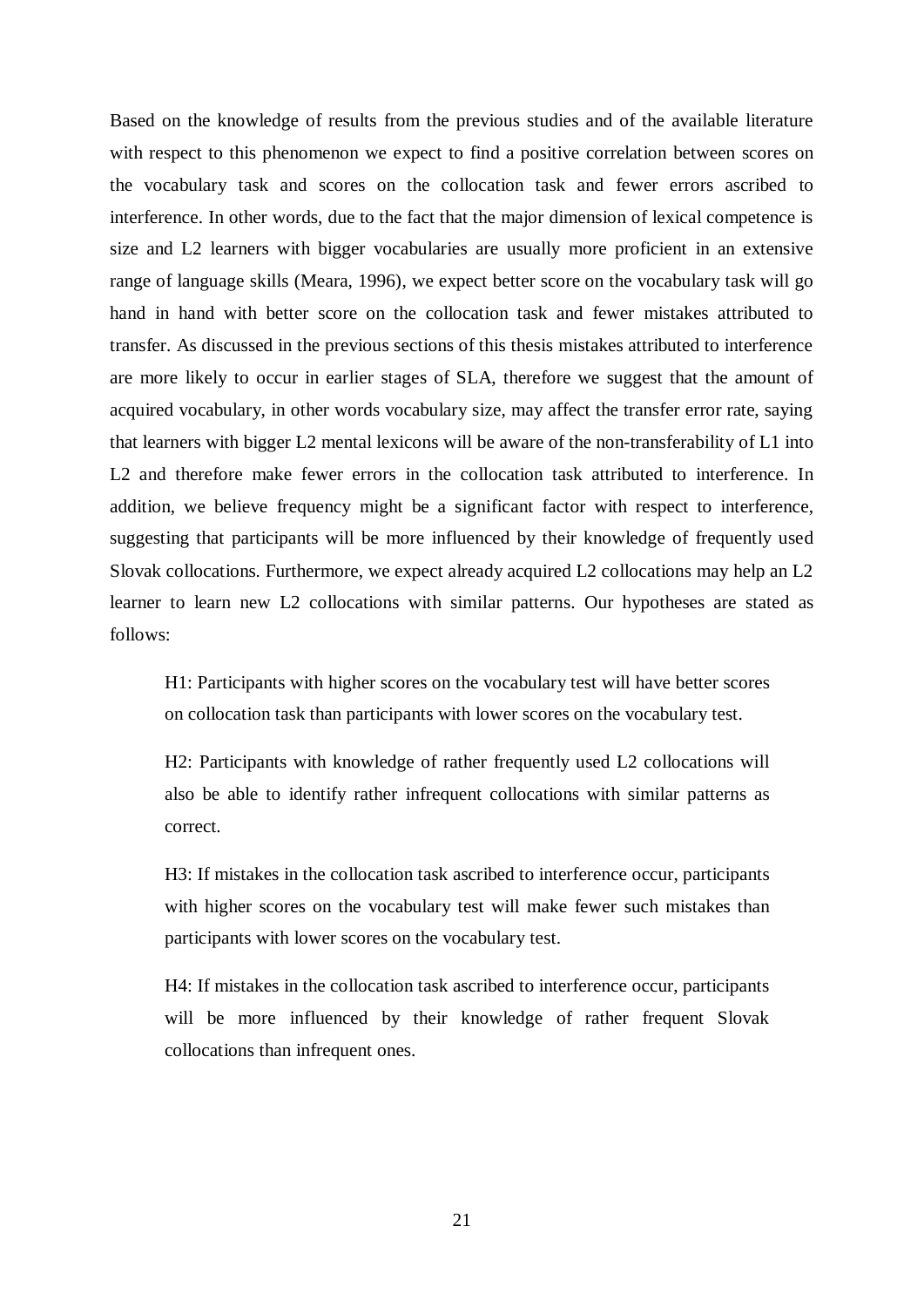Based on the knowledge of results from the previous studies and of the available literature with respect to this phenomenon we expect to find a positive correlation between scores on the vocabulary task and scores on the collocation task and fewer errors ascribed to interference. In other words, due to the fact that the major dimension of lexical competence is size and L2 learners with bigger vocabularies are usually more proficient in an extensive range of language skills (Meara, 1996), we expect better score on the vocabulary task will go hand in hand with better score on the collocation task and fewer mistakes attributed to transfer. As discussed in the previous sections of this thesis mistakes attributed to interference are more likely to occur in earlier stages of SLA, therefore we suggest that the amount of acquired vocabulary, in other words vocabulary size, may affect the transfer error rate, saying that learners with bigger L2 mental lexicons will be aware of the non-transferability of L1 into L2 and therefore make fewer errors in the collocation task attributed to interference. In addition, we believe frequency might be a significant factor with respect to interference, suggesting that participants will be more influenced by their knowledge of frequently used Slovak collocations. Furthermore, we expect already acquired L2 collocations may help an L2 learner to learn new L2 collocations with similar patterns. Our hypotheses are stated as follows:

> H1: Participants with higher scores on the vocabulary test will have better scores on collocation task than participants with lower scores on the vocabulary test.
>
> H2: Participants with knowledge of rather frequently used L2 collocations will also be able to identify rather infrequent collocations with similar patterns as correct.
>
> H3: If mistakes in the collocation task ascribed to interference occur, participants with higher scores on the vocabulary test will make fewer such mistakes than participants with lower scores on the vocabulary test.
>
> H4: If mistakes in the collocation task ascribed to interference occur, participants will be more influenced by their knowledge of rather frequent Slovak collocations than infrequent ones.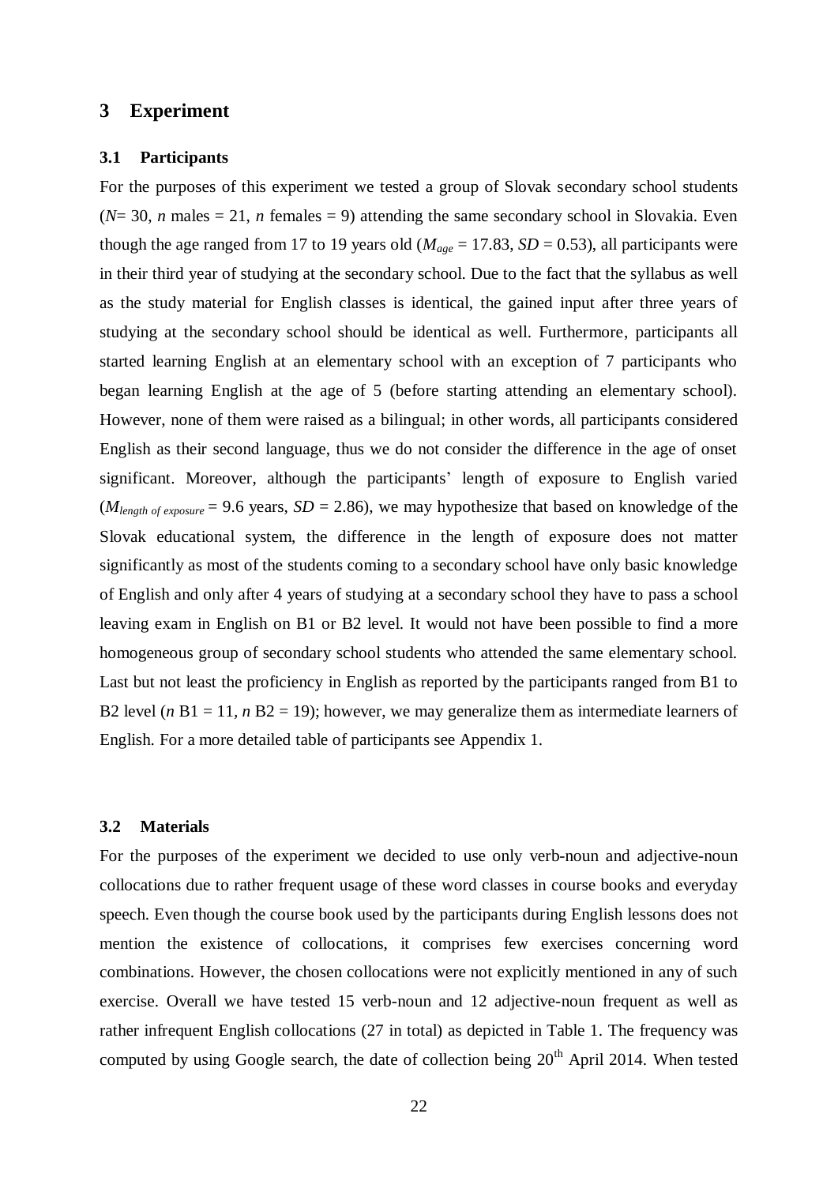## 3 Experiment

### 3.1 Participants

For the purposes of this experiment we tested a group of Slovak secondary school students ($N$= 30, $n$ males = 21, $n$ females = 9) attending the same secondary school in Slovakia. Even though the age ranged from 17 to 19 years old ($M_{age}$ = 17.83, $SD$ = 0.53), all participants were in their third year of studying at the secondary school. Due to the fact that the syllabus as well as the study material for English classes is identical, the gained input after three years of studying at the secondary school should be identical as well. Furthermore, participants all started learning English at an elementary school with an exception of 7 participants who began learning English at the age of 5 (before starting attending an elementary school). However, none of them were raised as a bilingual; in other words, all participants considered English as their second language, thus we do not consider the difference in the age of onset significant. Moreover, although the participants' length of exposure to English varied ($M_{length\ of\ exposure}$ = 9.6 years, $SD$ = 2.86), we may hypothesize that based on knowledge of the Slovak educational system, the difference in the length of exposure does not matter significantly as most of the students coming to a secondary school have only basic knowledge of English and only after 4 years of studying at a secondary school they have to pass a school leaving exam in English on B1 or B2 level. It would not have been possible to find a more homogeneous group of secondary school students who attended the same elementary school. Last but not least the proficiency in English as reported by the participants ranged from B1 to B2 level ($n$ B1 = 11, $n$ B2 = 19); however, we may generalize them as intermediate learners of English. For a more detailed table of participants see Appendix 1.

### 3.2 Materials

For the purposes of the experiment we decided to use only verb-noun and adjective-noun collocations due to rather frequent usage of these word classes in course books and everyday speech. Even though the course book used by the participants during English lessons does not mention the existence of collocations, it comprises few exercises concerning word combinations. However, the chosen collocations were not explicitly mentioned in any of such exercise. Overall we have tested 15 verb-noun and 12 adjective-noun frequent as well as rather infrequent English collocations (27 in total) as depicted in Table 1. The frequency was computed by using Google search, the date of collection being 20th April 2014. When tested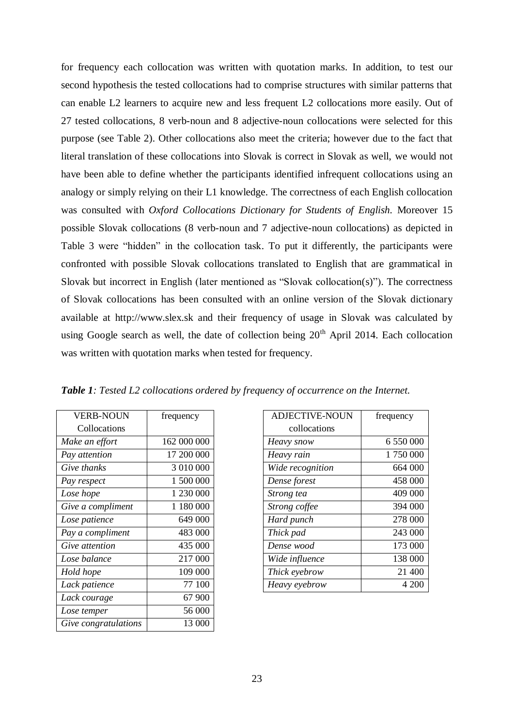for frequency each collocation was written with quotation marks. In addition, to test our second hypothesis the tested collocations had to comprise structures with similar patterns that can enable L2 learners to acquire new and less frequent L2 collocations more easily. Out of 27 tested collocations, 8 verb-noun and 8 adjective-noun collocations were selected for this purpose (see Table 2). Other collocations also meet the criteria; however due to the fact that literal translation of these collocations into Slovak is correct in Slovak as well, we would not have been able to define whether the participants identified infrequent collocations using an analogy or simply relying on their L1 knowledge. The correctness of each English collocation was consulted with *Oxford Collocations Dictionary for Students of English*. Moreover 15 possible Slovak collocations (8 verb-noun and 7 adjective-noun collocations) as depicted in Table 3 were "hidden" in the collocation task. To put it differently, the participants were confronted with possible Slovak collocations translated to English that are grammatical in Slovak but incorrect in English (later mentioned as "Slovak collocation(s)"). The correctness of Slovak collocations has been consulted with an online version of the Slovak dictionary available at http://www.slex.sk and their frequency of usage in Slovak was calculated by using Google search as well, the date of collection being 20th April 2014. Each collocation was written with quotation marks when tested for frequency.

***Table 1**: Tested L2 collocations ordered by frequency of occurrence on the Internet.*

| VERB-NOUN Collocations | frequency |
|---|---|
| *Make an effort* | 162 000 000 |
| *Pay attention* | 17 200 000 |
| *Give thanks* | 3 010 000 |
| *Pay respect* | 1 500 000 |
| *Lose hope* | 1 230 000 |
| *Give a compliment* | 1 180 000 |
| *Lose patience* | 649 000 |
| *Pay a compliment* | 483 000 |
| *Give attention* | 435 000 |
| *Lose balance* | 217 000 |
| *Hold hope* | 109 000 |
| *Lack patience* | 77 100 |
| *Lack courage* | 67 900 |
| *Lose temper* | 56 000 |
| *Give congratulations* | 13 000 |

| ADJECTIVE-NOUN collocations | frequency |
|---|---|
| *Heavy snow* | 6 550 000 |
| *Heavy rain* | 1 750 000 |
| *Wide recognition* | 664 000 |
| *Dense forest* | 458 000 |
| *Strong tea* | 409 000 |
| *Strong coffee* | 394 000 |
| *Hard punch* | 278 000 |
| *Thick pad* | 243 000 |
| *Dense wood* | 173 000 |
| *Wide influence* | 138 000 |
| *Thick eyebrow* | 21 400 |
| *Heavy eyebrow* | 4 200 |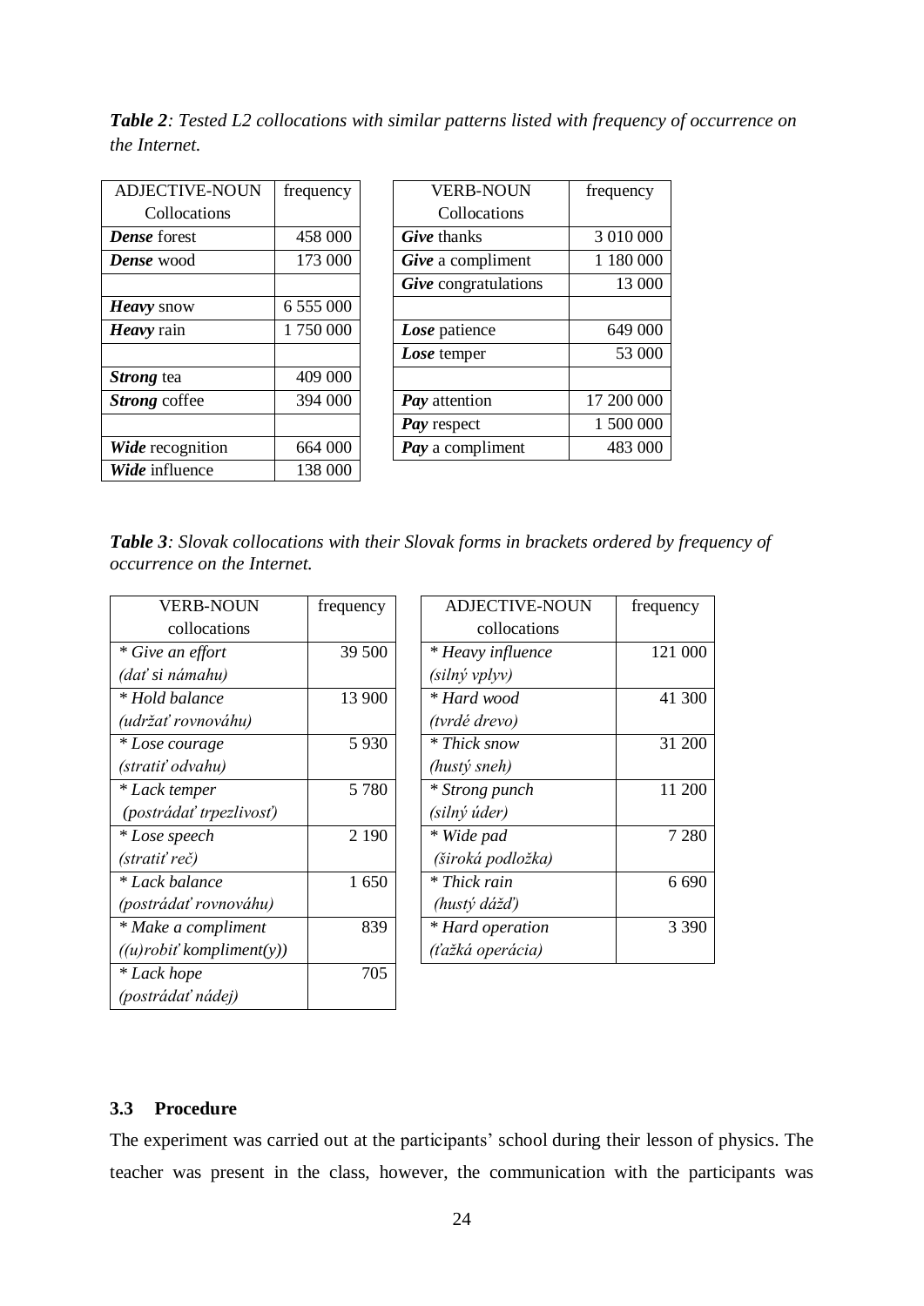***Table 2**: Tested L2 collocations with similar patterns listed with frequency of occurrence on the Internet.*

| ADJECTIVE-NOUN Collocations | frequency |
|---|---|
| ***Dense*** forest | 458 000 |
| ***Dense*** wood | 173 000 |
| | |
| ***Heavy*** snow | 6 555 000 |
| ***Heavy*** rain | 1 750 000 |
| | |
| ***Strong*** tea | 409 000 |
| ***Strong*** coffee | 394 000 |
| | |
| ***Wide*** recognition | 664 000 |
| ***Wide*** influence | 138 000 |

| VERB-NOUN Collocations | frequency |
|---|---|
| ***Give*** thanks | 3 010 000 |
| ***Give*** a compliment | 1 180 000 |
| ***Give*** congratulations | 13 000 |
| | |
| ***Lose*** patience | 649 000 |
| ***Lose*** temper | 53 000 |
| | |
| ***Pay*** attention | 17 200 000 |
| ***Pay*** respect | 1 500 000 |
| ***Pay*** a compliment | 483 000 |

***Table 3**: Slovak collocations with their Slovak forms in brackets ordered by frequency of occurrence on the Internet.*

| VERB-NOUN collocations | frequency |
|---|---|
| *\* Give an effort (dať si námahu)* | 39 500 |
| *\* Hold balance (udržať rovnováhu)* | 13 900 |
| *\* Lose courage (stratiť odvahu)* | 5 930 |
| *\* Lack temper (postrádať trpezlivosť)* | 5 780 |
| *\* Lose speech (stratiť reč)* | 2 190 |
| *\* Lack balance (postrádať rovnováhu)* | 1 650 |
| *\* Make a compliment ((u)robiť kompliment(y))* | 839 |
| *\* Lack hope (postrádať nádej)* | 705 |

| ADJECTIVE-NOUN collocations | frequency |
|---|---|
| *\* Heavy influence (silný vplyv)* | 121 000 |
| *\* Hard wood (tvrdé drevo)* | 41 300 |
| *\* Thick snow (hustý sneh)* | 31 200 |
| *\* Strong punch (silný úder)* | 11 200 |
| *\* Wide pad (široká podložka)* | 7 280 |
| *\* Thick rain (hustý dážď)* | 6 690 |
| *\* Hard operation (ťažká operácia)* | 3 390 |

### 3.3 Procedure

The experiment was carried out at the participants' school during their lesson of physics. The teacher was present in the class, however, the communication with the participants was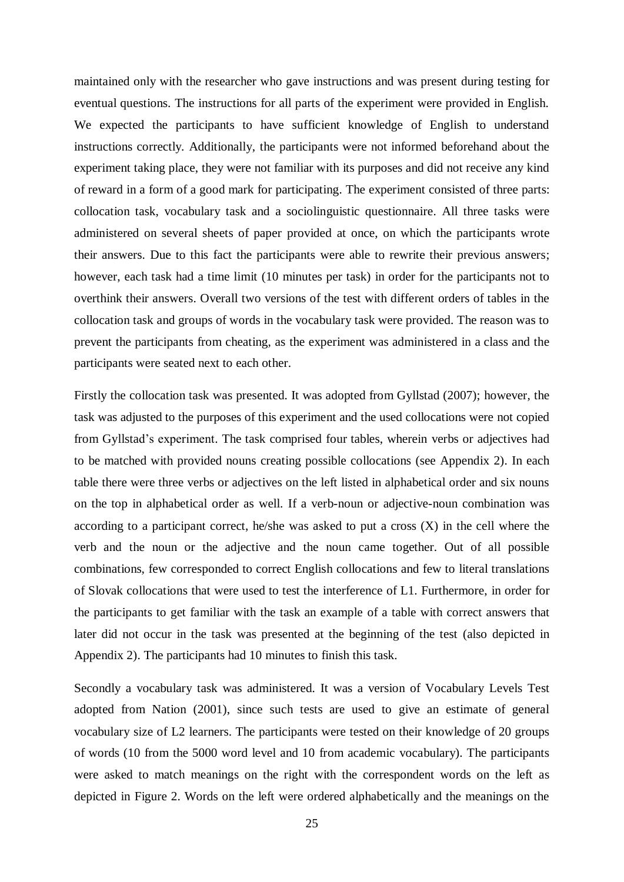maintained only with the researcher who gave instructions and was present during testing for eventual questions. The instructions for all parts of the experiment were provided in English. We expected the participants to have sufficient knowledge of English to understand instructions correctly. Additionally, the participants were not informed beforehand about the experiment taking place, they were not familiar with its purposes and did not receive any kind of reward in a form of a good mark for participating. The experiment consisted of three parts: collocation task, vocabulary task and a sociolinguistic questionnaire. All three tasks were administered on several sheets of paper provided at once, on which the participants wrote their answers. Due to this fact the participants were able to rewrite their previous answers; however, each task had a time limit (10 minutes per task) in order for the participants not to overthink their answers. Overall two versions of the test with different orders of tables in the collocation task and groups of words in the vocabulary task were provided. The reason was to prevent the participants from cheating, as the experiment was administered in a class and the participants were seated next to each other.

Firstly the collocation task was presented. It was adopted from Gyllstad (2007); however, the task was adjusted to the purposes of this experiment and the used collocations were not copied from Gyllstad's experiment. The task comprised four tables, wherein verbs or adjectives had to be matched with provided nouns creating possible collocations (see Appendix 2). In each table there were three verbs or adjectives on the left listed in alphabetical order and six nouns on the top in alphabetical order as well. If a verb-noun or adjective-noun combination was according to a participant correct, he/she was asked to put a cross (X) in the cell where the verb and the noun or the adjective and the noun came together. Out of all possible combinations, few corresponded to correct English collocations and few to literal translations of Slovak collocations that were used to test the interference of L1. Furthermore, in order for the participants to get familiar with the task an example of a table with correct answers that later did not occur in the task was presented at the beginning of the test (also depicted in Appendix 2). The participants had 10 minutes to finish this task.

Secondly a vocabulary task was administered. It was a version of Vocabulary Levels Test adopted from Nation (2001), since such tests are used to give an estimate of general vocabulary size of L2 learners. The participants were tested on their knowledge of 20 groups of words (10 from the 5000 word level and 10 from academic vocabulary). The participants were asked to match meanings on the right with the correspondent words on the left as depicted in Figure 2. Words on the left were ordered alphabetically and the meanings on the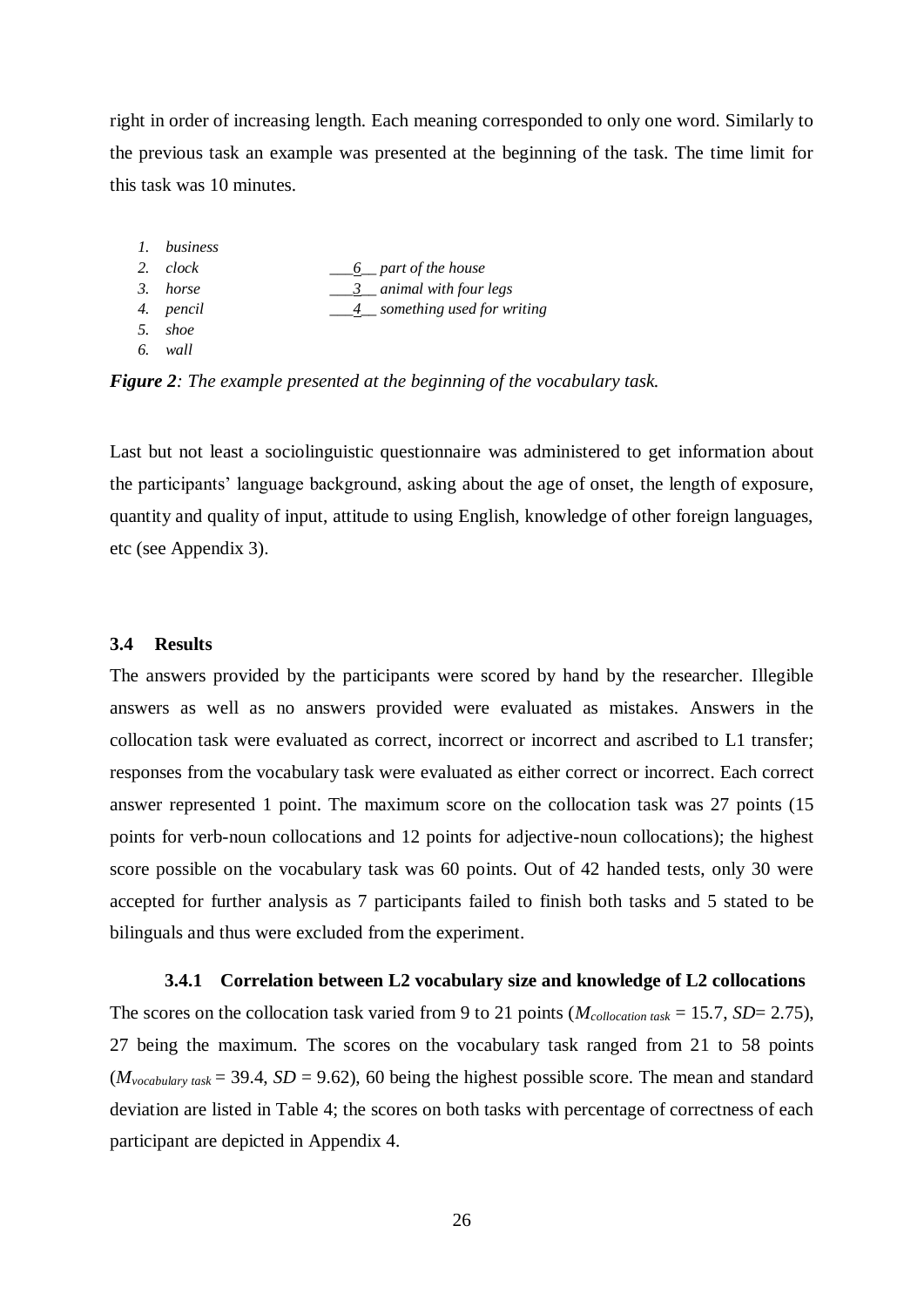right in order of increasing length. Each meaning corresponded to only one word. Similarly to the previous task an example was presented at the beginning of the task. The time limit for this task was 10 minutes.

| | |
|---|---|
| *1. business* | |
| *2. clock* | ___6__ *part of the house* |
| *3. horse* | ___3__ *animal with four legs* |
| *4. pencil* | ___4__ *something used for writing* |
| *5. shoe* | |
| *6. wall* | |

***Figure 2****: The example presented at the beginning of the vocabulary task.*

Last but not least a sociolinguistic questionnaire was administered to get information about the participants' language background, asking about the age of onset, the length of exposure, quantity and quality of input, attitude to using English, knowledge of other foreign languages, etc (see Appendix 3).

### 3.4 Results

The answers provided by the participants were scored by hand by the researcher. Illegible answers as well as no answers provided were evaluated as mistakes. Answers in the collocation task were evaluated as correct, incorrect or incorrect and ascribed to L1 transfer; responses from the vocabulary task were evaluated as either correct or incorrect. Each correct answer represented 1 point. The maximum score on the collocation task was 27 points (15 points for verb-noun collocations and 12 points for adjective-noun collocations); the highest score possible on the vocabulary task was 60 points. Out of 42 handed tests, only 30 were accepted for further analysis as 7 participants failed to finish both tasks and 5 stated to be bilinguals and thus were excluded from the experiment.

#### 3.4.1 Correlation between L2 vocabulary size and knowledge of L2 collocations

The scores on the collocation task varied from 9 to 21 points ($M_{collocation\ task}$ = 15.7, $SD$= 2.75), 27 being the maximum. The scores on the vocabulary task ranged from 21 to 58 points ($M_{vocabulary\ task}$ = 39.4, $SD$ = 9.62), 60 being the highest possible score. The mean and standard deviation are listed in Table 4; the scores on both tasks with percentage of correctness of each participant are depicted in Appendix 4.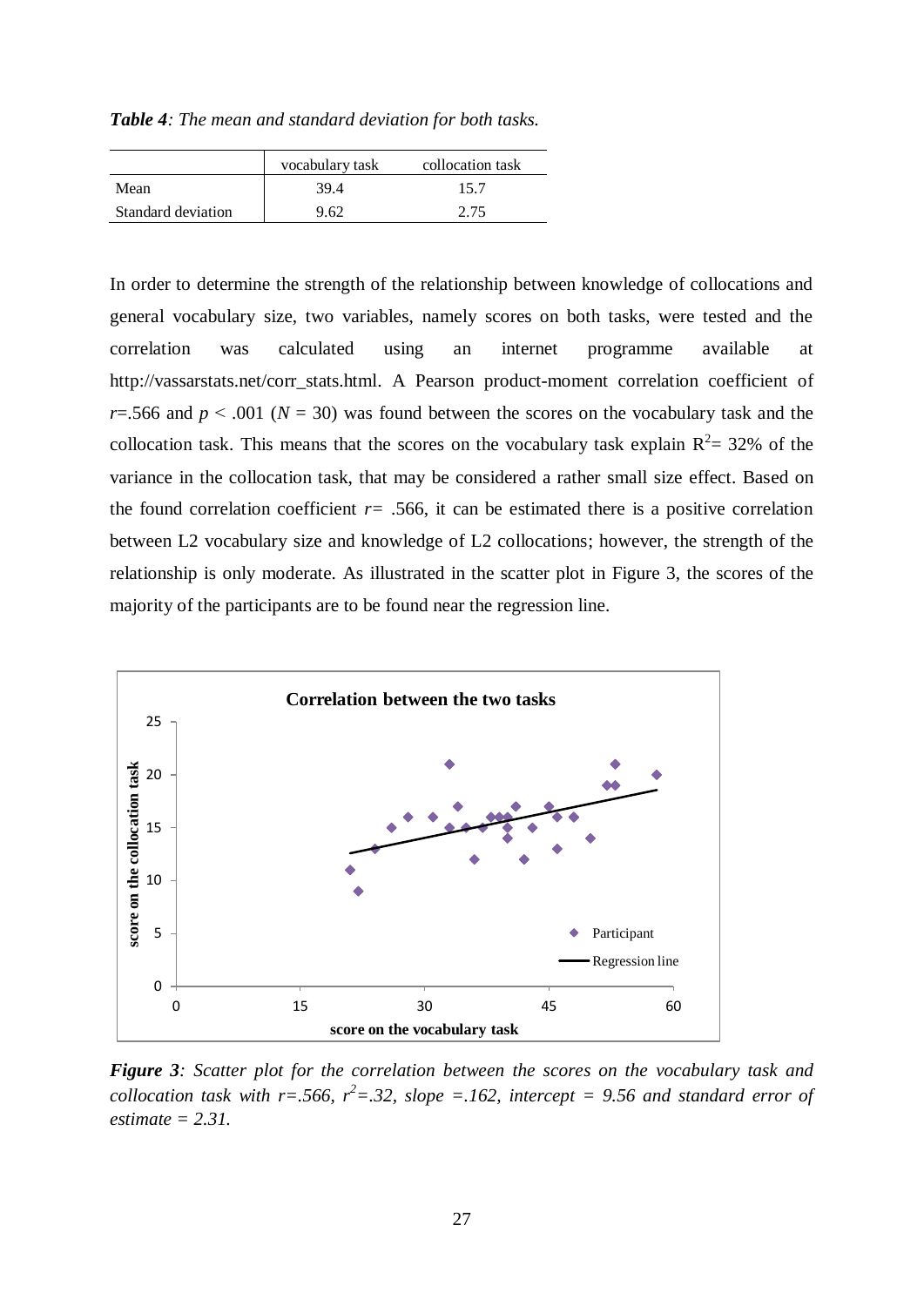***Table 4**: The mean and standard deviation for both tasks.*

| | vocabulary task | collocation task |
|---|---|---|
| Mean | 39.4 | 15.7 |
| Standard deviation | 9.62 | 2.75 |

In order to determine the strength of the relationship between knowledge of collocations and general vocabulary size, two variables, namely scores on both tasks, were tested and the correlation was calculated using an internet programme available at http://vassarstats.net/corr_stats.html. A Pearson product-moment correlation coefficient of $r$=.566 and $p < .001$ ($N = 30$) was found between the scores on the vocabulary task and the collocation task. This means that the scores on the vocabulary task explain $R^2$= 32% of the variance in the collocation task, that may be considered a rather small size effect. Based on the found correlation coefficient $r$= .566, it can be estimated there is a positive correlation between L2 vocabulary size and knowledge of L2 collocations; however, the strength of the relationship is only moderate. As illustrated in the scatter plot in Figure 3, the scores of the majority of the participants are to be found near the regression line.

***Figure 3**: Scatter plot for the correlation between the scores on the vocabulary task and collocation task with r=.566, $r^2$=.32, slope =.162, intercept = 9.56 and standard error of estimate = 2.31.*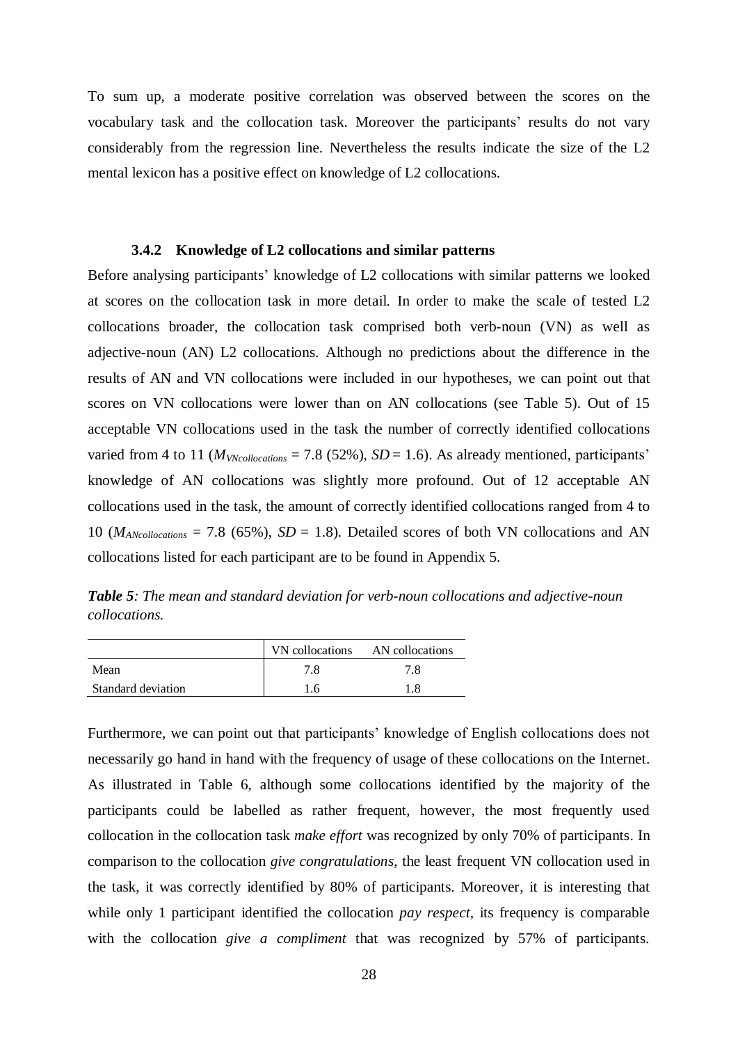To sum up, a moderate positive correlation was observed between the scores on the vocabulary task and the collocation task. Moreover the participants' results do not vary considerably from the regression line. Nevertheless the results indicate the size of the L2 mental lexicon has a positive effect on knowledge of L2 collocations.

### 3.4.2 Knowledge of L2 collocations and similar patterns

Before analysing participants' knowledge of L2 collocations with similar patterns we looked at scores on the collocation task in more detail. In order to make the scale of tested L2 collocations broader, the collocation task comprised both verb-noun (VN) as well as adjective-noun (AN) L2 collocations. Although no predictions about the difference in the results of AN and VN collocations were included in our hypotheses, we can point out that scores on VN collocations were lower than on AN collocations (see Table 5). Out of 15 acceptable VN collocations used in the task the number of correctly identified collocations varied from 4 to 11 ($M_{VNcollocations}$ = 7.8 (52%), $SD$ = 1.6). As already mentioned, participants' knowledge of AN collocations was slightly more profound. Out of 12 acceptable AN collocations used in the task, the amount of correctly identified collocations ranged from 4 to 10 ($M_{ANcollocations}$ = 7.8 (65%), $SD$ = 1.8). Detailed scores of both VN collocations and AN collocations listed for each participant are to be found in Appendix 5.

***Table 5**: The mean and standard deviation for verb-noun collocations and adjective-noun collocations.*

| | VN collocations | AN collocations |
|---|---|---|
| Mean | 7.8 | 7.8 |
| Standard deviation | 1.6 | 1.8 |

Furthermore, we can point out that participants' knowledge of English collocations does not necessarily go hand in hand with the frequency of usage of these collocations on the Internet. As illustrated in Table 6, although some collocations identified by the majority of the participants could be labelled as rather frequent, however, the most frequently used collocation in the collocation task *make effort* was recognized by only 70% of participants. In comparison to the collocation *give congratulations*, the least frequent VN collocation used in the task, it was correctly identified by 80% of participants. Moreover, it is interesting that while only 1 participant identified the collocation *pay respect*, its frequency is comparable with the collocation *give a compliment* that was recognized by 57% of participants.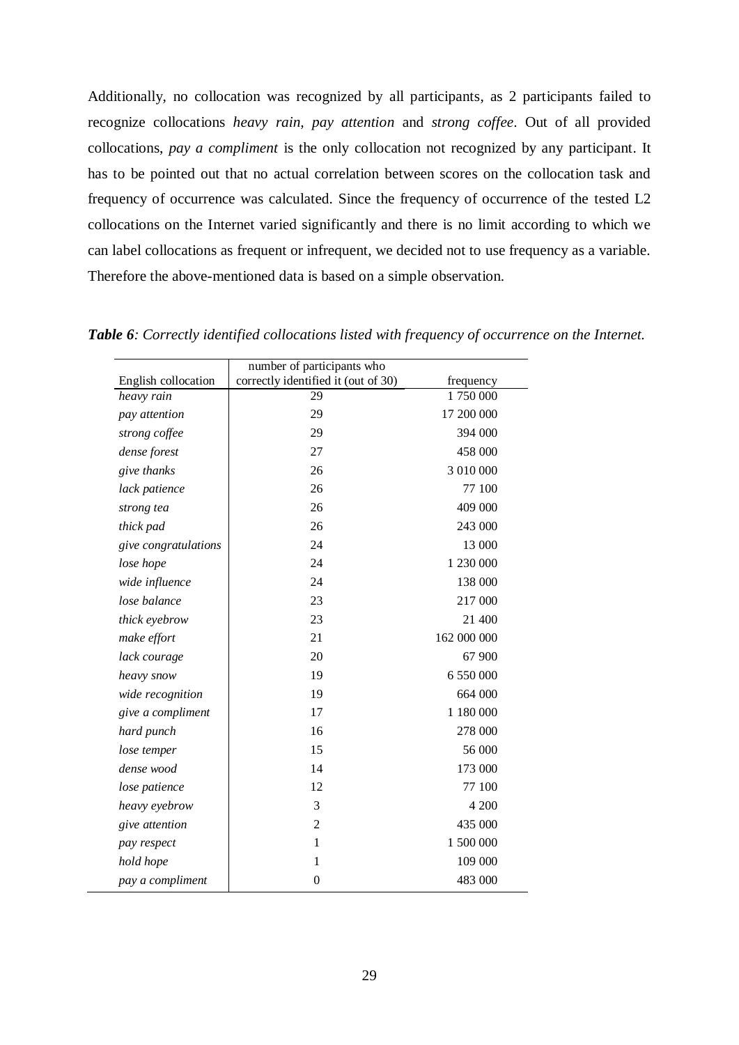Additionally, no collocation was recognized by all participants, as 2 participants failed to recognize collocations *heavy rain, pay attention* and *strong coffee*. Out of all provided collocations, *pay a compliment* is the only collocation not recognized by any participant. It has to be pointed out that no actual correlation between scores on the collocation task and frequency of occurrence was calculated. Since the frequency of occurrence of the tested L2 collocations on the Internet varied significantly and there is no limit according to which we can label collocations as frequent or infrequent, we decided not to use frequency as a variable. Therefore the above-mentioned data is based on a simple observation.

***Table 6****: Correctly identified collocations listed with frequency of occurrence on the Internet.*

| English collocation | number of participants who correctly identified it (out of 30) | frequency |
|---|---|---|
| *heavy rain* | 29 | 1 750 000 |
| *pay attention* | 29 | 17 200 000 |
| *strong coffee* | 29 | 394 000 |
| *dense forest* | 27 | 458 000 |
| *give thanks* | 26 | 3 010 000 |
| *lack patience* | 26 | 77 100 |
| *strong tea* | 26 | 409 000 |
| *thick pad* | 26 | 243 000 |
| *give congratulations* | 24 | 13 000 |
| *lose hope* | 24 | 1 230 000 |
| *wide influence* | 24 | 138 000 |
| *lose balance* | 23 | 217 000 |
| *thick eyebrow* | 23 | 21 400 |
| *make effort* | 21 | 162 000 000 |
| *lack courage* | 20 | 67 900 |
| *heavy snow* | 19 | 6 550 000 |
| *wide recognition* | 19 | 664 000 |
| *give a compliment* | 17 | 1 180 000 |
| *hard punch* | 16 | 278 000 |
| *lose temper* | 15 | 56 000 |
| *dense wood* | 14 | 173 000 |
| *lose patience* | 12 | 77 100 |
| *heavy eyebrow* | 3 | 4 200 |
| *give attention* | 2 | 435 000 |
| *pay respect* | 1 | 1 500 000 |
| *hold hope* | 1 | 109 000 |
| *pay a compliment* | 0 | 483 000 |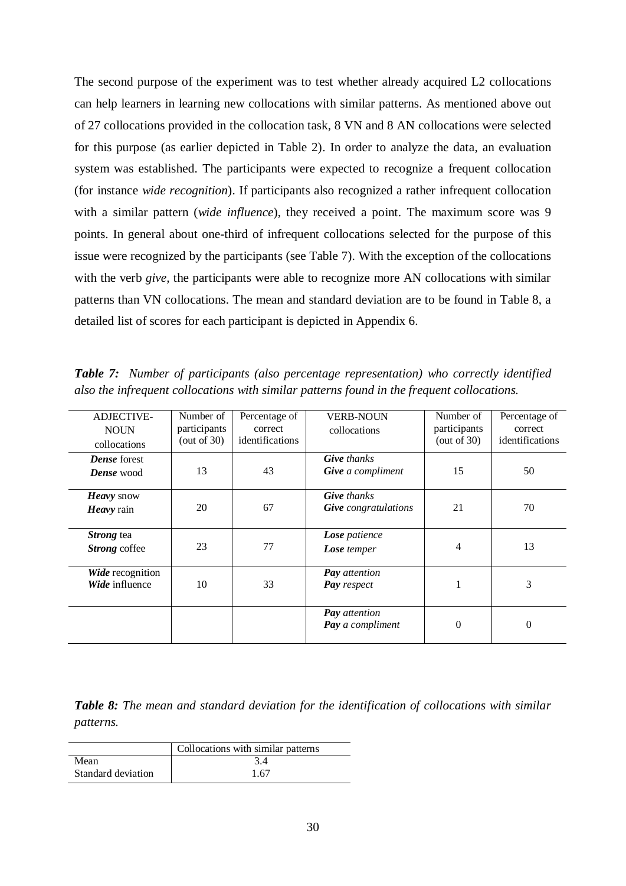The second purpose of the experiment was to test whether already acquired L2 collocations can help learners in learning new collocations with similar patterns. As mentioned above out of 27 collocations provided in the collocation task, 8 VN and 8 AN collocations were selected for this purpose (as earlier depicted in Table 2). In order to analyze the data, an evaluation system was established. The participants were expected to recognize a frequent collocation (for instance *wide recognition*). If participants also recognized a rather infrequent collocation with a similar pattern (*wide influence*), they received a point. The maximum score was 9 points. In general about one-third of infrequent collocations selected for the purpose of this issue were recognized by the participants (see Table 7). With the exception of the collocations with the verb *give,* the participants were able to recognize more AN collocations with similar patterns than VN collocations. The mean and standard deviation are to be found in Table 8, a detailed list of scores for each participant is depicted in Appendix 6.

***Table 7:*** *Number of participants (also percentage representation) who correctly identified also the infrequent collocations with similar patterns found in the frequent collocations.*

| ADJECTIVE-NOUN collocations | Number of participants (out of 30) | Percentage of correct identifications | VERB-NOUN collocations | Number of participants (out of 30) | Percentage of correct identifications |
|---|---|---|---|---|---|
| ***Dense*** forest<br>***Dense*** wood | 13 | 43 | ***Give*** *thanks*<br>***Give*** *a compliment* | 15 | 50 |
| ***Heavy*** snow<br>***Heavy*** rain | 20 | 67 | ***Give*** *thanks*<br>***Give*** *congratulations* | 21 | 70 |
| ***Strong*** tea<br>***Strong*** coffee | 23 | 77 | ***Lose*** *patience*<br>***Lose*** *temper* | 4 | 13 |
| ***Wide*** recognition<br>***Wide*** influence | 10 | 33 | ***Pay*** *attention*<br>***Pay*** *respect* | 1 | 3 |
| | | | ***Pay*** *attention*<br>***Pay*** *a compliment* | 0 | 0 |

***Table 8:*** *The mean and standard deviation for the identification of collocations with similar patterns.*

| | Collocations with similar patterns |
|---|---|
| Mean | 3.4 |
| Standard deviation | 1.67 |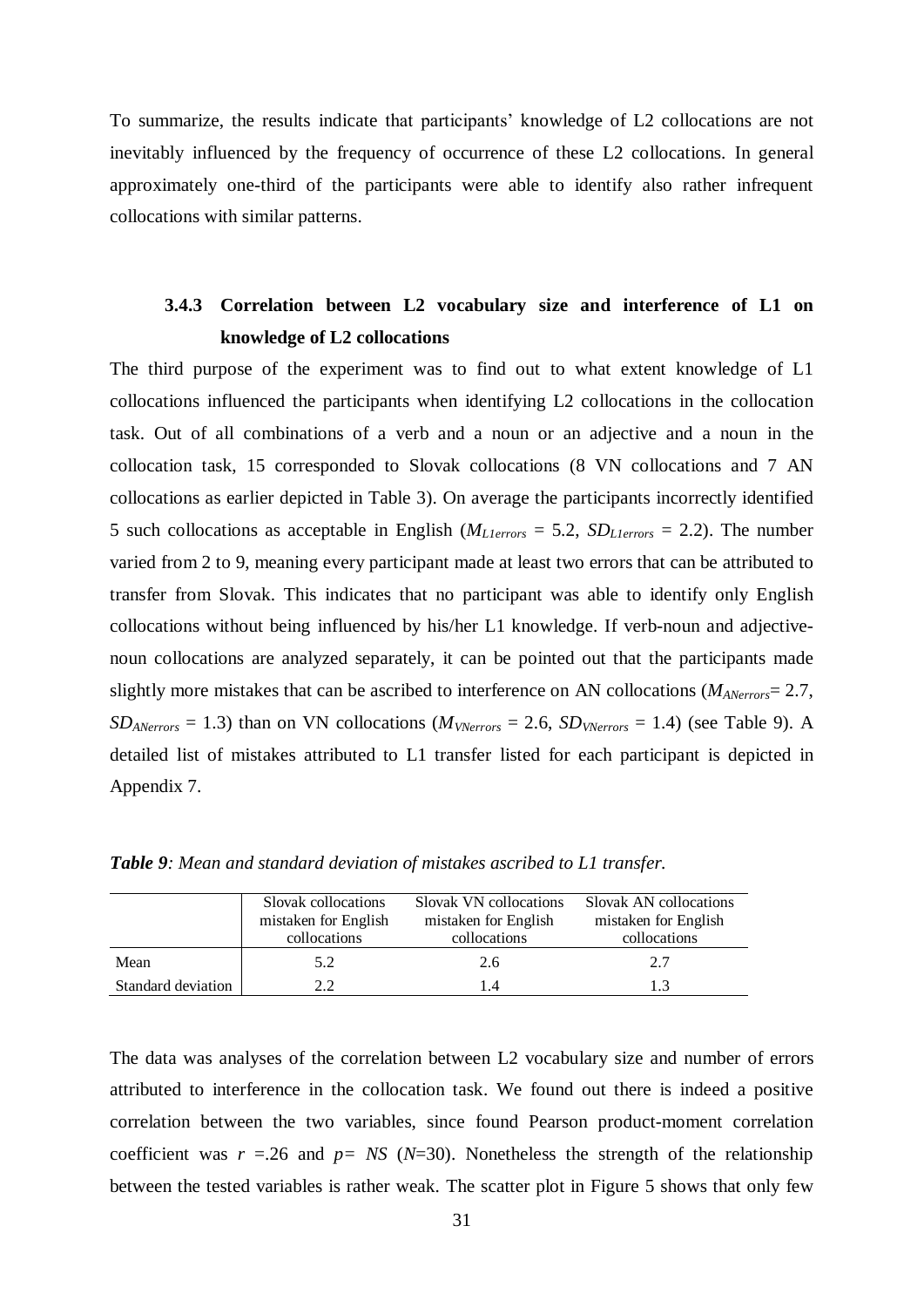To summarize, the results indicate that participants' knowledge of L2 collocations are not inevitably influenced by the frequency of occurrence of these L2 collocations. In general approximately one-third of the participants were able to identify also rather infrequent collocations with similar patterns.

### 3.4.3 Correlation between L2 vocabulary size and interference of L1 on knowledge of L2 collocations

The third purpose of the experiment was to find out to what extent knowledge of L1 collocations influenced the participants when identifying L2 collocations in the collocation task. Out of all combinations of a verb and a noun or an adjective and a noun in the collocation task, 15 corresponded to Slovak collocations (8 VN collocations and 7 AN collocations as earlier depicted in Table 3). On average the participants incorrectly identified 5 such collocations as acceptable in English ($M_{L1errors}$ = 5.2, $SD_{L1errors}$ = 2.2). The number varied from 2 to 9, meaning every participant made at least two errors that can be attributed to transfer from Slovak. This indicates that no participant was able to identify only English collocations without being influenced by his/her L1 knowledge. If verb-noun and adjective-noun collocations are analyzed separately, it can be pointed out that the participants made slightly more mistakes that can be ascribed to interference on AN collocations ($M_{ANerrors}$= 2.7, $SD_{ANerrors}$ = 1.3) than on VN collocations ($M_{VNerrors}$ = 2.6, $SD_{VNerrors}$ = 1.4) (see Table 9). A detailed list of mistakes attributed to L1 transfer listed for each participant is depicted in Appendix 7.

***Table 9**: Mean and standard deviation of mistakes ascribed to L1 transfer.*

| | Slovak collocations mistaken for English collocations | Slovak VN collocations mistaken for English collocations | Slovak AN collocations mistaken for English collocations |
|---|---|---|---|
| Mean | 5.2 | 2.6 | 2.7 |
| Standard deviation | 2.2 | 1.4 | 1.3 |

The data was analyses of the correlation between L2 vocabulary size and number of errors attributed to interference in the collocation task. We found out there is indeed a positive correlation between the two variables, since found Pearson product-moment correlation coefficient was $r$ =.26 and $p$= *NS* ($N$=30). Nonetheless the strength of the relationship between the tested variables is rather weak. The scatter plot in Figure 5 shows that only few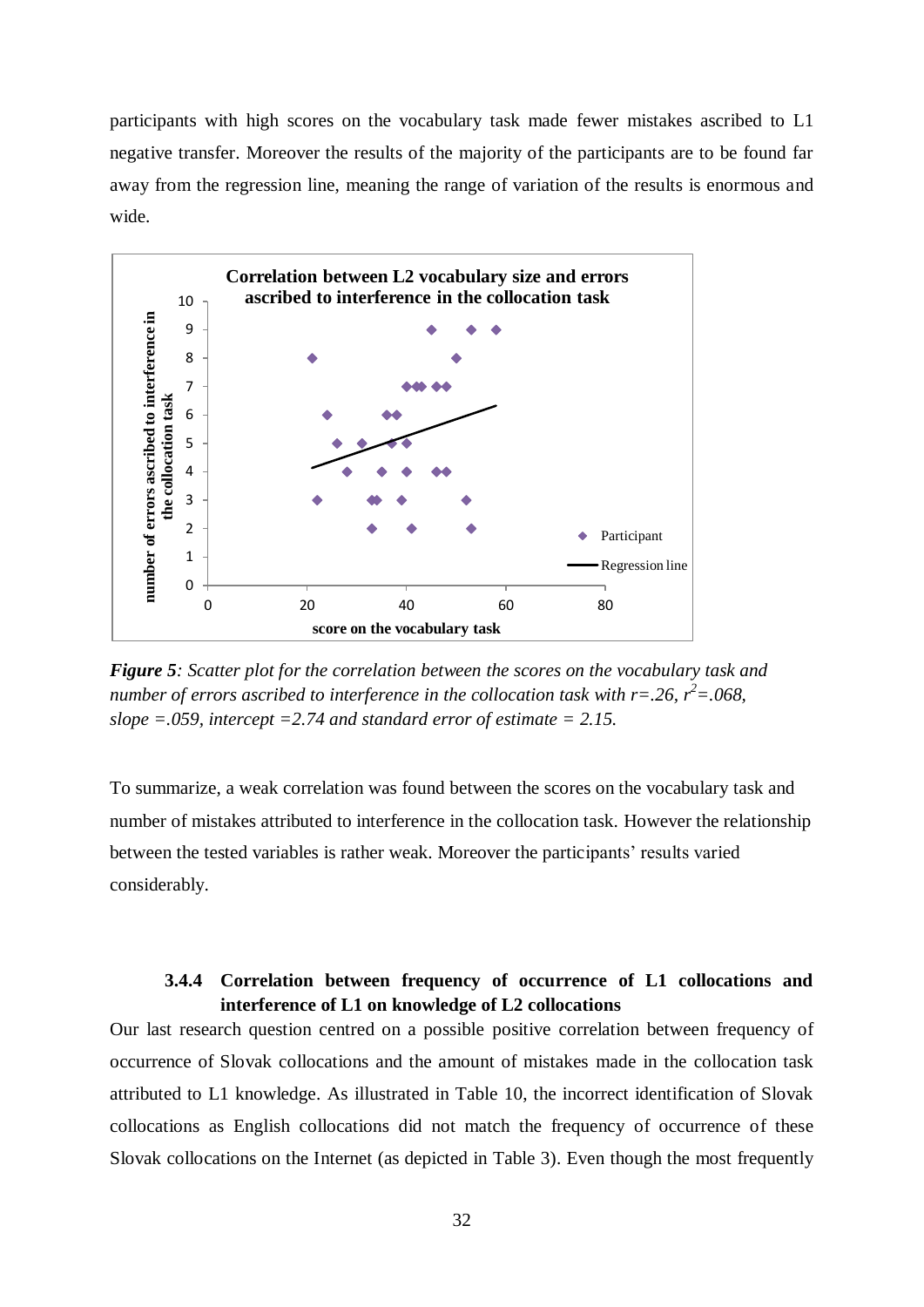participants with high scores on the vocabulary task made fewer mistakes ascribed to L1 negative transfer. Moreover the results of the majority of the participants are to be found far away from the regression line, meaning the range of variation of the results is enormous and wide.

*Figure 5: Scatter plot for the correlation between the scores on the vocabulary task and number of errors ascribed to interference in the collocation task with r=.26, $r^2$=.068, slope =.059, intercept =2.74 and standard error of estimate = 2.15.*

To summarize, a weak correlation was found between the scores on the vocabulary task and number of mistakes attributed to interference in the collocation task. However the relationship between the tested variables is rather weak. Moreover the participants' results varied considerably.

### 3.4.4 Correlation between frequency of occurrence of L1 collocations and interference of L1 on knowledge of L2 collocations

Our last research question centred on a possible positive correlation between frequency of occurrence of Slovak collocations and the amount of mistakes made in the collocation task attributed to L1 knowledge. As illustrated in Table 10, the incorrect identification of Slovak collocations as English collocations did not match the frequency of occurrence of these Slovak collocations on the Internet (as depicted in Table 3). Even though the most frequently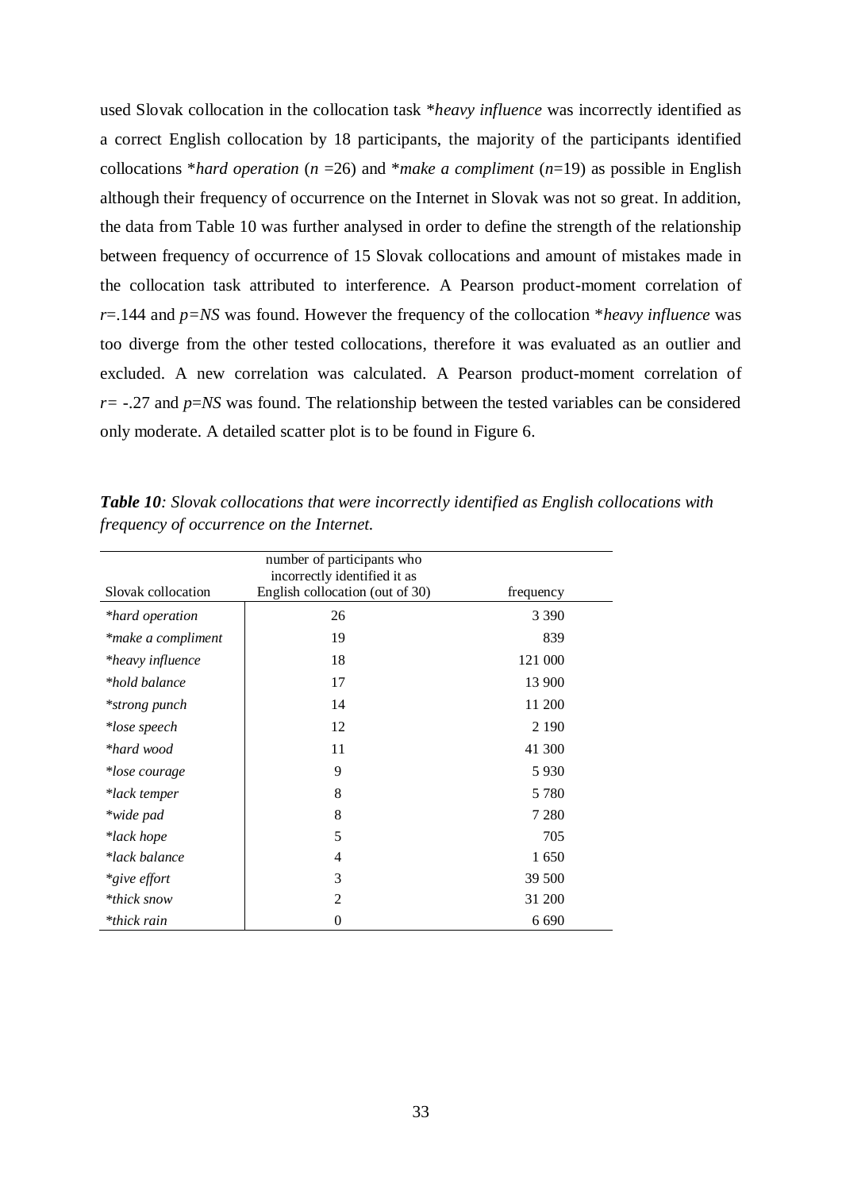used Slovak collocation in the collocation task **heavy influence* was incorrectly identified as a correct English collocation by 18 participants, the majority of the participants identified collocations **hard operation* ($n$ =26) and **make a compliment* ($n$=19) as possible in English although their frequency of occurrence on the Internet in Slovak was not so great. In addition, the data from Table 10 was further analysed in order to define the strength of the relationship between frequency of occurrence of 15 Slovak collocations and amount of mistakes made in the collocation task attributed to interference. A Pearson product-moment correlation of $r$=.144 and $p$=$NS$ was found. However the frequency of the collocation **heavy influence* was too diverge from the other tested collocations, therefore it was evaluated as an outlier and excluded. A new correlation was calculated. A Pearson product-moment correlation of $r$= -.27 and $p$=$NS$ was found. The relationship between the tested variables can be considered only moderate. A detailed scatter plot is to be found in Figure 6.

***Table 10**: Slovak collocations that were incorrectly identified as English collocations with frequency of occurrence on the Internet.*

| Slovak collocation | number of participants who incorrectly identified it as English collocation (out of 30) | frequency |
|---|---|---|
| **hard operation* | 26 | 3 390 |
| **make a compliment* | 19 | 839 |
| **heavy influence* | 18 | 121 000 |
| **hold balance* | 17 | 13 900 |
| **strong punch* | 14 | 11 200 |
| **lose speech* | 12 | 2 190 |
| **hard wood* | 11 | 41 300 |
| **lose courage* | 9 | 5 930 |
| **lack temper* | 8 | 5 780 |
| **wide pad* | 8 | 7 280 |
| **lack hope* | 5 | 705 |
| **lack balance* | 4 | 1 650 |
| **give effort* | 3 | 39 500 |
| **thick snow* | 2 | 31 200 |
| **thick rain* | 0 | 6 690 |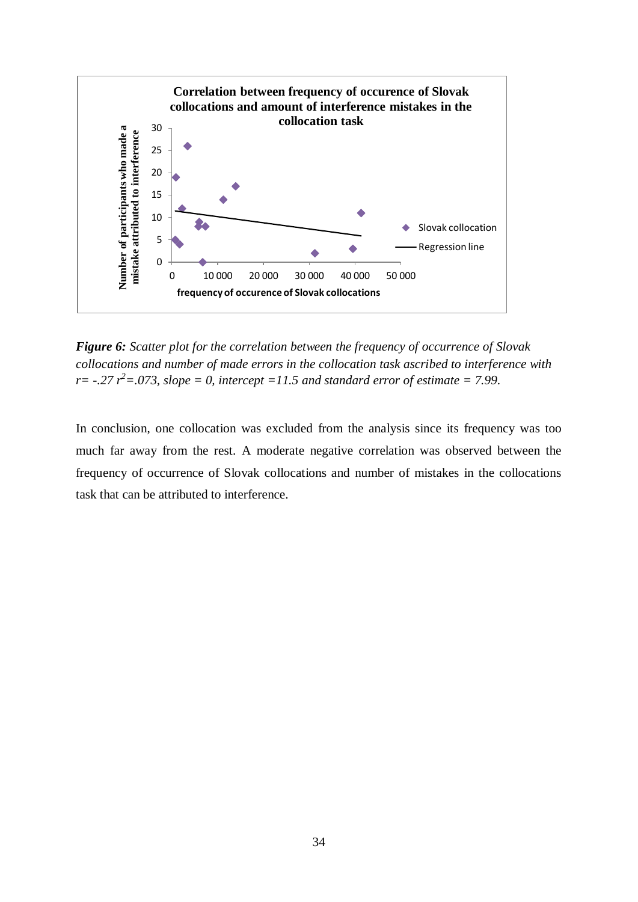Correlation between frequency of occurence of Slovak collocations and amount of interference mistakes in the collocation task

*Figure 6:* *Scatter plot for the correlation between the frequency of occurrence of Slovak collocations and number of made errors in the collocation task ascribed to interference with $r = -.27$ $r^2 = .073$, slope = 0, intercept = 11.5 and standard error of estimate = 7.99.*

In conclusion, one collocation was excluded from the analysis since its frequency was too much far away from the rest. A moderate negative correlation was observed between the frequency of occurrence of Slovak collocations and number of mistakes in the collocations task that can be attributed to interference.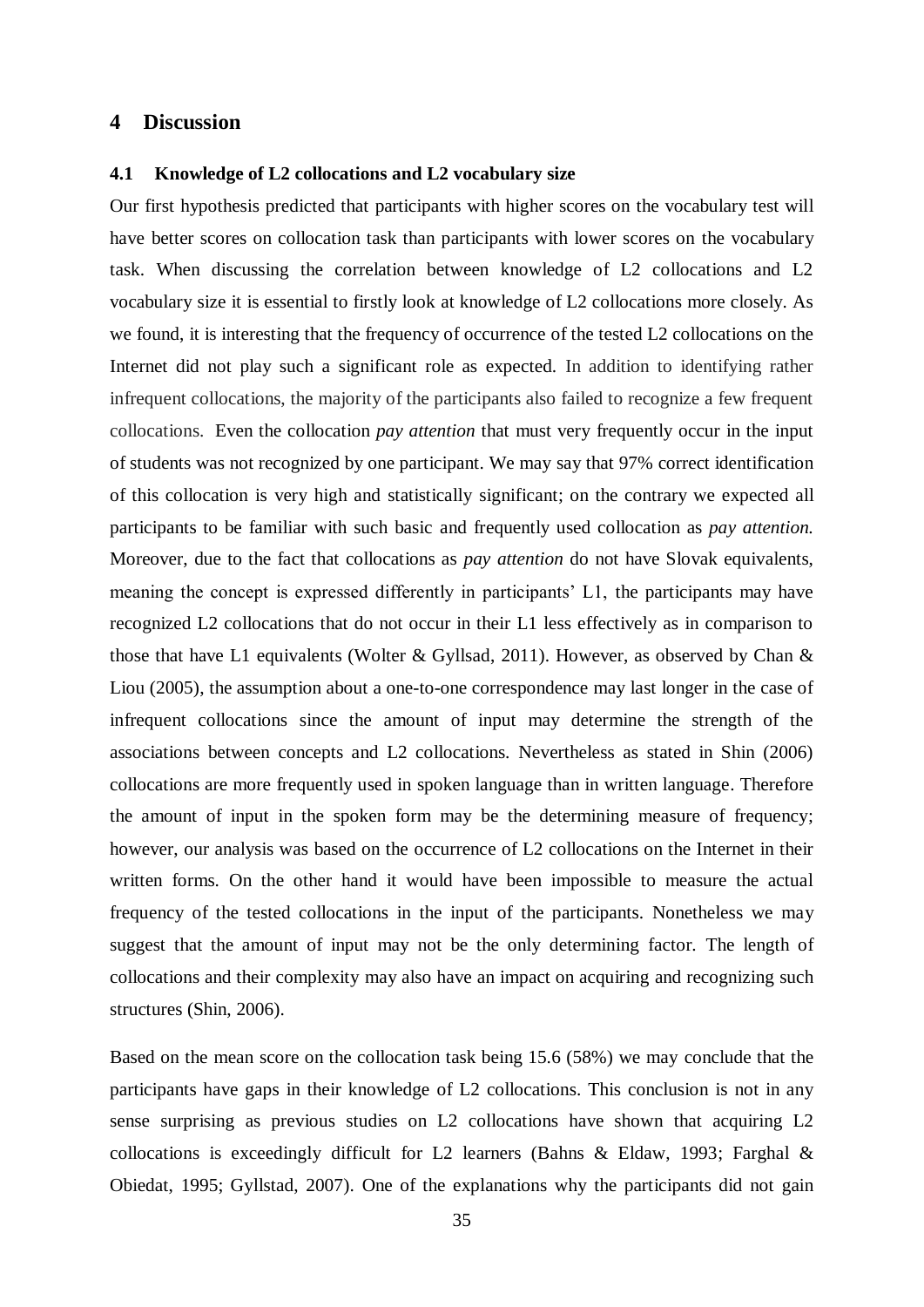## 4 Discussion

### 4.1 Knowledge of L2 collocations and L2 vocabulary size

Our first hypothesis predicted that participants with higher scores on the vocabulary test will have better scores on collocation task than participants with lower scores on the vocabulary task. When discussing the correlation between knowledge of L2 collocations and L2 vocabulary size it is essential to firstly look at knowledge of L2 collocations more closely. As we found, it is interesting that the frequency of occurrence of the tested L2 collocations on the Internet did not play such a significant role as expected. In addition to identifying rather infrequent collocations, the majority of the participants also failed to recognize a few frequent collocations. Even the collocation *pay attention* that must very frequently occur in the input of students was not recognized by one participant. We may say that 97% correct identification of this collocation is very high and statistically significant; on the contrary we expected all participants to be familiar with such basic and frequently used collocation as *pay attention.* Moreover, due to the fact that collocations as *pay attention* do not have Slovak equivalents, meaning the concept is expressed differently in participants' L1, the participants may have recognized L2 collocations that do not occur in their L1 less effectively as in comparison to those that have L1 equivalents (Wolter & Gyllsad, 2011). However, as observed by Chan & Liou (2005), the assumption about a one-to-one correspondence may last longer in the case of infrequent collocations since the amount of input may determine the strength of the associations between concepts and L2 collocations. Nevertheless as stated in Shin (2006) collocations are more frequently used in spoken language than in written language. Therefore the amount of input in the spoken form may be the determining measure of frequency; however, our analysis was based on the occurrence of L2 collocations on the Internet in their written forms. On the other hand it would have been impossible to measure the actual frequency of the tested collocations in the input of the participants. Nonetheless we may suggest that the amount of input may not be the only determining factor. The length of collocations and their complexity may also have an impact on acquiring and recognizing such structures (Shin, 2006).

Based on the mean score on the collocation task being 15.6 (58%) we may conclude that the participants have gaps in their knowledge of L2 collocations. This conclusion is not in any sense surprising as previous studies on L2 collocations have shown that acquiring L2 collocations is exceedingly difficult for L2 learners (Bahns & Eldaw, 1993; Farghal & Obiedat, 1995; Gyllstad, 2007). One of the explanations why the participants did not gain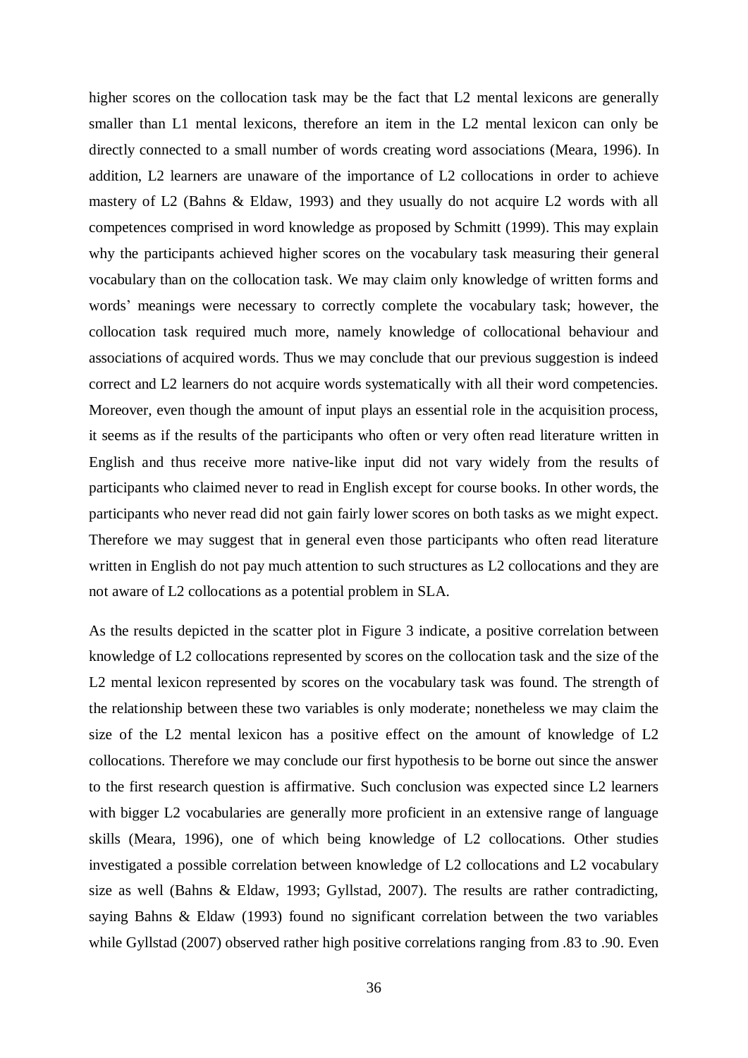higher scores on the collocation task may be the fact that L2 mental lexicons are generally smaller than L1 mental lexicons, therefore an item in the L2 mental lexicon can only be directly connected to a small number of words creating word associations (Meara, 1996). In addition, L2 learners are unaware of the importance of L2 collocations in order to achieve mastery of L2 (Bahns & Eldaw, 1993) and they usually do not acquire L2 words with all competences comprised in word knowledge as proposed by Schmitt (1999). This may explain why the participants achieved higher scores on the vocabulary task measuring their general vocabulary than on the collocation task. We may claim only knowledge of written forms and words' meanings were necessary to correctly complete the vocabulary task; however, the collocation task required much more, namely knowledge of collocational behaviour and associations of acquired words. Thus we may conclude that our previous suggestion is indeed correct and L2 learners do not acquire words systematically with all their word competencies. Moreover, even though the amount of input plays an essential role in the acquisition process, it seems as if the results of the participants who often or very often read literature written in English and thus receive more native-like input did not vary widely from the results of participants who claimed never to read in English except for course books. In other words, the participants who never read did not gain fairly lower scores on both tasks as we might expect. Therefore we may suggest that in general even those participants who often read literature written in English do not pay much attention to such structures as L2 collocations and they are not aware of L2 collocations as a potential problem in SLA.

As the results depicted in the scatter plot in Figure 3 indicate, a positive correlation between knowledge of L2 collocations represented by scores on the collocation task and the size of the L2 mental lexicon represented by scores on the vocabulary task was found. The strength of the relationship between these two variables is only moderate; nonetheless we may claim the size of the L2 mental lexicon has a positive effect on the amount of knowledge of L2 collocations. Therefore we may conclude our first hypothesis to be borne out since the answer to the first research question is affirmative. Such conclusion was expected since L2 learners with bigger L2 vocabularies are generally more proficient in an extensive range of language skills (Meara, 1996), one of which being knowledge of L2 collocations. Other studies investigated a possible correlation between knowledge of L2 collocations and L2 vocabulary size as well (Bahns & Eldaw, 1993; Gyllstad, 2007). The results are rather contradicting, saying Bahns & Eldaw (1993) found no significant correlation between the two variables while Gyllstad (2007) observed rather high positive correlations ranging from .83 to .90. Even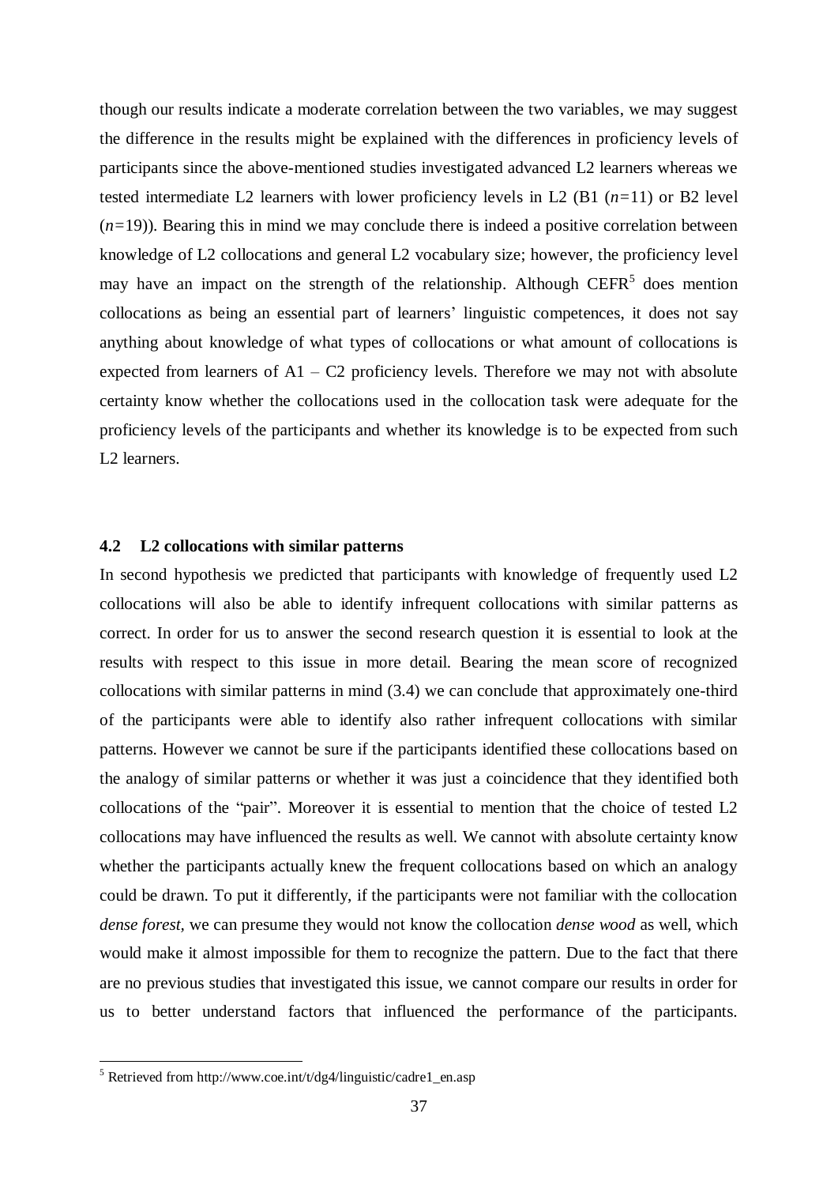though our results indicate a moderate correlation between the two variables, we may suggest the difference in the results might be explained with the differences in proficiency levels of participants since the above-mentioned studies investigated advanced L2 learners whereas we tested intermediate L2 learners with lower proficiency levels in L2 (B1 ($n$=11) or B2 level ($n$=19)). Bearing this in mind we may conclude there is indeed a positive correlation between knowledge of L2 collocations and general L2 vocabulary size; however, the proficiency level may have an impact on the strength of the relationship. Although CEFR[5] does mention collocations as being an essential part of learners' linguistic competences, it does not say anything about knowledge of what types of collocations or what amount of collocations is expected from learners of A1 – C2 proficiency levels. Therefore we may not with absolute certainty know whether the collocations used in the collocation task were adequate for the proficiency levels of the participants and whether its knowledge is to be expected from such L2 learners.

### 4.2 L2 collocations with similar patterns

In second hypothesis we predicted that participants with knowledge of frequently used L2 collocations will also be able to identify infrequent collocations with similar patterns as correct. In order for us to answer the second research question it is essential to look at the results with respect to this issue in more detail. Bearing the mean score of recognized collocations with similar patterns in mind (3.4) we can conclude that approximately one-third of the participants were able to identify also rather infrequent collocations with similar patterns. However we cannot be sure if the participants identified these collocations based on the analogy of similar patterns or whether it was just a coincidence that they identified both collocations of the "pair". Moreover it is essential to mention that the choice of tested L2 collocations may have influenced the results as well. We cannot with absolute certainty know whether the participants actually knew the frequent collocations based on which an analogy could be drawn. To put it differently, if the participants were not familiar with the collocation *dense forest,* we can presume they would not know the collocation *dense wood* as well, which would make it almost impossible for them to recognize the pattern. Due to the fact that there are no previous studies that investigated this issue, we cannot compare our results in order for us to better understand factors that influenced the performance of the participants.

[5] Retrieved from http://www.coe.int/t/dg4/linguistic/cadre1_en.asp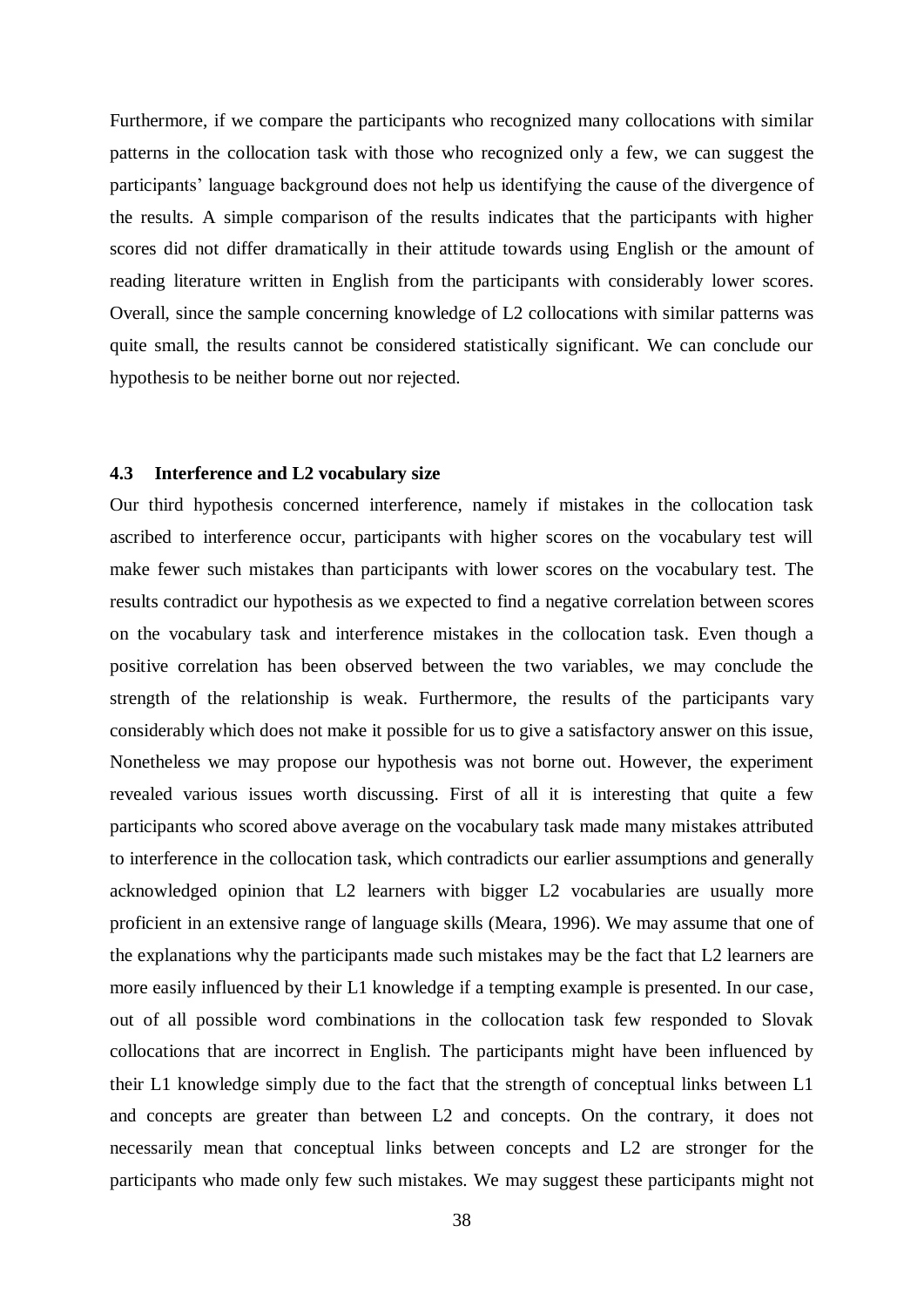Furthermore, if we compare the participants who recognized many collocations with similar patterns in the collocation task with those who recognized only a few, we can suggest the participants' language background does not help us identifying the cause of the divergence of the results. A simple comparison of the results indicates that the participants with higher scores did not differ dramatically in their attitude towards using English or the amount of reading literature written in English from the participants with considerably lower scores. Overall, since the sample concerning knowledge of L2 collocations with similar patterns was quite small, the results cannot be considered statistically significant. We can conclude our hypothesis to be neither borne out nor rejected.

### 4.3 Interference and L2 vocabulary size

Our third hypothesis concerned interference, namely if mistakes in the collocation task ascribed to interference occur, participants with higher scores on the vocabulary test will make fewer such mistakes than participants with lower scores on the vocabulary test. The results contradict our hypothesis as we expected to find a negative correlation between scores on the vocabulary task and interference mistakes in the collocation task. Even though a positive correlation has been observed between the two variables, we may conclude the strength of the relationship is weak. Furthermore, the results of the participants vary considerably which does not make it possible for us to give a satisfactory answer on this issue, Nonetheless we may propose our hypothesis was not borne out. However, the experiment revealed various issues worth discussing. First of all it is interesting that quite a few participants who scored above average on the vocabulary task made many mistakes attributed to interference in the collocation task, which contradicts our earlier assumptions and generally acknowledged opinion that L2 learners with bigger L2 vocabularies are usually more proficient in an extensive range of language skills (Meara, 1996). We may assume that one of the explanations why the participants made such mistakes may be the fact that L2 learners are more easily influenced by their L1 knowledge if a tempting example is presented. In our case, out of all possible word combinations in the collocation task few responded to Slovak collocations that are incorrect in English. The participants might have been influenced by their L1 knowledge simply due to the fact that the strength of conceptual links between L1 and concepts are greater than between L2 and concepts. On the contrary, it does not necessarily mean that conceptual links between concepts and L2 are stronger for the participants who made only few such mistakes. We may suggest these participants might not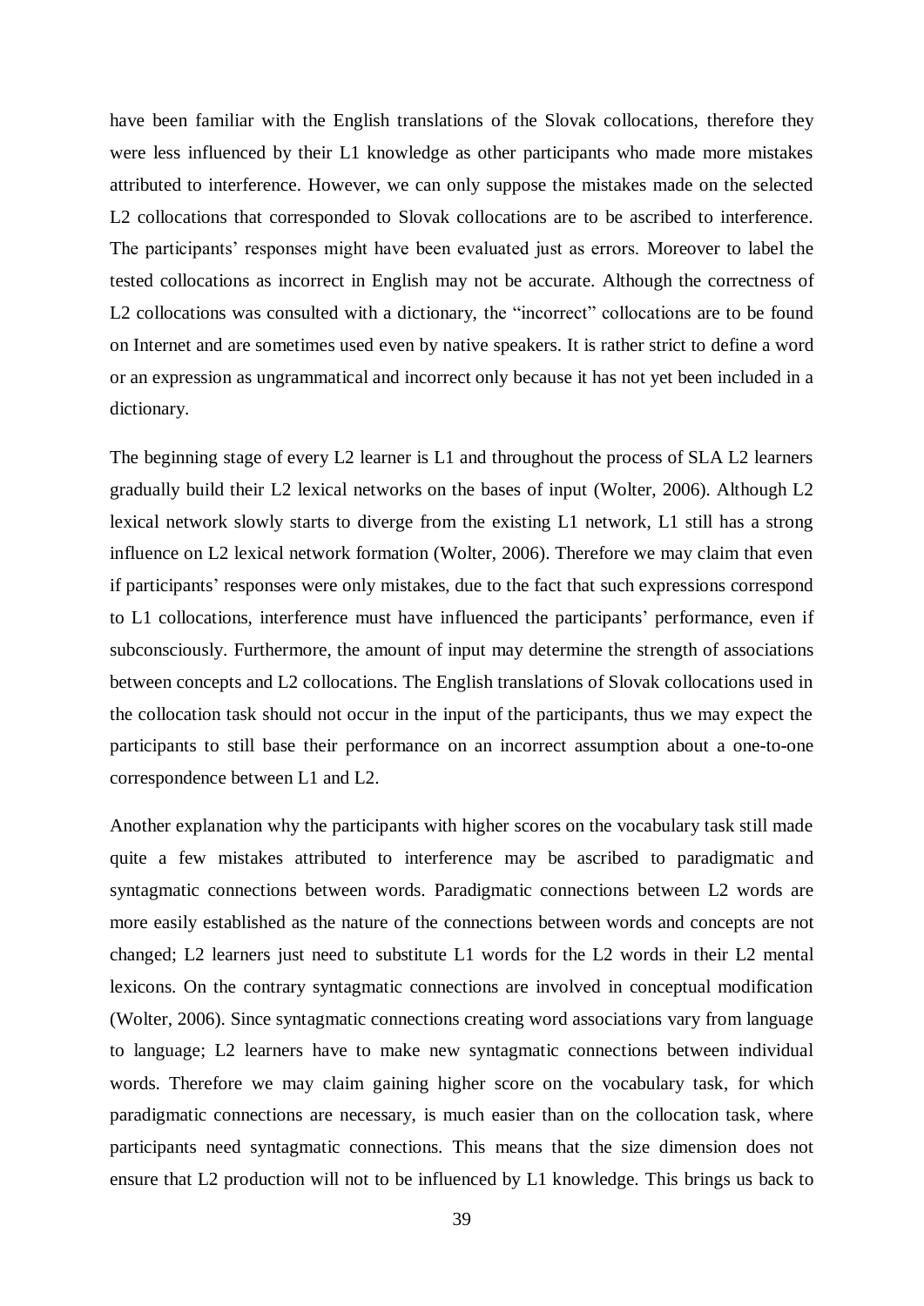have been familiar with the English translations of the Slovak collocations, therefore they were less influenced by their L1 knowledge as other participants who made more mistakes attributed to interference. However, we can only suppose the mistakes made on the selected L2 collocations that corresponded to Slovak collocations are to be ascribed to interference. The participants' responses might have been evaluated just as errors. Moreover to label the tested collocations as incorrect in English may not be accurate. Although the correctness of L2 collocations was consulted with a dictionary, the "incorrect" collocations are to be found on Internet and are sometimes used even by native speakers. It is rather strict to define a word or an expression as ungrammatical and incorrect only because it has not yet been included in a dictionary.

The beginning stage of every L2 learner is L1 and throughout the process of SLA L2 learners gradually build their L2 lexical networks on the bases of input (Wolter, 2006). Although L2 lexical network slowly starts to diverge from the existing L1 network, L1 still has a strong influence on L2 lexical network formation (Wolter, 2006). Therefore we may claim that even if participants' responses were only mistakes, due to the fact that such expressions correspond to L1 collocations, interference must have influenced the participants' performance, even if subconsciously. Furthermore, the amount of input may determine the strength of associations between concepts and L2 collocations. The English translations of Slovak collocations used in the collocation task should not occur in the input of the participants, thus we may expect the participants to still base their performance on an incorrect assumption about a one-to-one correspondence between L1 and L2.

Another explanation why the participants with higher scores on the vocabulary task still made quite a few mistakes attributed to interference may be ascribed to paradigmatic and syntagmatic connections between words. Paradigmatic connections between L2 words are more easily established as the nature of the connections between words and concepts are not changed; L2 learners just need to substitute L1 words for the L2 words in their L2 mental lexicons. On the contrary syntagmatic connections are involved in conceptual modification (Wolter, 2006). Since syntagmatic connections creating word associations vary from language to language; L2 learners have to make new syntagmatic connections between individual words. Therefore we may claim gaining higher score on the vocabulary task, for which paradigmatic connections are necessary, is much easier than on the collocation task, where participants need syntagmatic connections. This means that the size dimension does not ensure that L2 production will not to be influenced by L1 knowledge. This brings us back to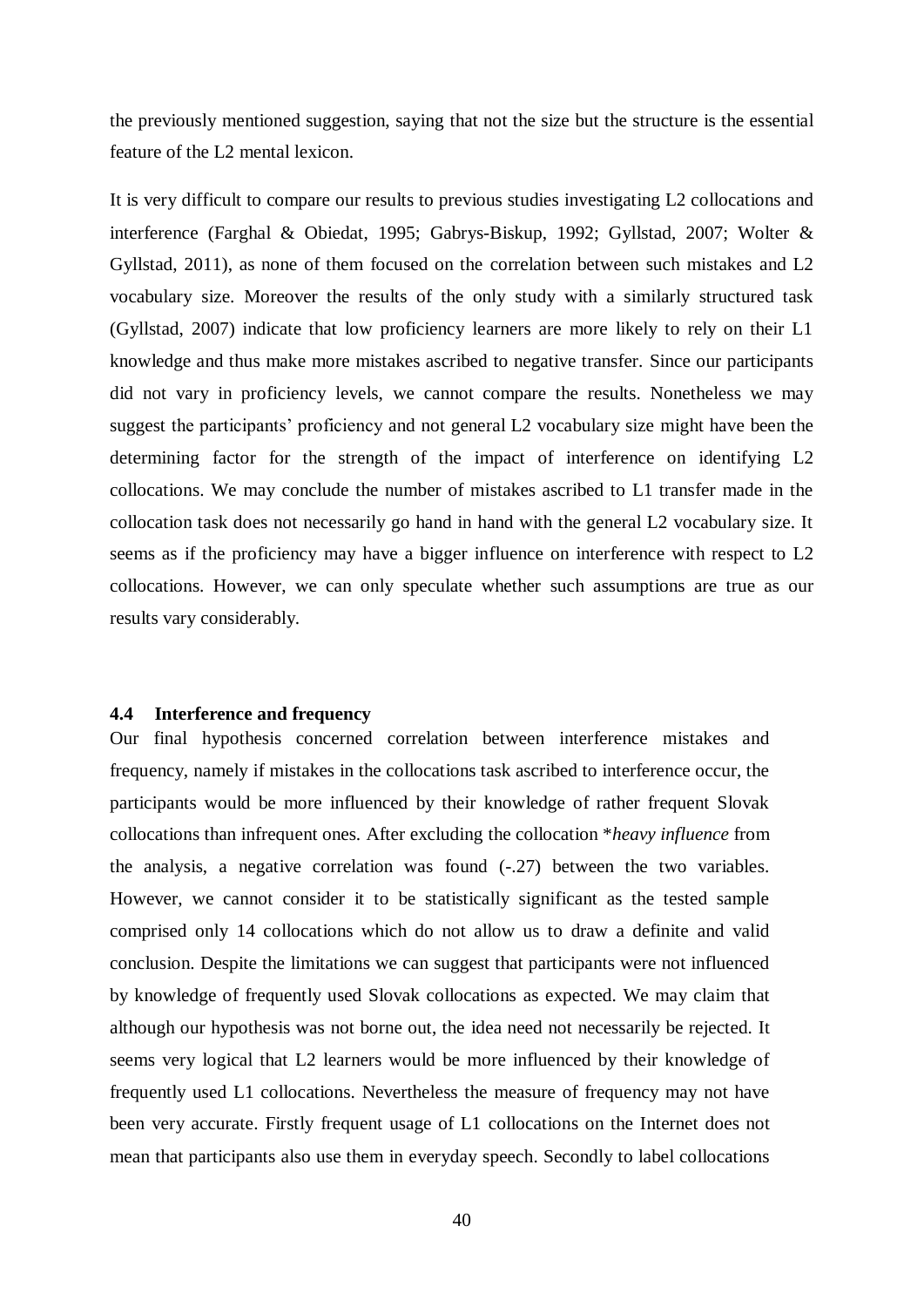the previously mentioned suggestion, saying that not the size but the structure is the essential feature of the L2 mental lexicon.

It is very difficult to compare our results to previous studies investigating L2 collocations and interference (Farghal & Obiedat, 1995; Gabrys-Biskup, 1992; Gyllstad, 2007; Wolter & Gyllstad, 2011), as none of them focused on the correlation between such mistakes and L2 vocabulary size. Moreover the results of the only study with a similarly structured task (Gyllstad, 2007) indicate that low proficiency learners are more likely to rely on their L1 knowledge and thus make more mistakes ascribed to negative transfer. Since our participants did not vary in proficiency levels, we cannot compare the results. Nonetheless we may suggest the participants' proficiency and not general L2 vocabulary size might have been the determining factor for the strength of the impact of interference on identifying L2 collocations. We may conclude the number of mistakes ascribed to L1 transfer made in the collocation task does not necessarily go hand in hand with the general L2 vocabulary size. It seems as if the proficiency may have a bigger influence on interference with respect to L2 collocations. However, we can only speculate whether such assumptions are true as our results vary considerably.

### 4.4 Interference and frequency

Our final hypothesis concerned correlation between interference mistakes and frequency, namely if mistakes in the collocations task ascribed to interference occur, the participants would be more influenced by their knowledge of rather frequent Slovak collocations than infrequent ones. After excluding the collocation *\*heavy influence* from the analysis, a negative correlation was found (-.27) between the two variables. However, we cannot consider it to be statistically significant as the tested sample comprised only 14 collocations which do not allow us to draw a definite and valid conclusion. Despite the limitations we can suggest that participants were not influenced by knowledge of frequently used Slovak collocations as expected. We may claim that although our hypothesis was not borne out, the idea need not necessarily be rejected. It seems very logical that L2 learners would be more influenced by their knowledge of frequently used L1 collocations. Nevertheless the measure of frequency may not have been very accurate. Firstly frequent usage of L1 collocations on the Internet does not mean that participants also use them in everyday speech. Secondly to label collocations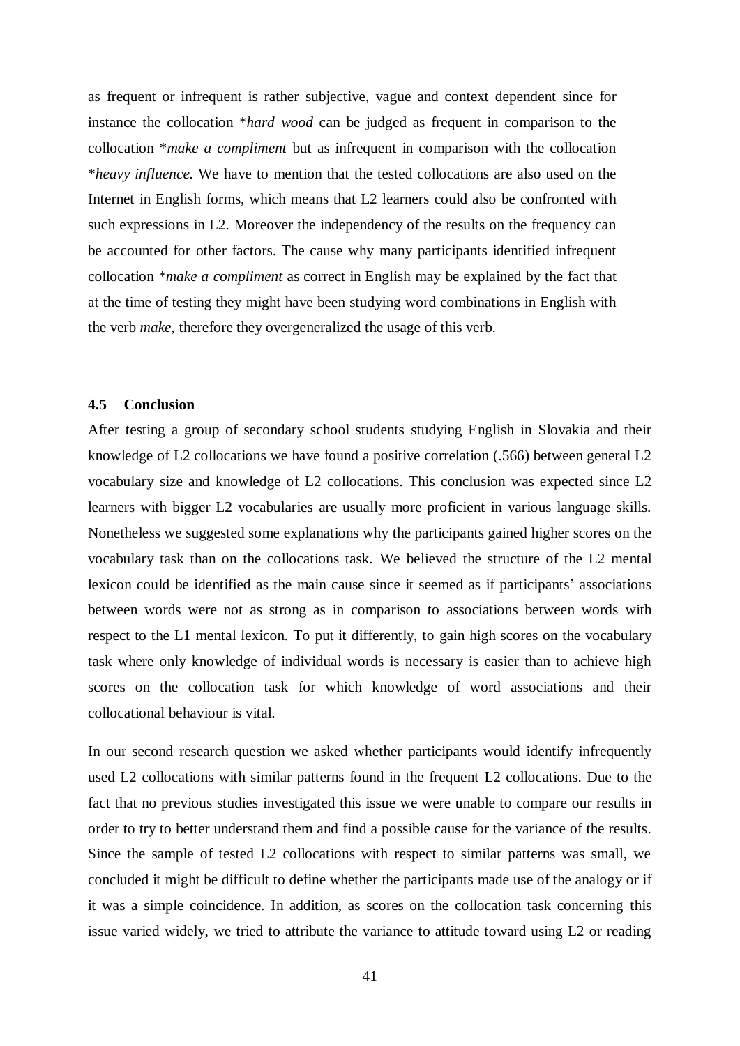as frequent or infrequent is rather subjective, vague and context dependent since for instance the collocation **hard wood* can be judged as frequent in comparison to the collocation **make a compliment* but as infrequent in comparison with the collocation **heavy influence.* We have to mention that the tested collocations are also used on the Internet in English forms, which means that L2 learners could also be confronted with such expressions in L2. Moreover the independency of the results on the frequency can be accounted for other factors. The cause why many participants identified infrequent collocation **make a compliment* as correct in English may be explained by the fact that at the time of testing they might have been studying word combinations in English with the verb *make,* therefore they overgeneralized the usage of this verb.

### 4.5 Conclusion

After testing a group of secondary school students studying English in Slovakia and their knowledge of L2 collocations we have found a positive correlation (.566) between general L2 vocabulary size and knowledge of L2 collocations. This conclusion was expected since L2 learners with bigger L2 vocabularies are usually more proficient in various language skills. Nonetheless we suggested some explanations why the participants gained higher scores on the vocabulary task than on the collocations task. We believed the structure of the L2 mental lexicon could be identified as the main cause since it seemed as if participants' associations between words were not as strong as in comparison to associations between words with respect to the L1 mental lexicon. To put it differently, to gain high scores on the vocabulary task where only knowledge of individual words is necessary is easier than to achieve high scores on the collocation task for which knowledge of word associations and their collocational behaviour is vital.

In our second research question we asked whether participants would identify infrequently used L2 collocations with similar patterns found in the frequent L2 collocations. Due to the fact that no previous studies investigated this issue we were unable to compare our results in order to try to better understand them and find a possible cause for the variance of the results. Since the sample of tested L2 collocations with respect to similar patterns was small, we concluded it might be difficult to define whether the participants made use of the analogy or if it was a simple coincidence. In addition, as scores on the collocation task concerning this issue varied widely, we tried to attribute the variance to attitude toward using L2 or reading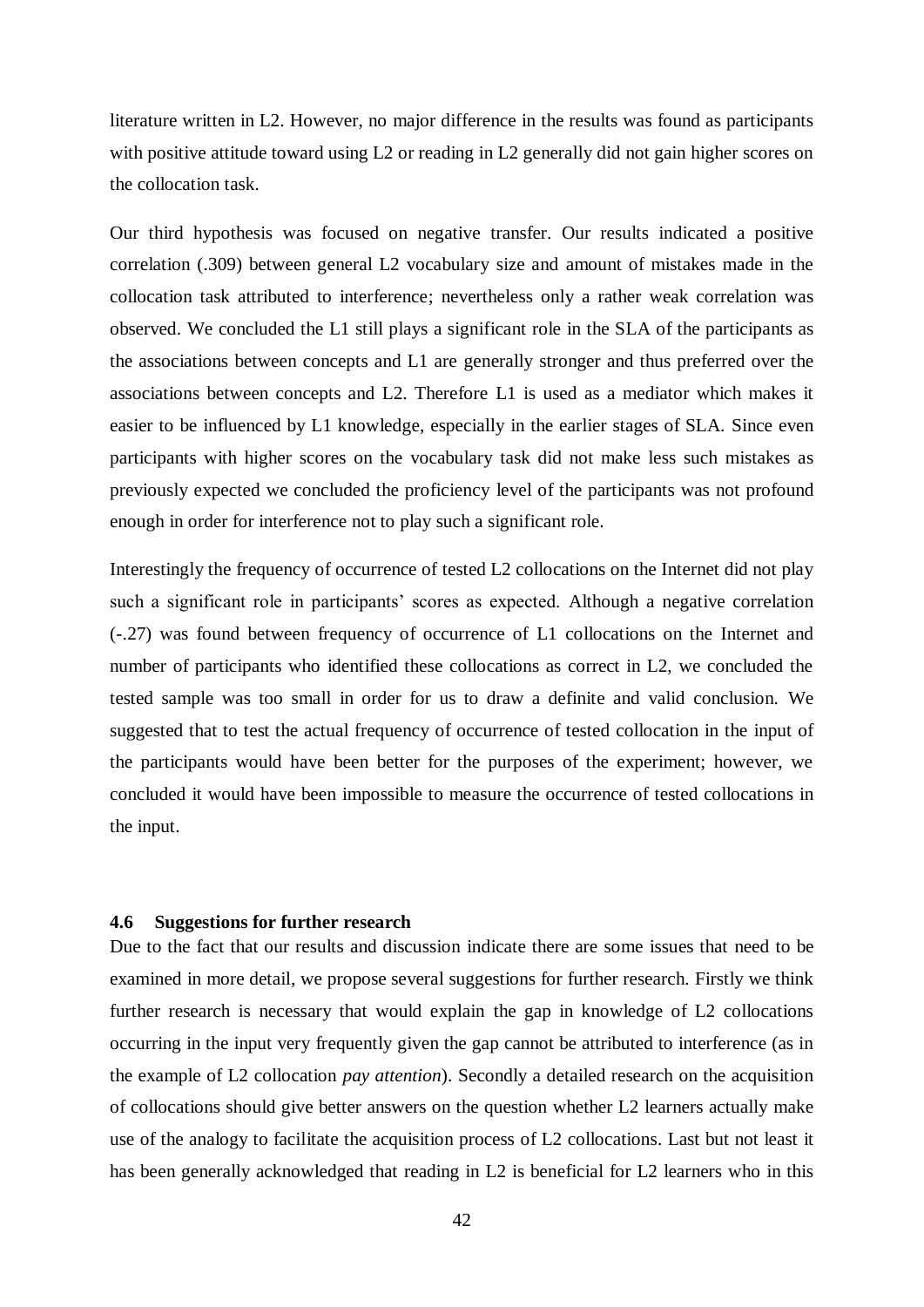literature written in L2. However, no major difference in the results was found as participants with positive attitude toward using L2 or reading in L2 generally did not gain higher scores on the collocation task.

Our third hypothesis was focused on negative transfer. Our results indicated a positive correlation (.309) between general L2 vocabulary size and amount of mistakes made in the collocation task attributed to interference; nevertheless only a rather weak correlation was observed. We concluded the L1 still plays a significant role in the SLA of the participants as the associations between concepts and L1 are generally stronger and thus preferred over the associations between concepts and L2. Therefore L1 is used as a mediator which makes it easier to be influenced by L1 knowledge, especially in the earlier stages of SLA. Since even participants with higher scores on the vocabulary task did not make less such mistakes as previously expected we concluded the proficiency level of the participants was not profound enough in order for interference not to play such a significant role.

Interestingly the frequency of occurrence of tested L2 collocations on the Internet did not play such a significant role in participants' scores as expected. Although a negative correlation (-.27) was found between frequency of occurrence of L1 collocations on the Internet and number of participants who identified these collocations as correct in L2, we concluded the tested sample was too small in order for us to draw a definite and valid conclusion. We suggested that to test the actual frequency of occurrence of tested collocation in the input of the participants would have been better for the purposes of the experiment; however, we concluded it would have been impossible to measure the occurrence of tested collocations in the input.

### 4.6 Suggestions for further research

Due to the fact that our results and discussion indicate there are some issues that need to be examined in more detail, we propose several suggestions for further research. Firstly we think further research is necessary that would explain the gap in knowledge of L2 collocations occurring in the input very frequently given the gap cannot be attributed to interference (as in the example of L2 collocation *pay attention*). Secondly a detailed research on the acquisition of collocations should give better answers on the question whether L2 learners actually make use of the analogy to facilitate the acquisition process of L2 collocations. Last but not least it has been generally acknowledged that reading in L2 is beneficial for L2 learners who in this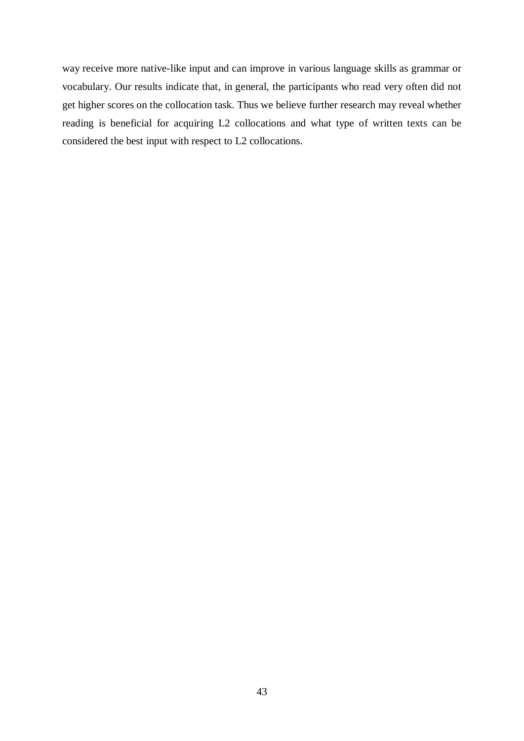way receive more native-like input and can improve in various language skills as grammar or vocabulary. Our results indicate that, in general, the participants who read very often did not get higher scores on the collocation task. Thus we believe further research may reveal whether reading is beneficial for acquiring L2 collocations and what type of written texts can be considered the best input with respect to L2 collocations.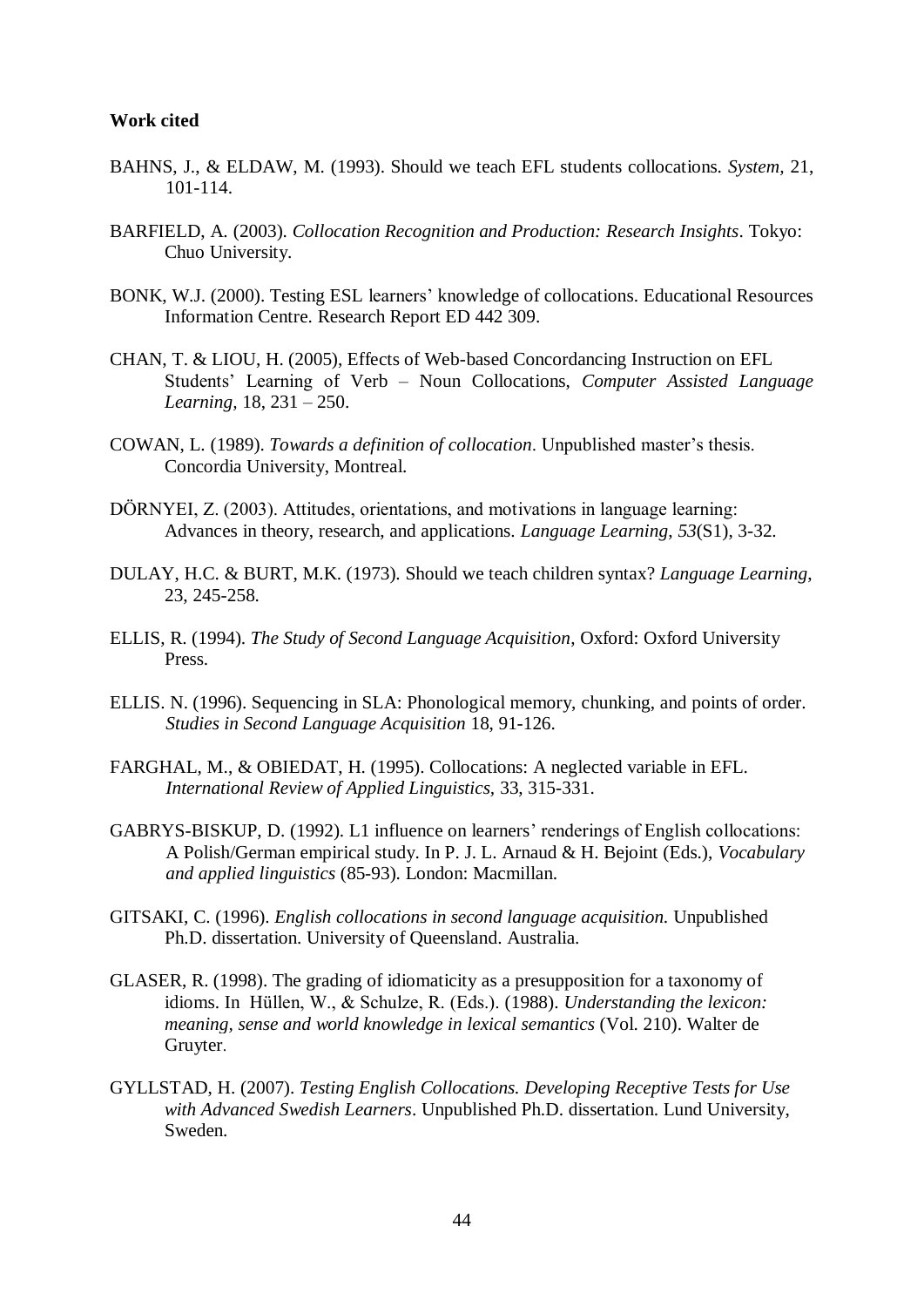**Work cited**

BAHNS, J., & ELDAW, M. (1993). Should we teach EFL students collocations. *System*, 21, 101-114.

BARFIELD, A. (2003). *Collocation Recognition and Production: Research Insights*. Tokyo: Chuo University.

BONK, W.J. (2000). Testing ESL learners' knowledge of collocations. Educational Resources Information Centre. Research Report ED 442 309.

CHAN, T. & LIOU, H. (2005), Effects of Web-based Concordancing Instruction on EFL Students' Learning of Verb – Noun Collocations, *Computer Assisted Language Learning*, 18, 231 – 250.

COWAN, L. (1989). *Towards a definition of collocation*. Unpublished master's thesis. Concordia University, Montreal.

DÖRNYEI, Z. (2003). Attitudes, orientations, and motivations in language learning: Advances in theory, research, and applications. *Language Learning*, *53*(S1), 3-32.

DULAY, H.C. & BURT, M.K. (1973). Should we teach children syntax? *Language Learning*, 23, 245-258.

ELLIS, R. (1994). *The Study of Second Language Acquisition*, Oxford: Oxford University Press.

ELLIS. N. (1996). Sequencing in SLA: Phonological memory, chunking, and points of order. *Studies in Second Language Acquisition* 18, 91-126.

FARGHAL, M., & OBIEDAT, H. (1995). Collocations: A neglected variable in EFL. *International Review of Applied Linguistics*, 33, 315-331.

GABRYS-BISKUP, D. (1992). L1 influence on learners' renderings of English collocations: A Polish/German empirical study. In P. J. L. Arnaud & H. Bejoint (Eds.), *Vocabulary and applied linguistics* (85-93). London: Macmillan.

GITSAKI, C. (1996). *English collocations in second language acquisition.* Unpublished Ph.D. dissertation. University of Queensland. Australia.

GLASER, R. (1998). The grading of idiomaticity as a presupposition for a taxonomy of idioms. In Hüllen, W., & Schulze, R. (Eds.). (1988). *Understanding the lexicon: meaning, sense and world knowledge in lexical semantics* (Vol. 210). Walter de Gruyter.

GYLLSTAD, H. (2007). *Testing English Collocations. Developing Receptive Tests for Use with Advanced Swedish Learners*. Unpublished Ph.D. dissertation. Lund University, Sweden.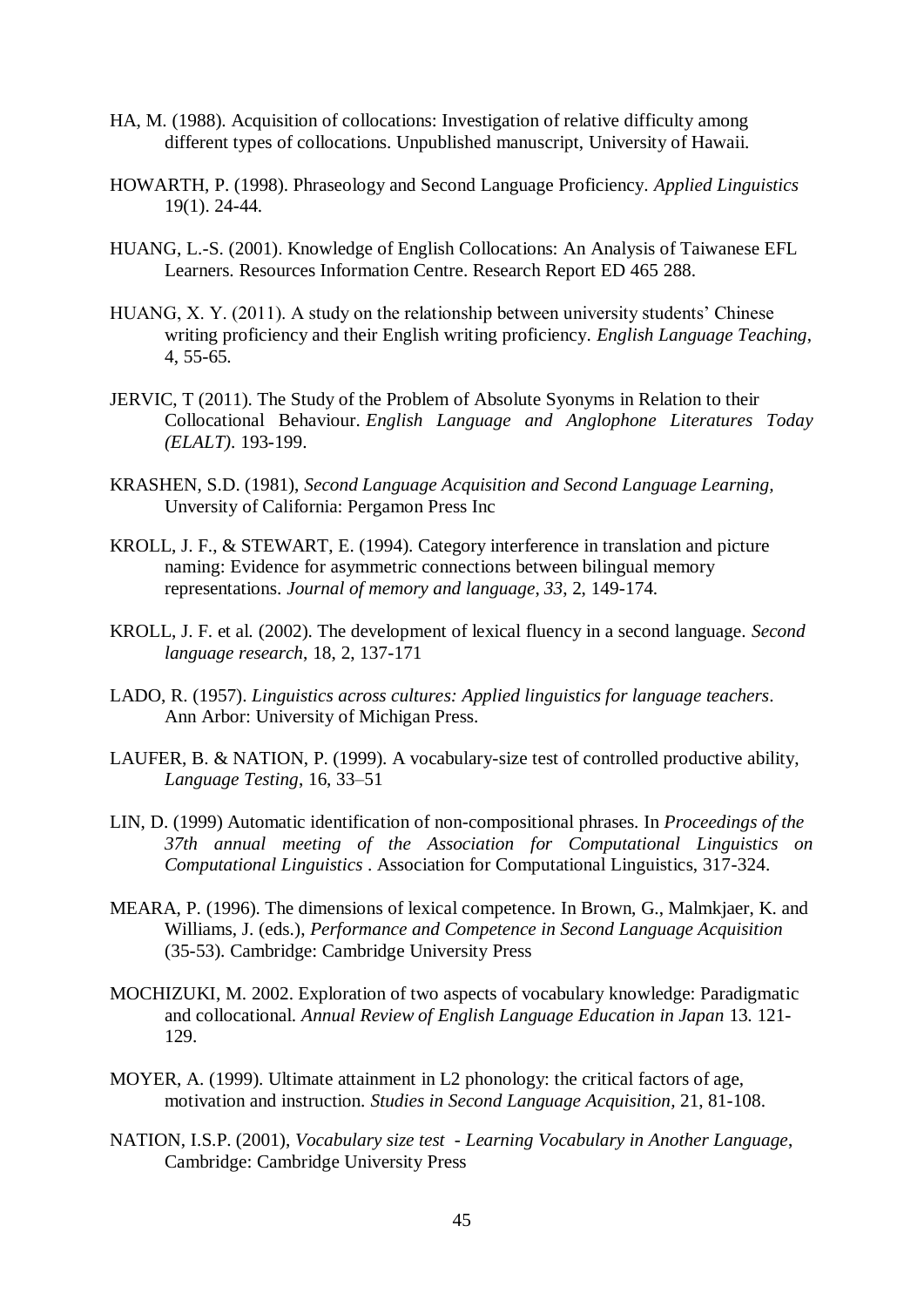HA, M. (1988). Acquisition of collocations: Investigation of relative difficulty among different types of collocations. Unpublished manuscript, University of Hawaii.

HOWARTH, P. (1998). Phraseology and Second Language Proficiency. *Applied Linguistics* 19(1). 24-44.

HUANG, L.-S. (2001). Knowledge of English Collocations: An Analysis of Taiwanese EFL Learners. Resources Information Centre. Research Report ED 465 288.

HUANG, X. Y. (2011). A study on the relationship between university students' Chinese writing proficiency and their English writing proficiency. *English Language Teaching*, 4, 55-65.

JERVIC, T (2011). The Study of the Problem of Absolute Syonyms in Relation to their Collocational Behaviour. *English Language and Anglophone Literatures Today (ELALT)*. 193-199.

KRASHEN, S.D. (1981), *Second Language Acquisition and Second Language Learning,* Unversity of California: Pergamon Press Inc

KROLL, J. F., & STEWART, E. (1994). Category interference in translation and picture naming: Evidence for asymmetric connections between bilingual memory representations. *Journal of memory and language*, *33*, 2, 149-174.

KROLL, J. F. et al. (2002). The development of lexical fluency in a second language. *Second language research*, 18, 2, 137-171

LADO, R. (1957). *Linguistics across cultures: Applied linguistics for language teachers*. Ann Arbor: University of Michigan Press.

LAUFER, B. & NATION, P. (1999). A vocabulary-size test of controlled productive ability, *Language Testing*, 16, 33–51

LIN, D. (1999) Automatic identification of non-compositional phrases. In *Proceedings of the 37th annual meeting of the Association for Computational Linguistics on Computational Linguistics* . Association for Computational Linguistics, 317-324.

MEARA, P. (1996). The dimensions of lexical competence. In Brown, G., Malmkjaer, K. and Williams, J. (eds.), *Performance and Competence in Second Language Acquisition* (35-53). Cambridge: Cambridge University Press

MOCHIZUKI, M. 2002. Exploration of two aspects of vocabulary knowledge: Paradigmatic and collocational. *Annual Review of English Language Education in Japan* 13. 121-129.

MOYER, A. (1999). Ultimate attainment in L2 phonology: the critical factors of age, motivation and instruction. *Studies in Second Language Acquisition*, 21, 81-108.

NATION, I.S.P. (2001), *Vocabulary size test - Learning Vocabulary in Another Language*, Cambridge: Cambridge University Press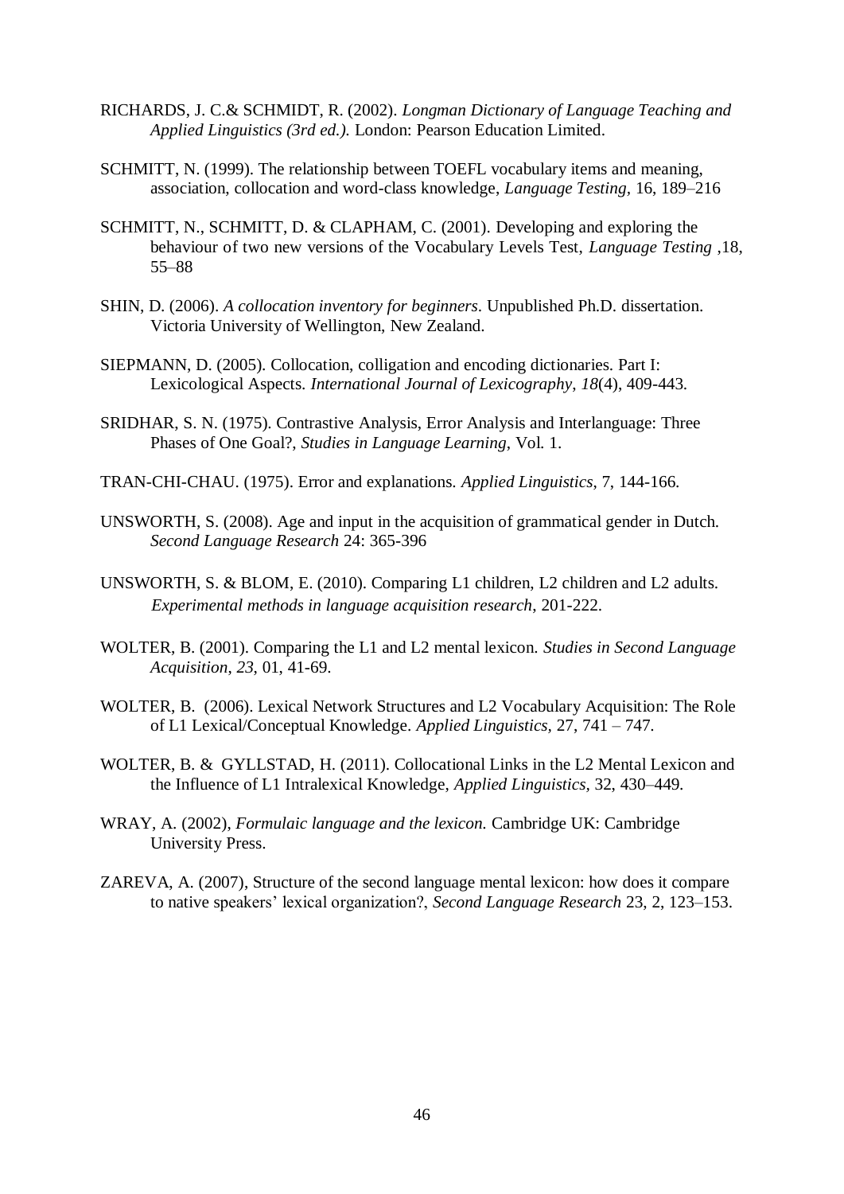RICHARDS, J. C.& SCHMIDT, R. (2002). *Longman Dictionary of Language Teaching and Applied Linguistics (3rd ed.).* London: Pearson Education Limited.

SCHMITT, N. (1999). The relationship between TOEFL vocabulary items and meaning, association, collocation and word-class knowledge, *Language Testing*, 16, 189–216

SCHMITT, N., SCHMITT, D. & CLAPHAM, C. (2001). Developing and exploring the behaviour of two new versions of the Vocabulary Levels Test, *Language Testing* ,18, 55–88

SHIN, D. (2006). *A collocation inventory for beginners*. Unpublished Ph.D. dissertation. Victoria University of Wellington, New Zealand.

SIEPMANN, D. (2005). Collocation, colligation and encoding dictionaries. Part I: Lexicological Aspects. *International Journal of Lexicography*, *18*(4), 409-443.

SRIDHAR, S. N. (1975). Contrastive Analysis, Error Analysis and Interlanguage: Three Phases of One Goal?, *Studies in Language Learning*, Vol. 1.

TRAN-CHI-CHAU. (1975). Error and explanations. *Applied Linguistics*, 7, 144-166.

UNSWORTH, S. (2008). Age and input in the acquisition of grammatical gender in Dutch. *Second Language Research* 24: 365-396

UNSWORTH, S. & BLOM, E. (2010). Comparing L1 children, L2 children and L2 adults. *Experimental methods in language acquisition research*, 201-222.

WOLTER, B. (2001). Comparing the L1 and L2 mental lexicon. *Studies in Second Language Acquisition*, *23*, 01, 41-69.

WOLTER, B. (2006). Lexical Network Structures and L2 Vocabulary Acquisition: The Role of L1 Lexical/Conceptual Knowledge. *Applied Linguistics,* 27, 741 – 747.

WOLTER, B. & GYLLSTAD, H. (2011). Collocational Links in the L2 Mental Lexicon and the Influence of L1 Intralexical Knowledge, *Applied Linguistics,* 32, 430–449.

WRAY, A. (2002), *Formulaic language and the lexicon.* Cambridge UK: Cambridge University Press.

ZAREVA, A. (2007), Structure of the second language mental lexicon: how does it compare to native speakers' lexical organization?, *Second Language Research* 23, 2, 123–153.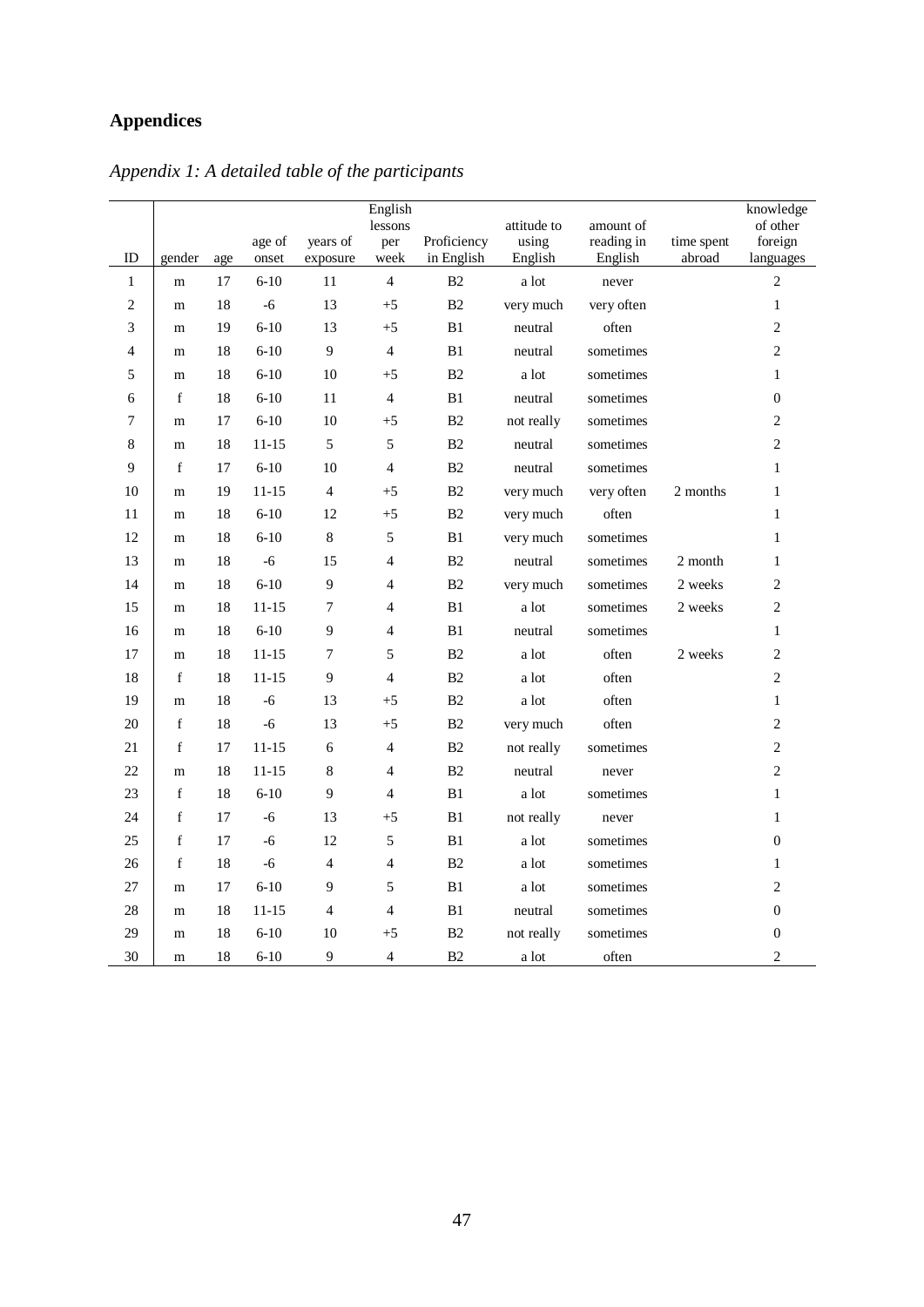# Appendices

## *Appendix 1: A detailed table of the participants*

| ID | gender | age | age of onset | years of exposure | English lessons per week | Proficiency in English | attitude to using English | amount of reading in English | time spent abroad | knowledge of other foreign languages |
|---|---|---|---|---|---|---|---|---|---|---|
| 1 | m | 17 | 6-10 | 11 | 4 | B2 | a lot | never | | 2 |
| 2 | m | 18 | -6 | 13 | +5 | B2 | very much | very often | | 1 |
| 3 | m | 19 | 6-10 | 13 | +5 | B1 | neutral | often | | 2 |
| 4 | m | 18 | 6-10 | 9 | 4 | B1 | neutral | sometimes | | 2 |
| 5 | m | 18 | 6-10 | 10 | +5 | B2 | a lot | sometimes | | 1 |
| 6 | f | 18 | 6-10 | 11 | 4 | B1 | neutral | sometimes | | 0 |
| 7 | m | 17 | 6-10 | 10 | +5 | B2 | not really | sometimes | | 2 |
| 8 | m | 18 | 11-15 | 5 | 5 | B2 | neutral | sometimes | | 2 |
| 9 | f | 17 | 6-10 | 10 | 4 | B2 | neutral | sometimes | | 1 |
| 10 | m | 19 | 11-15 | 4 | +5 | B2 | very much | very often | 2 months | 1 |
| 11 | m | 18 | 6-10 | 12 | +5 | B2 | very much | often | | 1 |
| 12 | m | 18 | 6-10 | 8 | 5 | B1 | very much | sometimes | | 1 |
| 13 | m | 18 | -6 | 15 | 4 | B2 | neutral | sometimes | 2 month | 1 |
| 14 | m | 18 | 6-10 | 9 | 4 | B2 | very much | sometimes | 2 weeks | 2 |
| 15 | m | 18 | 11-15 | 7 | 4 | B1 | a lot | sometimes | 2 weeks | 2 |
| 16 | m | 18 | 6-10 | 9 | 4 | B1 | neutral | sometimes | | 1 |
| 17 | m | 18 | 11-15 | 7 | 5 | B2 | a lot | often | 2 weeks | 2 |
| 18 | f | 18 | 11-15 | 9 | 4 | B2 | a lot | often | | 2 |
| 19 | m | 18 | -6 | 13 | +5 | B2 | a lot | often | | 1 |
| 20 | f | 18 | -6 | 13 | +5 | B2 | very much | often | | 2 |
| 21 | f | 17 | 11-15 | 6 | 4 | B2 | not really | sometimes | | 2 |
| 22 | m | 18 | 11-15 | 8 | 4 | B2 | neutral | never | | 2 |
| 23 | f | 18 | 6-10 | 9 | 4 | B1 | a lot | sometimes | | 1 |
| 24 | f | 17 | -6 | 13 | +5 | B1 | not really | never | | 1 |
| 25 | f | 17 | -6 | 12 | 5 | B1 | a lot | sometimes | | 0 |
| 26 | f | 18 | -6 | 4 | 4 | B2 | a lot | sometimes | | 1 |
| 27 | m | 17 | 6-10 | 9 | 5 | B1 | a lot | sometimes | | 2 |
| 28 | m | 18 | 11-15 | 4 | 4 | B1 | neutral | sometimes | | 0 |
| 29 | m | 18 | 6-10 | 10 | +5 | B2 | not really | sometimes | | 0 |
| 30 | m | 18 | 6-10 | 9 | 4 | B2 | a lot | often | | 2 |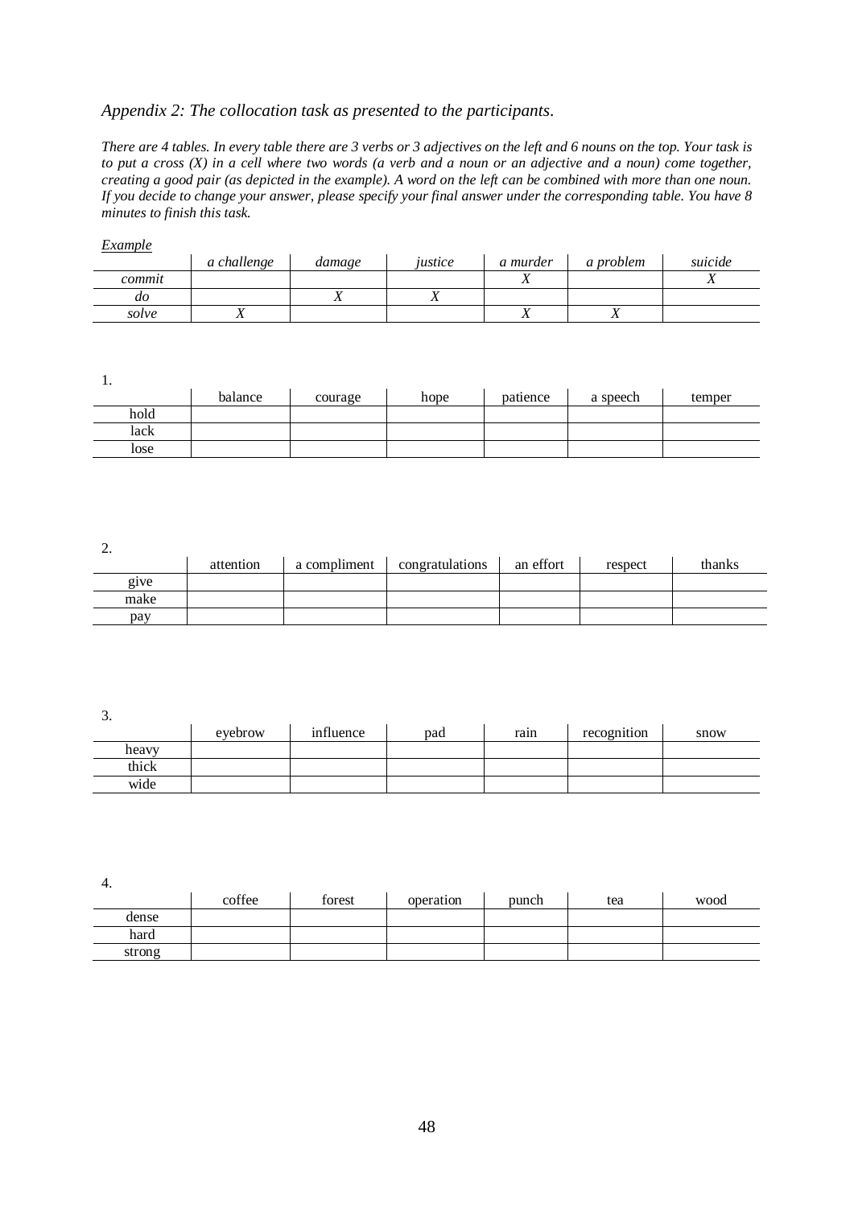*Appendix 2: The collocation task as presented to the participants.*

*There are 4 tables. In every table there are 3 verbs or 3 adjectives on the left and 6 nouns on the top. Your task is to put a cross (X) in a cell where two words (a verb and a noun or an adjective and a noun) come together, creating a good pair (as depicted in the example). A word on the left can be combined with more than one noun. If you decide to change your answer, please specify your final answer under the corresponding table. You have 8 minutes to finish this task.*

*Example*

| | *a challenge* | *damage* | *justice* | *a murder* | *a problem* | *suicide* |
|---|---|---|---|---|---|---|
| *commit* | | | | *X* | | *X* |
| *do* | | *X* | *X* | | | |
| *solve* | *X* | | | *X* | *X* | |

1.

| | balance | courage | hope | patience | a speech | temper |
|---|---|---|---|---|---|---|
| hold | | | | | | |
| lack | | | | | | |
| lose | | | | | | |

2.

| | attention | a compliment | congratulations | an effort | respect | thanks |
|---|---|---|---|---|---|---|
| give | | | | | | |
| make | | | | | | |
| pay | | | | | | |

3.

| | eyebrow | influence | pad | rain | recognition | snow |
|---|---|---|---|---|---|---|
| heavy | | | | | | |
| thick | | | | | | |
| wide | | | | | | |

4.

| | coffee | forest | operation | punch | tea | wood |
|---|---|---|---|---|---|---|
| dense | | | | | | |
| hard | | | | | | |
| strong | | | | | | |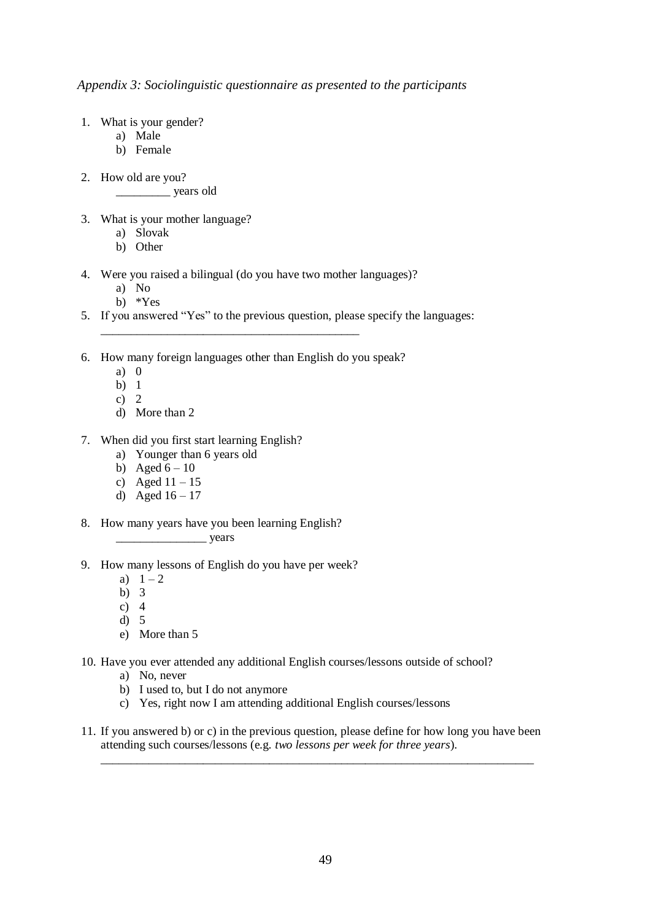*Appendix 3: Sociolinguistic questionnaire as presented to the participants*

1. What is your gender?
   a) Male
   b) Female

2. How old are you?
   _________ years old

3. What is your mother language?
   a) Slovak
   b) Other

4. Were you raised a bilingual (do you have two mother languages)?
   a) No
   b) *Yes

5. If you answered "Yes" to the previous question, please specify the languages:
   ____________________________________________

6. How many foreign languages other than English do you speak?
   a) 0
   b) 1
   c) 2
   d) More than 2

7. When did you first start learning English?
   a) Younger than 6 years old
   b) Aged 6 – 10
   c) Aged 11 – 15
   d) Aged 16 – 17

8. How many years have you been learning English?
   _______________ years

9. How many lessons of English do you have per week?
   a) 1 – 2
   b) 3
   c) 4
   d) 5
   e) More than 5

10. Have you ever attended any additional English courses/lessons outside of school?
    a) No, never
    b) I used to, but I do not anymore
    c) Yes, right now I am attending additional English courses/lessons

11. If you answered b) or c) in the previous question, please define for how long you have been attending such courses/lessons (e.g. *two lessons per week for three years*).
    ___________________________________________________________________________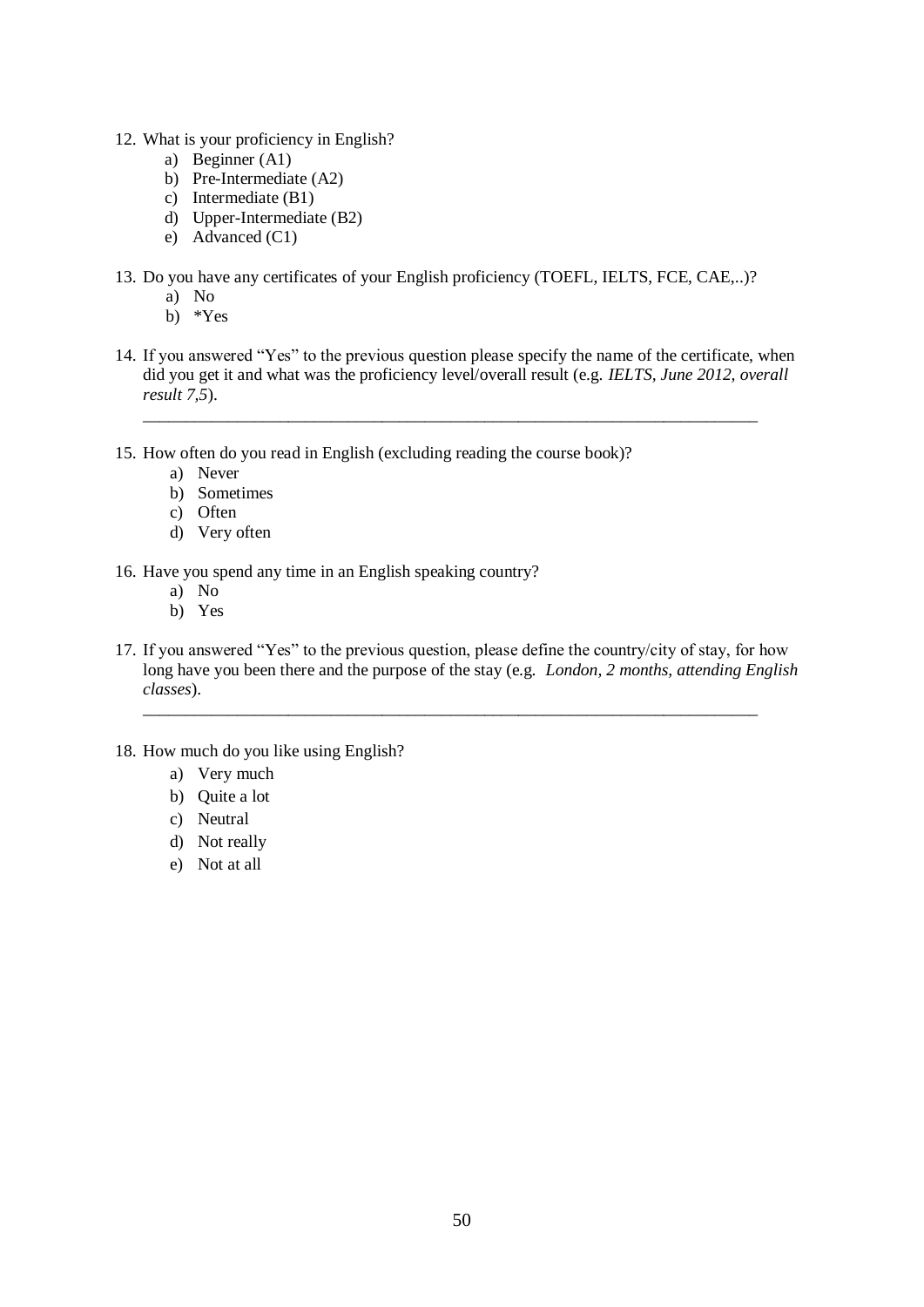12. What is your proficiency in English?
    a) Beginner (A1)
    b) Pre-Intermediate (A2)
    c) Intermediate (B1)
    d) Upper-Intermediate (B2)
    e) Advanced (C1)

13. Do you have any certificates of your English proficiency (TOEFL, IELTS, FCE, CAE,..)?
    a) No
    b) *Yes

14. If you answered "Yes" to the previous question please specify the name of the certificate, when did you get it and what was the proficiency level/overall result (e.g. *IELTS, June 2012, overall result 7,5*).

    ___________________________________________________________________________

15. How often do you read in English (excluding reading the course book)?
    a) Never
    b) Sometimes
    c) Often
    d) Very often

16. Have you spend any time in an English speaking country?
    a) No
    b) Yes

17. If you answered "Yes" to the previous question, please define the country/city of stay, for how long have you been there and the purpose of the stay (e.g. *London, 2 months, attending English classes*).

    ___________________________________________________________________________

18. How much do you like using English?
    a) Very much
    b) Quite a lot
    c) Neutral
    d) Not really
    e) Not at all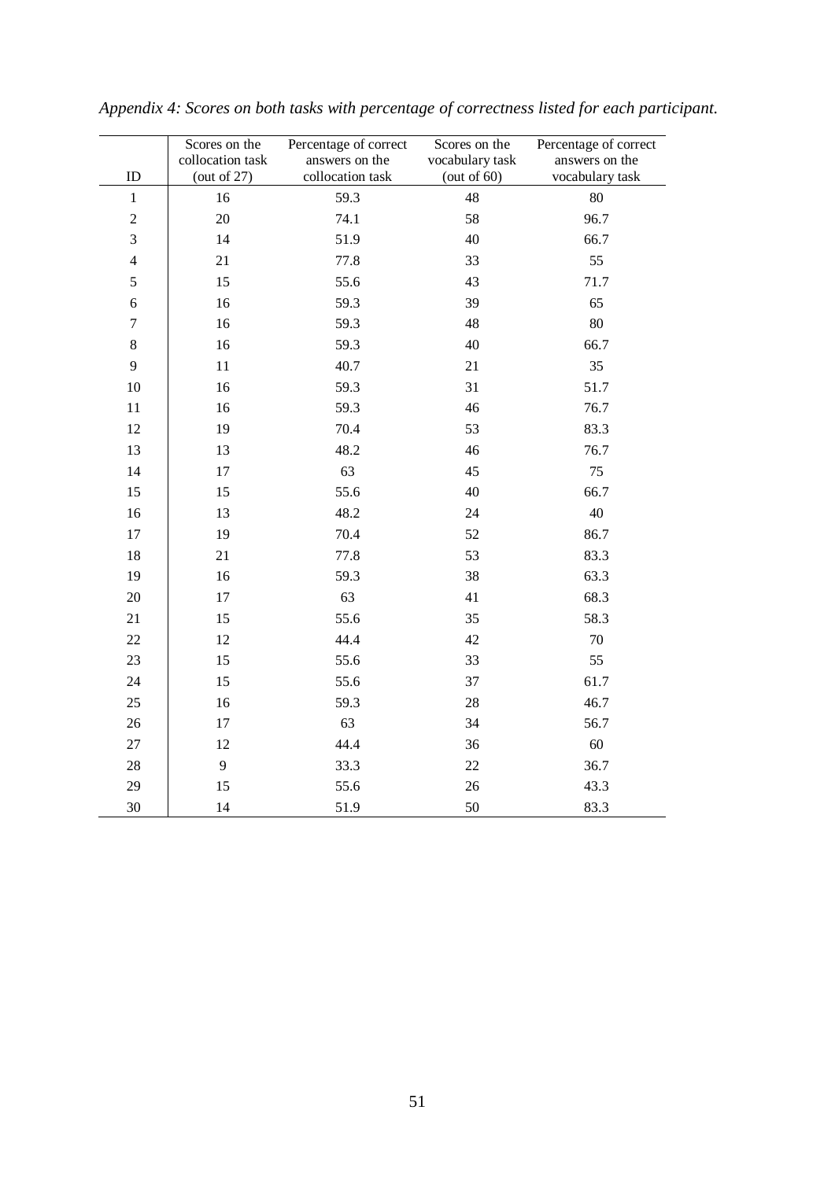*Appendix 4: Scores on both tasks with percentage of correctness listed for each participant.*

| ID | Scores on the collocation task (out of 27) | Percentage of correct answers on the collocation task | Scores on the vocabulary task (out of 60) | Percentage of correct answers on the vocabulary task |
|---|---|---|---|---|
| 1 | 16 | 59.3 | 48 | 80 |
| 2 | 20 | 74.1 | 58 | 96.7 |
| 3 | 14 | 51.9 | 40 | 66.7 |
| 4 | 21 | 77.8 | 33 | 55 |
| 5 | 15 | 55.6 | 43 | 71.7 |
| 6 | 16 | 59.3 | 39 | 65 |
| 7 | 16 | 59.3 | 48 | 80 |
| 8 | 16 | 59.3 | 40 | 66.7 |
| 9 | 11 | 40.7 | 21 | 35 |
| 10 | 16 | 59.3 | 31 | 51.7 |
| 11 | 16 | 59.3 | 46 | 76.7 |
| 12 | 19 | 70.4 | 53 | 83.3 |
| 13 | 13 | 48.2 | 46 | 76.7 |
| 14 | 17 | 63 | 45 | 75 |
| 15 | 15 | 55.6 | 40 | 66.7 |
| 16 | 13 | 48.2 | 24 | 40 |
| 17 | 19 | 70.4 | 52 | 86.7 |
| 18 | 21 | 77.8 | 53 | 83.3 |
| 19 | 16 | 59.3 | 38 | 63.3 |
| 20 | 17 | 63 | 41 | 68.3 |
| 21 | 15 | 55.6 | 35 | 58.3 |
| 22 | 12 | 44.4 | 42 | 70 |
| 23 | 15 | 55.6 | 33 | 55 |
| 24 | 15 | 55.6 | 37 | 61.7 |
| 25 | 16 | 59.3 | 28 | 46.7 |
| 26 | 17 | 63 | 34 | 56.7 |
| 27 | 12 | 44.4 | 36 | 60 |
| 28 | 9 | 33.3 | 22 | 36.7 |
| 29 | 15 | 55.6 | 26 | 43.3 |
| 30 | 14 | 51.9 | 50 | 83.3 |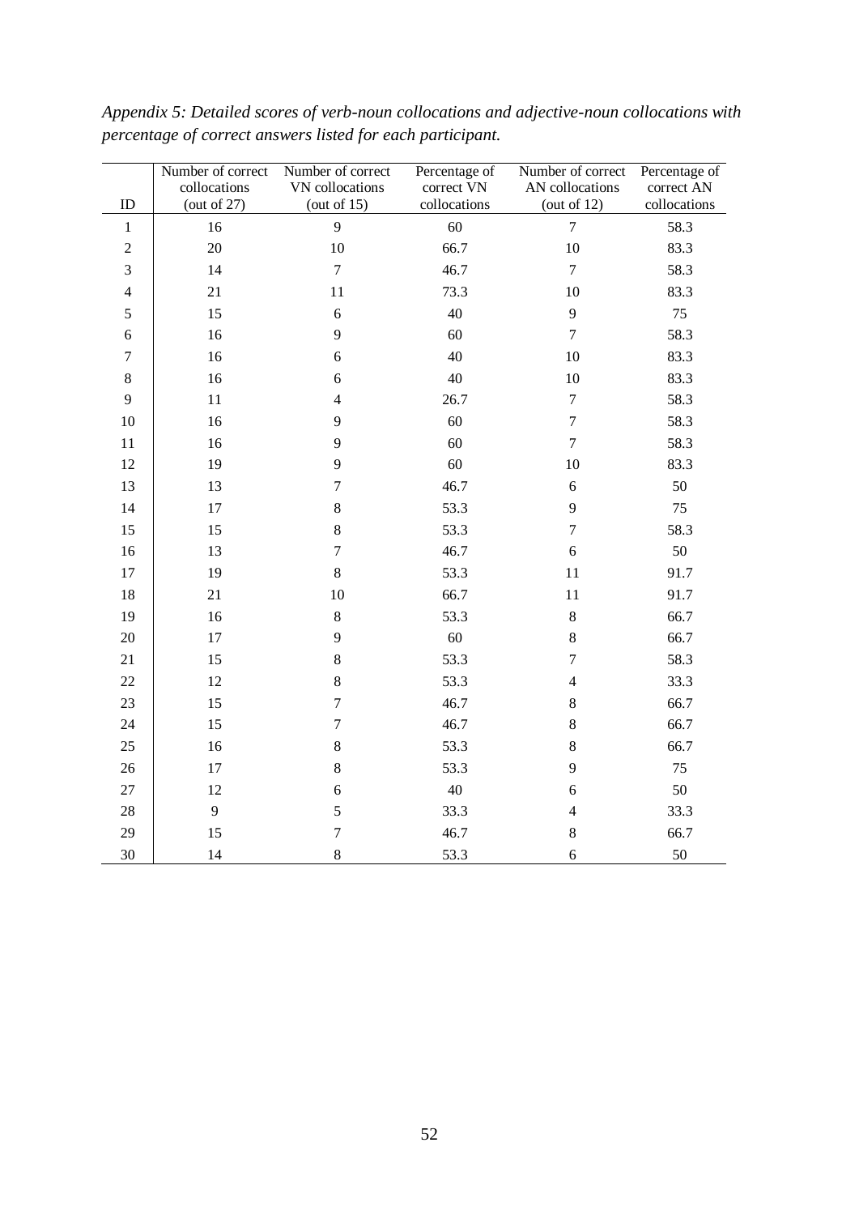*Appendix 5: Detailed scores of verb-noun collocations and adjective-noun collocations with percentage of correct answers listed for each participant.*

| ID | Number of correct collocations (out of 27) | Number of correct VN collocations (out of 15) | Percentage of correct VN collocations | Number of correct AN collocations (out of 12) | Percentage of correct AN collocations |
|---|---|---|---|---|---|
| 1 | 16 | 9 | 60 | 7 | 58.3 |
| 2 | 20 | 10 | 66.7 | 10 | 83.3 |
| 3 | 14 | 7 | 46.7 | 7 | 58.3 |
| 4 | 21 | 11 | 73.3 | 10 | 83.3 |
| 5 | 15 | 6 | 40 | 9 | 75 |
| 6 | 16 | 9 | 60 | 7 | 58.3 |
| 7 | 16 | 6 | 40 | 10 | 83.3 |
| 8 | 16 | 6 | 40 | 10 | 83.3 |
| 9 | 11 | 4 | 26.7 | 7 | 58.3 |
| 10 | 16 | 9 | 60 | 7 | 58.3 |
| 11 | 16 | 9 | 60 | 7 | 58.3 |
| 12 | 19 | 9 | 60 | 10 | 83.3 |
| 13 | 13 | 7 | 46.7 | 6 | 50 |
| 14 | 17 | 8 | 53.3 | 9 | 75 |
| 15 | 15 | 8 | 53.3 | 7 | 58.3 |
| 16 | 13 | 7 | 46.7 | 6 | 50 |
| 17 | 19 | 8 | 53.3 | 11 | 91.7 |
| 18 | 21 | 10 | 66.7 | 11 | 91.7 |
| 19 | 16 | 8 | 53.3 | 8 | 66.7 |
| 20 | 17 | 9 | 60 | 8 | 66.7 |
| 21 | 15 | 8 | 53.3 | 7 | 58.3 |
| 22 | 12 | 8 | 53.3 | 4 | 33.3 |
| 23 | 15 | 7 | 46.7 | 8 | 66.7 |
| 24 | 15 | 7 | 46.7 | 8 | 66.7 |
| 25 | 16 | 8 | 53.3 | 8 | 66.7 |
| 26 | 17 | 8 | 53.3 | 9 | 75 |
| 27 | 12 | 6 | 40 | 6 | 50 |
| 28 | 9 | 5 | 33.3 | 4 | 33.3 |
| 29 | 15 | 7 | 46.7 | 8 | 66.7 |
| 30 | 14 | 8 | 53.3 | 6 | 50 |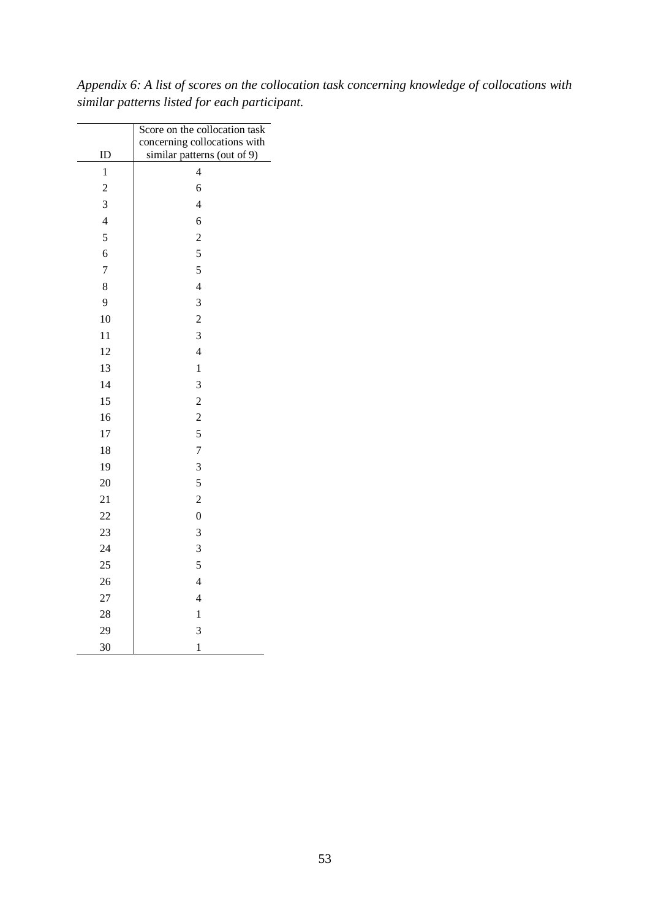*Appendix 6: A list of scores on the collocation task concerning knowledge of collocations with similar patterns listed for each participant.*

| ID | Score on the collocation task concerning collocations with similar patterns (out of 9) |
|---|---|
| 1 | 4 |
| 2 | 6 |
| 3 | 4 |
| 4 | 6 |
| 5 | 2 |
| 6 | 5 |
| 7 | 5 |
| 8 | 4 |
| 9 | 3 |
| 10 | 2 |
| 11 | 3 |
| 12 | 4 |
| 13 | 1 |
| 14 | 3 |
| 15 | 2 |
| 16 | 2 |
| 17 | 5 |
| 18 | 7 |
| 19 | 3 |
| 20 | 5 |
| 21 | 2 |
| 22 | 0 |
| 23 | 3 |
| 24 | 3 |
| 25 | 5 |
| 26 | 4 |
| 27 | 4 |
| 28 | 1 |
| 29 | 3 |
| 30 | 1 |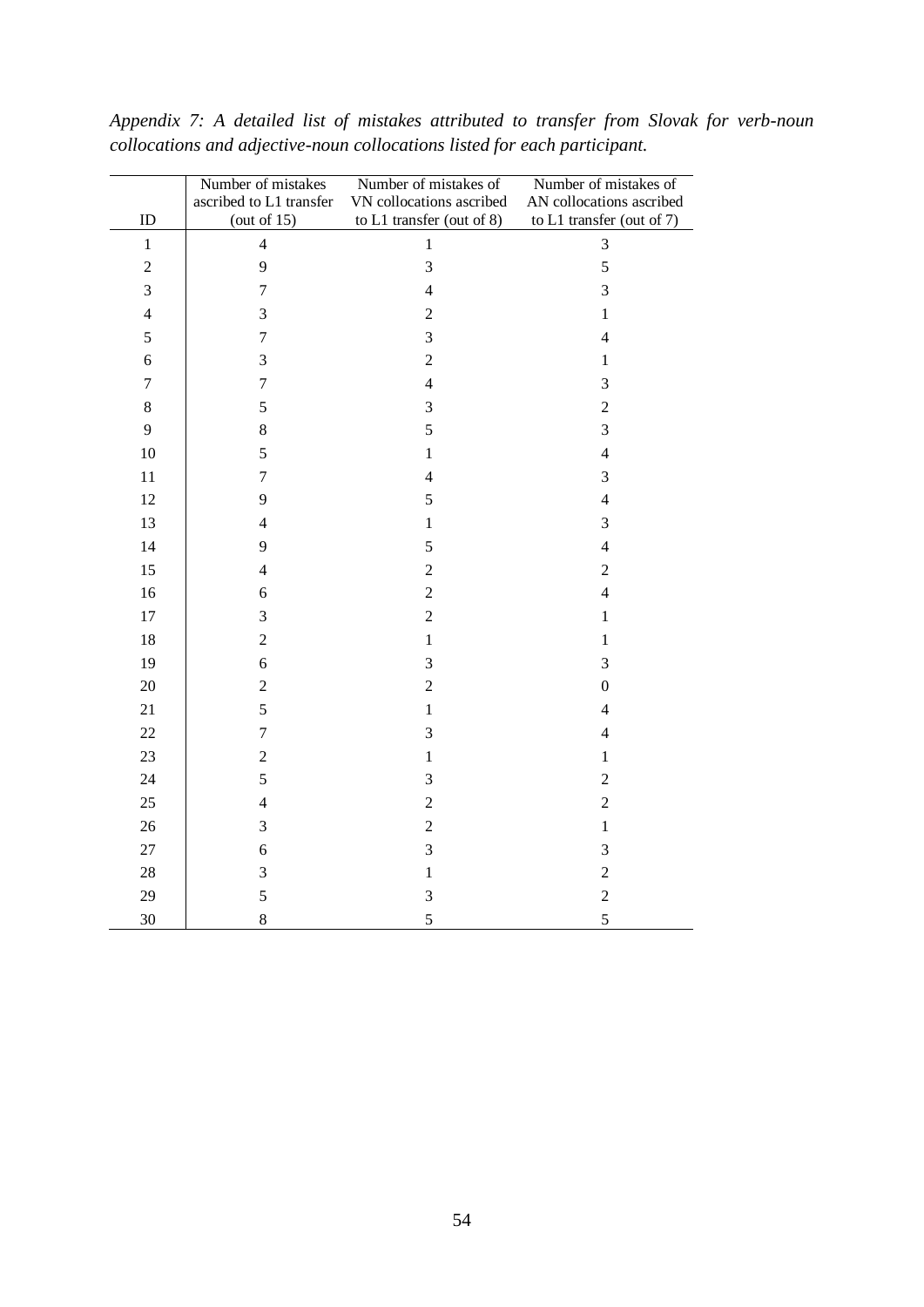*Appendix 7: A detailed list of mistakes attributed to transfer from Slovak for verb-noun collocations and adjective-noun collocations listed for each participant.*

| ID | Number of mistakes ascribed to L1 transfer (out of 15) | Number of mistakes of VN collocations ascribed to L1 transfer (out of 8) | Number of mistakes of AN collocations ascribed to L1 transfer (out of 7) |
|---|---|---|---|
| 1 | 4 | 1 | 3 |
| 2 | 9 | 3 | 5 |
| 3 | 7 | 4 | 3 |
| 4 | 3 | 2 | 1 |
| 5 | 7 | 3 | 4 |
| 6 | 3 | 2 | 1 |
| 7 | 7 | 4 | 3 |
| 8 | 5 | 3 | 2 |
| 9 | 8 | 5 | 3 |
| 10 | 5 | 1 | 4 |
| 11 | 7 | 4 | 3 |
| 12 | 9 | 5 | 4 |
| 13 | 4 | 1 | 3 |
| 14 | 9 | 5 | 4 |
| 15 | 4 | 2 | 2 |
| 16 | 6 | 2 | 4 |
| 17 | 3 | 2 | 1 |
| 18 | 2 | 1 | 1 |
| 19 | 6 | 3 | 3 |
| 20 | 2 | 2 | 0 |
| 21 | 5 | 1 | 4 |
| 22 | 7 | 3 | 4 |
| 23 | 2 | 1 | 1 |
| 24 | 5 | 3 | 2 |
| 25 | 4 | 2 | 2 |
| 26 | 3 | 2 | 1 |
| 27 | 6 | 3 | 3 |
| 28 | 3 | 1 | 2 |
| 29 | 5 | 3 | 2 |
| 30 | 8 | 5 | 5 |